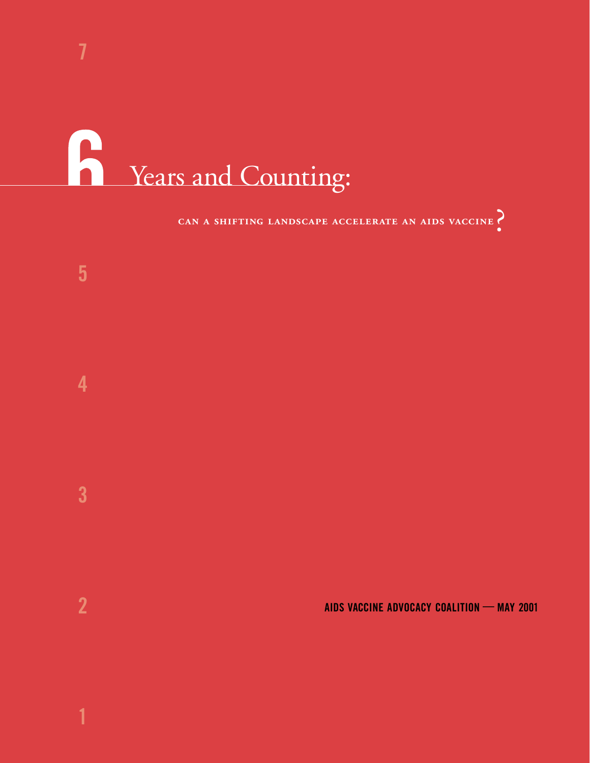# 6 Years and Counting:

## CAN A SHIFTING LANDSCAPE ACCELERATE AN AIDS VACCINE?

**AIDS VACCINE ADVOCACY COALITION — MAY 2001**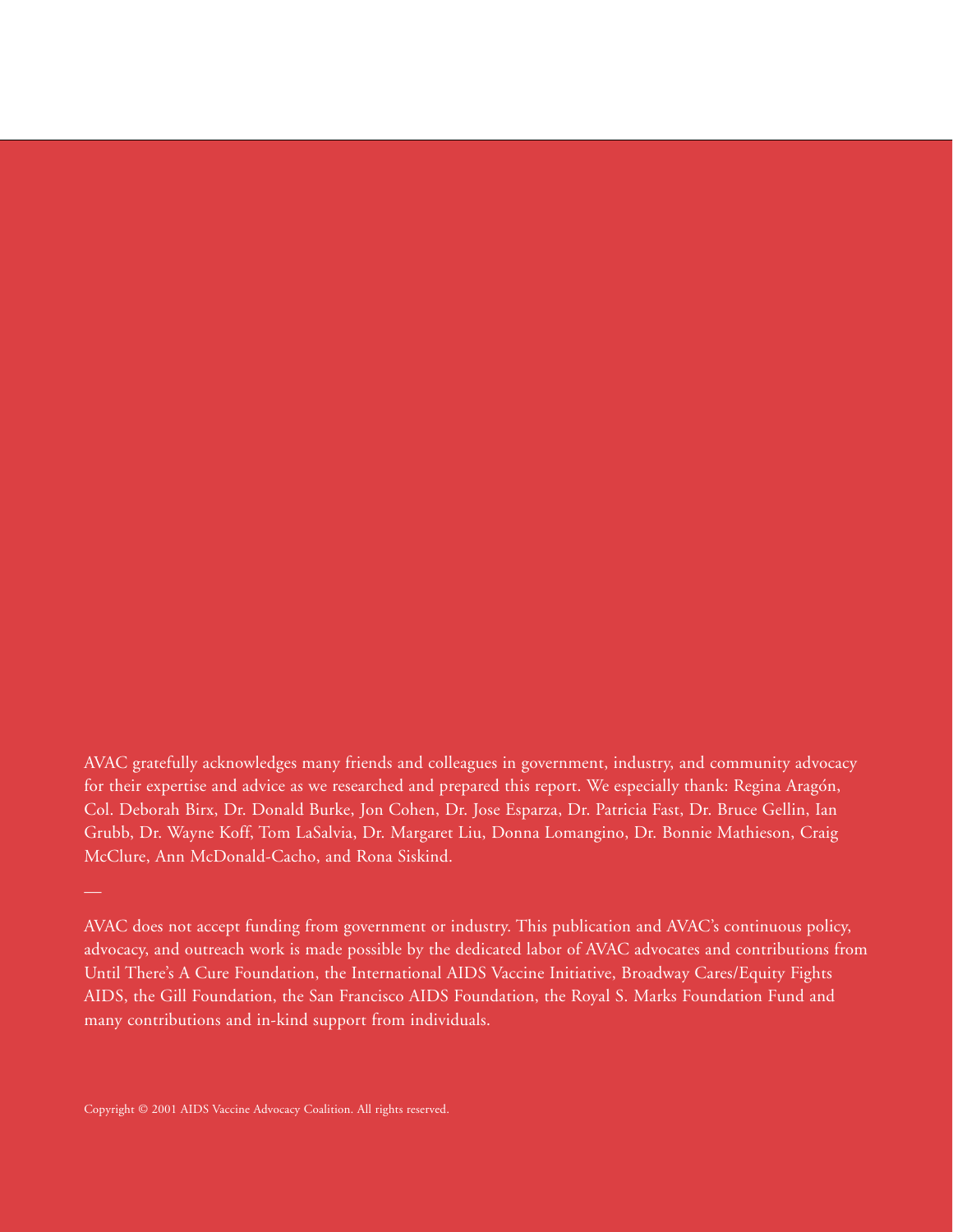AVAC gratefully acknowledges many friends and colleagues in government, industry, and community advocacy for their expertise and advice as we researched and prepared this report. We especially thank: Regina Aragón, Col. Deborah Birx, Dr. Donald Burke, Jon Cohen, Dr. Jose Esparza, Dr. Patricia Fast, Dr. Bruce Gellin, Ian Grubb, Dr. Wayne Koff, Tom LaSalvia, Dr. Margaret Liu, Donna Lomangino, Dr. Bonnie Mathieson, Craig McClure, Ann McDonald-Cacho, and Rona Siskind.

—

AVAC does not accept funding from government or industry. This publication and AVAC's continuous policy, advocacy, and outreach work is made possible by the dedicated labor of AVAC advocates and contributions from Until There's A Cure Foundation, the International AIDS Vaccine Initiative, Broadway Cares/Equity Fights AIDS, the Gill Foundation, the San Francisco AIDS Foundation, the Royal S. Marks Foundation Fund and many contributions and in-kind support from individuals.

Copyright © 2001 AIDS Vaccine Advocacy Coalition. All rights reserved.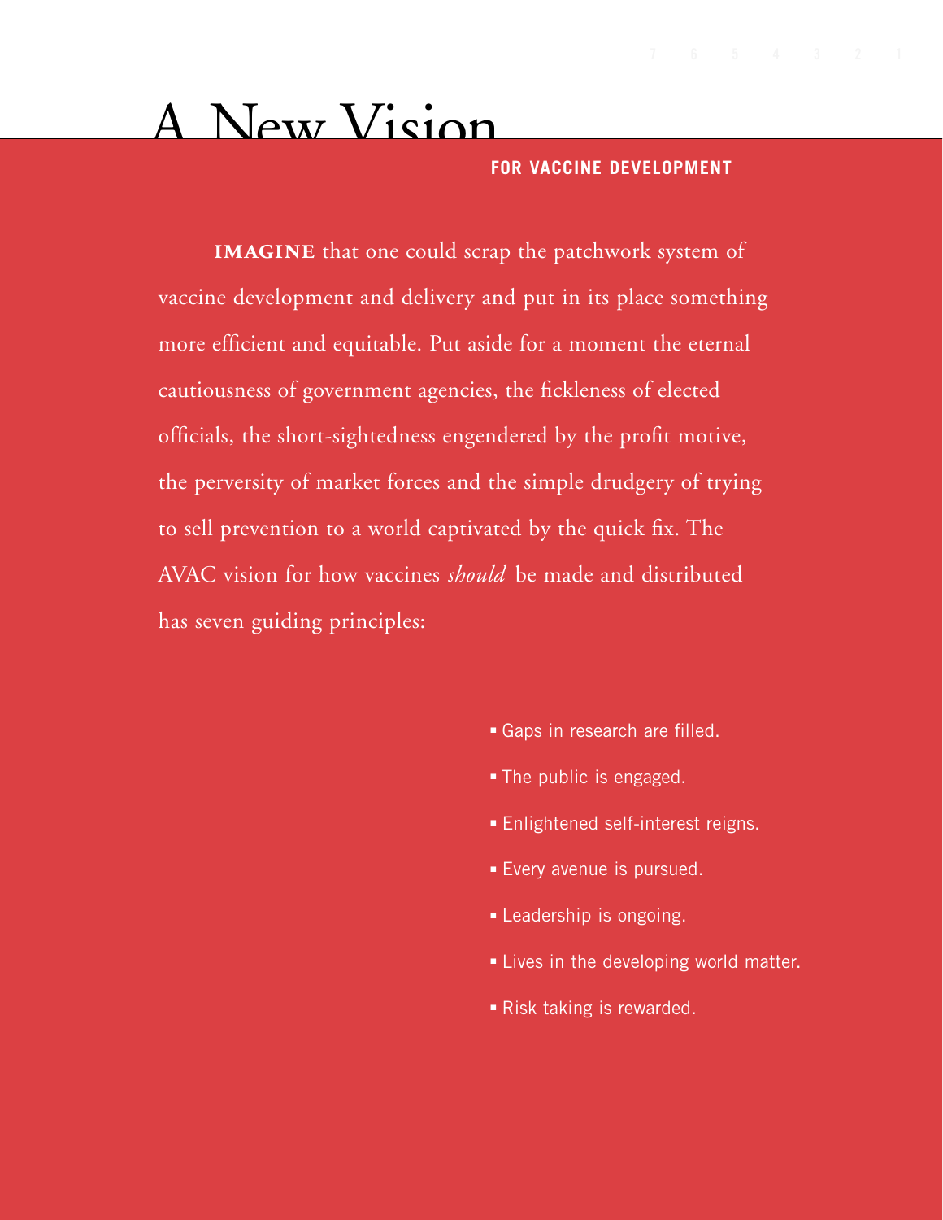# A New Vision

## FOR VACCINE DEVELOPMENT

**IMAGINE** that one could scrap the patchwork system of vaccine development and delivery and put in its place something more efficient and equitable. Put aside for a moment the eternal cautiousness of government agencies, the fickleness of elected officials, the short-sightedness engendered by the profit motive, the perversity of market forces and the simple drudgery of trying to sell prevention to a world captivated by the quick fix. The AVAC vision for how vaccines *should* be made and distributed has seven guiding principles:

- Gaps in research are filled.
- The public is engaged.
- Enlightened self-interest reigns.
- Every avenue is pursued.
- Leadership is ongoing.
- Lives in the developing world matter.
- Risk taking is rewarded.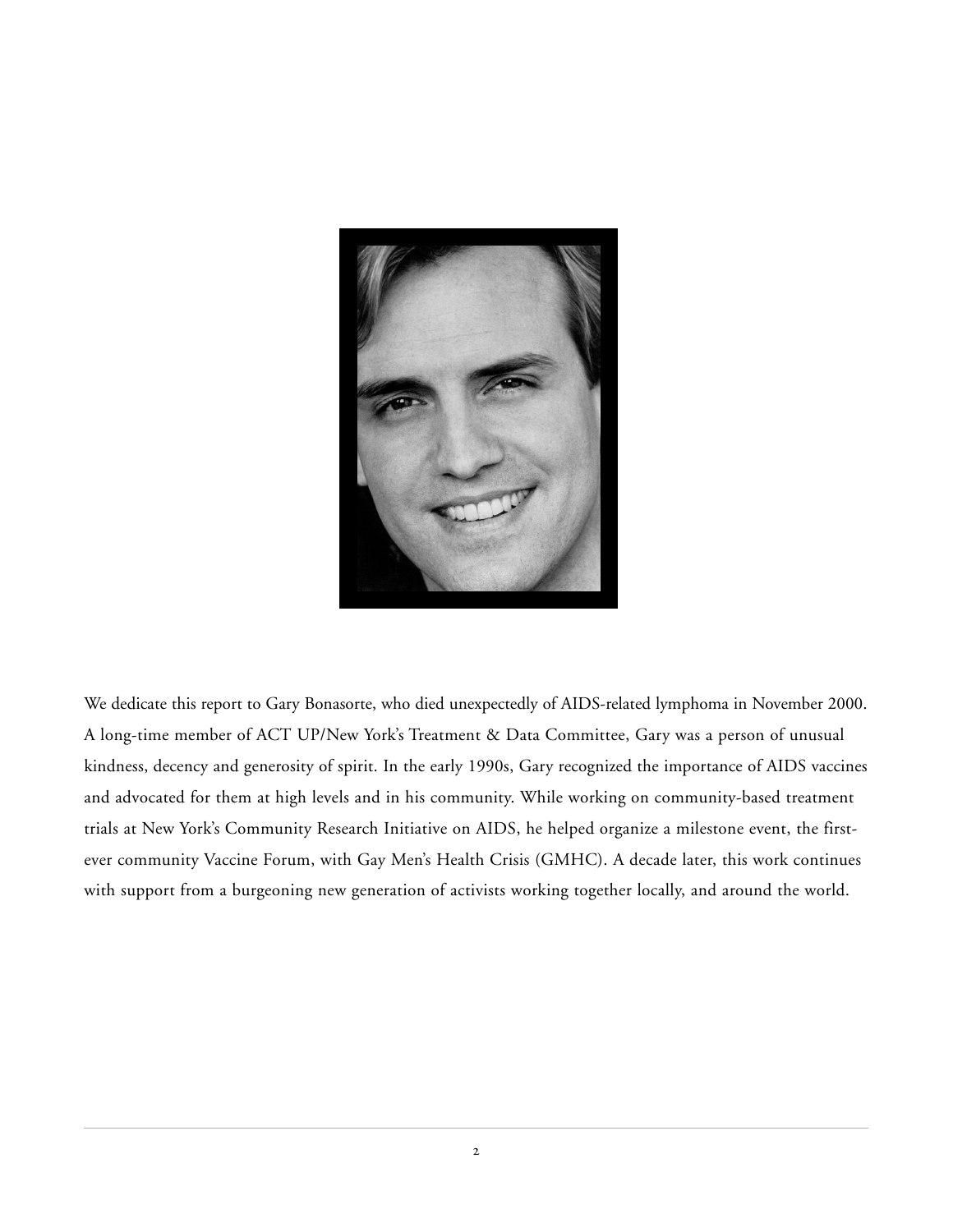We dedicate this report to Gary Bonasorte, who died unexpectedly of AIDS-related lymphoma in November 2000. A long-time member of ACT UP/New York's Treatment & Data Committee, Gary was a person of unusual kindness, decency and generosity of spirit. In the early 1990s, Gary recognized the importance of AIDS vaccines and advocated for them at high levels and in his community. While working on community-based treatment trials at New York's Community Research Initiative on AIDS, he helped organize a milestone event, the first-ever community Vaccine Forum, with Gay Men's Health Crisis (GMHC). A decade later, this work continues with support from a burgeoning new generation of activists working together locally, and around the world.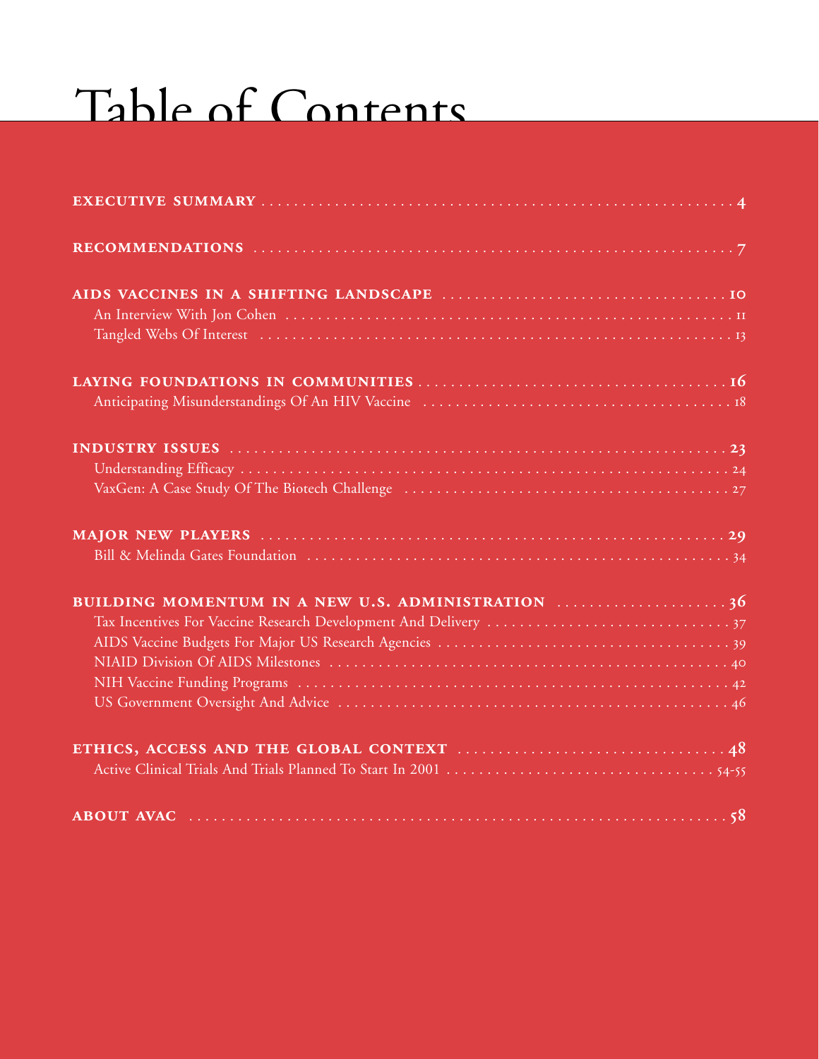# Table of Contents

**EXECUTIVE SUMMARY** .......... 4

**RECOMMENDATIONS** .......... 7

**AIDS VACCINES IN A SHIFTING LANDSCAPE** .......... 10
- An Interview With Jon Cohen .......... 11
- Tangled Webs Of Interest .......... 13

**LAYING FOUNDATIONS IN COMMUNITIES** .......... 16
- Anticipating Misunderstandings Of An HIV Vaccine .......... 18

**INDUSTRY ISSUES** .......... 23
- Understanding Efficacy .......... 24
- VaxGen: A Case Study Of The Biotech Challenge .......... 27

**MAJOR NEW PLAYERS** .......... 29
- Bill & Melinda Gates Foundation .......... 34

**BUILDING MOMENTUM IN A NEW U.S. ADMINISTRATION** .......... 36
- Tax Incentives For Vaccine Research Development And Delivery .......... 37
- AIDS Vaccine Budgets For Major US Research Agencies .......... 39
- NIAID Division Of AIDS Milestones .......... 40
- NIH Vaccine Funding Programs .......... 42
- US Government Oversight And Advice .......... 46

**ETHICS, ACCESS AND THE GLOBAL CONTEXT** .......... 48
- Active Clinical Trials And Trials Planned To Start In 2001 .......... 54-55

**ABOUT AVAC** .......... 58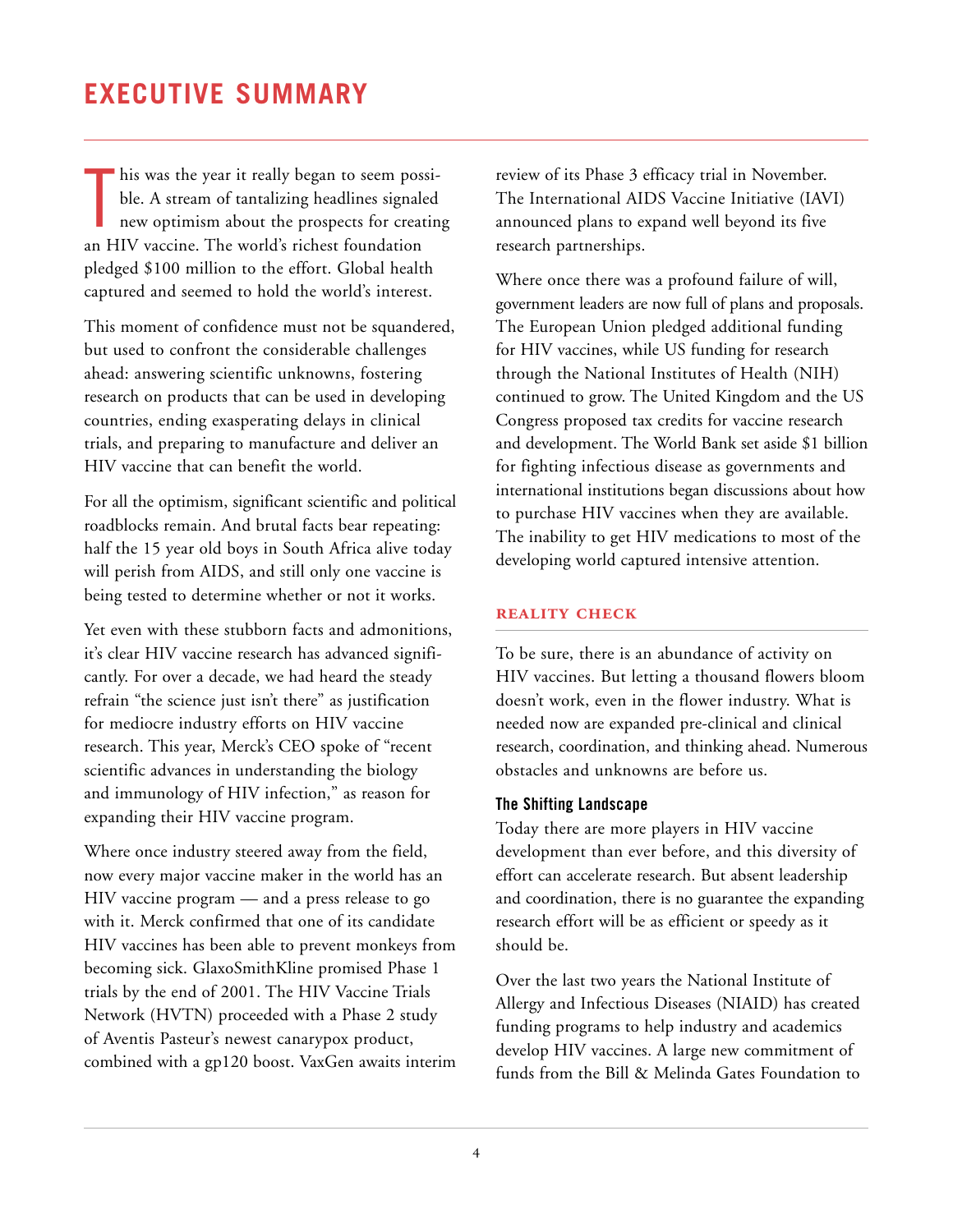# EXECUTIVE SUMMARY

This was the year it really began to seem possible. A stream of tantalizing headlines signaled new optimism about the prospects for creating an HIV vaccine. The world's richest foundation pledged $100 million to the effort. Global health captured and seemed to hold the world's interest.

This moment of confidence must not be squandered, but used to confront the considerable challenges ahead: answering scientific unknowns, fostering research on products that can be used in developing countries, ending exasperating delays in clinical trials, and preparing to manufacture and deliver an HIV vaccine that can benefit the world.

For all the optimism, significant scientific and political roadblocks remain. And brutal facts bear repeating: half the 15 year old boys in South Africa alive today will perish from AIDS, and still only one vaccine is being tested to determine whether or not it works.

Yet even with these stubborn facts and admonitions, it's clear HIV vaccine research has advanced significantly. For over a decade, we had heard the steady refrain "the science just isn't there" as justification for mediocre industry efforts on HIV vaccine research. This year, Merck's CEO spoke of "recent scientific advances in understanding the biology and immunology of HIV infection," as reason for expanding their HIV vaccine program.

Where once industry steered away from the field, now every major vaccine maker in the world has an HIV vaccine program — and a press release to go with it. Merck confirmed that one of its candidate HIV vaccines has been able to prevent monkeys from becoming sick. GlaxoSmithKline promised Phase 1 trials by the end of 2001. The HIV Vaccine Trials Network (HVTN) proceeded with a Phase 2 study of Aventis Pasteur's newest canarypox product, combined with a gp120 boost. VaxGen awaits interim review of its Phase 3 efficacy trial in November. The International AIDS Vaccine Initiative (IAVI) announced plans to expand well beyond its five research partnerships.

Where once there was a profound failure of will, government leaders are now full of plans and proposals. The European Union pledged additional funding for HIV vaccines, while US funding for research through the National Institutes of Health (NIH) continued to grow. The United Kingdom and the US Congress proposed tax credits for vaccine research and development. The World Bank set aside $1 billion for fighting infectious disease as governments and international institutions began discussions about how to purchase HIV vaccines when they are available. The inability to get HIV medications to most of the developing world captured intensive attention.

## REALITY CHECK

To be sure, there is an abundance of activity on HIV vaccines. But letting a thousand flowers bloom doesn't work, even in the flower industry. What is needed now are expanded pre-clinical and clinical research, coordination, and thinking ahead. Numerous obstacles and unknowns are before us.

### The Shifting Landscape

Today there are more players in HIV vaccine development than ever before, and this diversity of effort can accelerate research. But absent leadership and coordination, there is no guarantee the expanding research effort will be as efficient or speedy as it should be.

Over the last two years the National Institute of Allergy and Infectious Diseases (NIAID) has created funding programs to help industry and academics develop HIV vaccines. A large new commitment of funds from the Bill & Melinda Gates Foundation to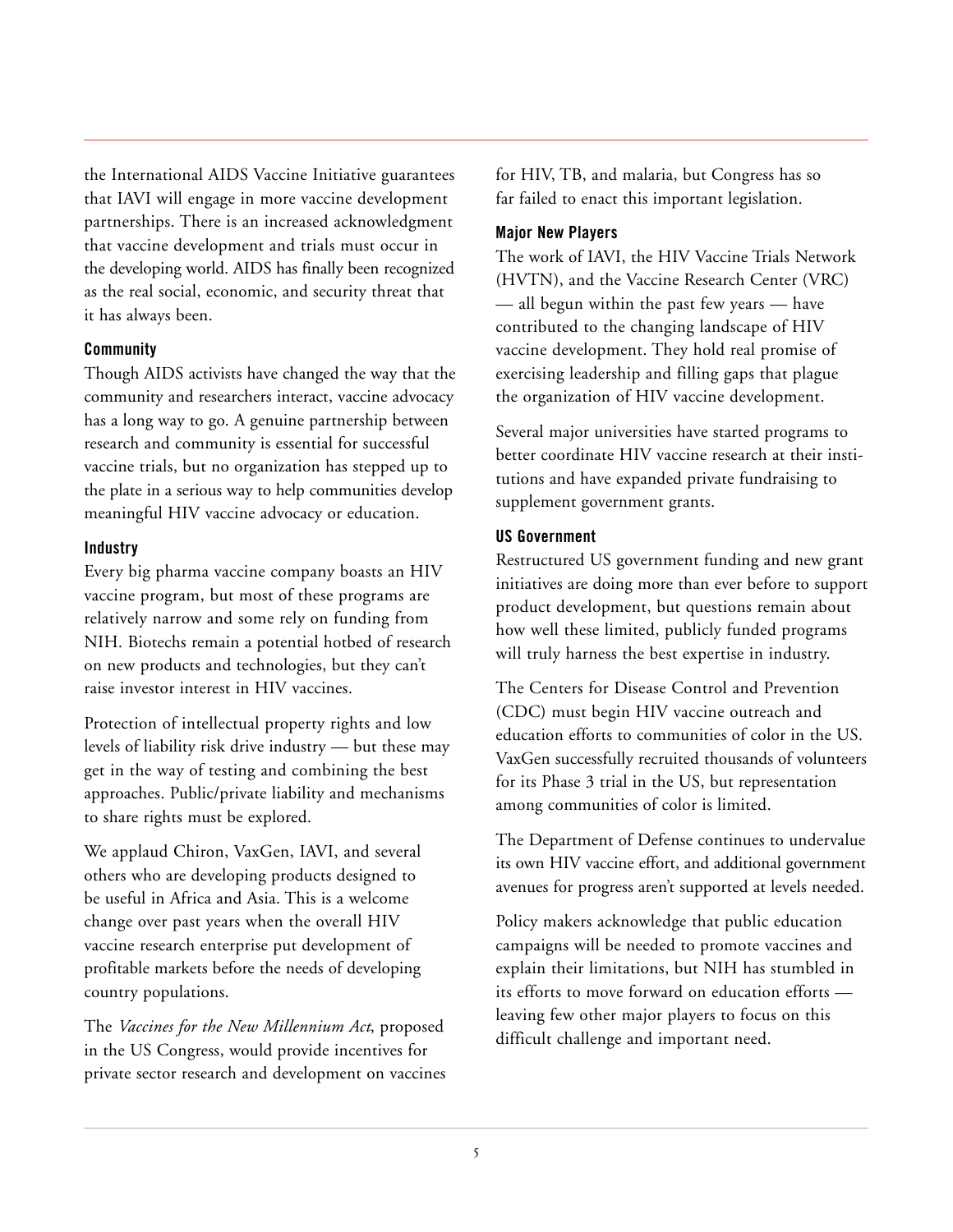the International AIDS Vaccine Initiative guarantees that IAVI will engage in more vaccine development partnerships. There is an increased acknowledgment that vaccine development and trials must occur in the developing world. AIDS has finally been recognized as the real social, economic, and security threat that it has always been.

### Community

Though AIDS activists have changed the way that the community and researchers interact, vaccine advocacy has a long way to go. A genuine partnership between research and community is essential for successful vaccine trials, but no organization has stepped up to the plate in a serious way to help communities develop meaningful HIV vaccine advocacy or education.

### Industry

Every big pharma vaccine company boasts an HIV vaccine program, but most of these programs are relatively narrow and some rely on funding from NIH. Biotechs remain a potential hotbed of research on new products and technologies, but they can't raise investor interest in HIV vaccines.

Protection of intellectual property rights and low levels of liability risk drive industry — but these may get in the way of testing and combining the best approaches. Public/private liability and mechanisms to share rights must be explored.

We applaud Chiron, VaxGen, IAVI, and several others who are developing products designed to be useful in Africa and Asia. This is a welcome change over past years when the overall HIV vaccine research enterprise put development of profitable markets before the needs of developing country populations.

The *Vaccines for the New Millennium Act*, proposed in the US Congress, would provide incentives for private sector research and development on vaccines for HIV, TB, and malaria, but Congress has so far failed to enact this important legislation.

### Major New Players

The work of IAVI, the HIV Vaccine Trials Network (HVTN), and the Vaccine Research Center (VRC) — all begun within the past few years — have contributed to the changing landscape of HIV vaccine development. They hold real promise of exercising leadership and filling gaps that plague the organization of HIV vaccine development.

Several major universities have started programs to better coordinate HIV vaccine research at their institutions and have expanded private fundraising to supplement government grants.

### US Government

Restructured US government funding and new grant initiatives are doing more than ever before to support product development, but questions remain about how well these limited, publicly funded programs will truly harness the best expertise in industry.

The Centers for Disease Control and Prevention (CDC) must begin HIV vaccine outreach and education efforts to communities of color in the US. VaxGen successfully recruited thousands of volunteers for its Phase 3 trial in the US, but representation among communities of color is limited.

The Department of Defense continues to undervalue its own HIV vaccine effort, and additional government avenues for progress aren't supported at levels needed.

Policy makers acknowledge that public education campaigns will be needed to promote vaccines and explain their limitations, but NIH has stumbled in its efforts to move forward on education efforts — leaving few other major players to focus on this difficult challenge and important need.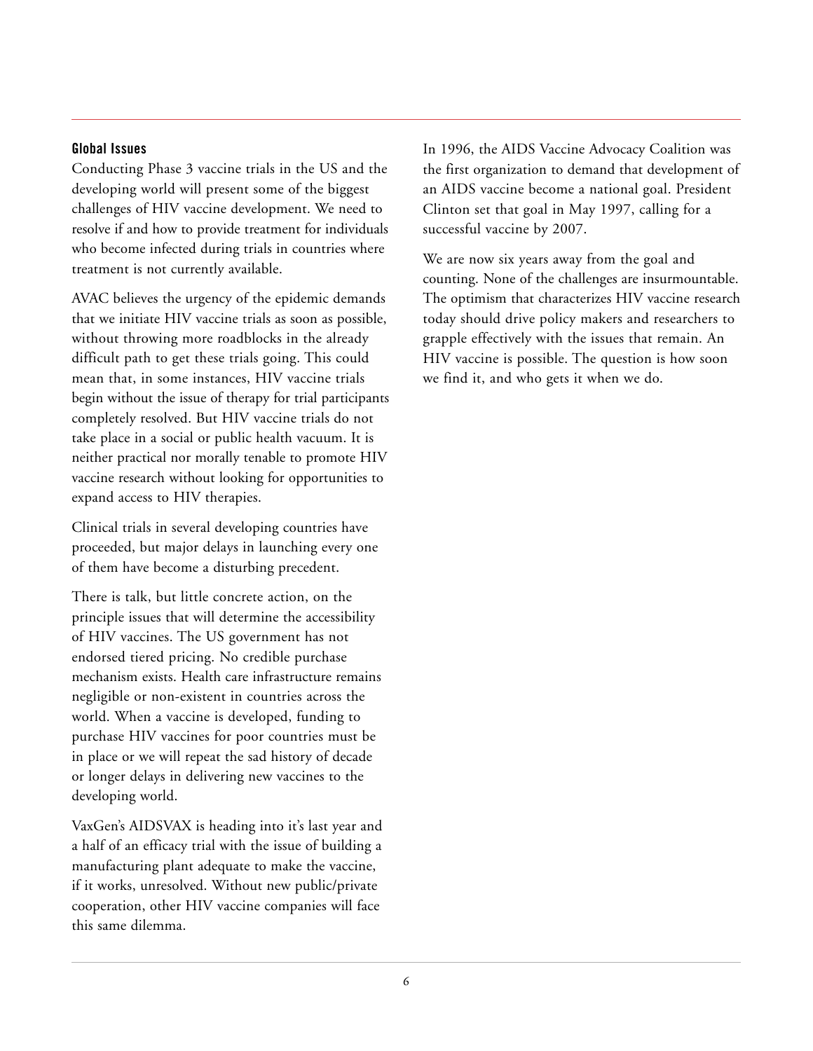### Global Issues

Conducting Phase 3 vaccine trials in the US and the developing world will present some of the biggest challenges of HIV vaccine development. We need to resolve if and how to provide treatment for individuals who become infected during trials in countries where treatment is not currently available.

AVAC believes the urgency of the epidemic demands that we initiate HIV vaccine trials as soon as possible, without throwing more roadblocks in the already difficult path to get these trials going. This could mean that, in some instances, HIV vaccine trials begin without the issue of therapy for trial participants completely resolved. But HIV vaccine trials do not take place in a social or public health vacuum. It is neither practical nor morally tenable to promote HIV vaccine research without looking for opportunities to expand access to HIV therapies.

Clinical trials in several developing countries have proceeded, but major delays in launching every one of them have become a disturbing precedent.

There is talk, but little concrete action, on the principle issues that will determine the accessibility of HIV vaccines. The US government has not endorsed tiered pricing. No credible purchase mechanism exists. Health care infrastructure remains negligible or non-existent in countries across the world. When a vaccine is developed, funding to purchase HIV vaccines for poor countries must be in place or we will repeat the sad history of decade or longer delays in delivering new vaccines to the developing world.

VaxGen's AIDSVAX is heading into it's last year and a half of an efficacy trial with the issue of building a manufacturing plant adequate to make the vaccine, if it works, unresolved. Without new public/private cooperation, other HIV vaccine companies will face this same dilemma.

In 1996, the AIDS Vaccine Advocacy Coalition was the first organization to demand that development of an AIDS vaccine become a national goal. President Clinton set that goal in May 1997, calling for a successful vaccine by 2007.

We are now six years away from the goal and counting. None of the challenges are insurmountable. The optimism that characterizes HIV vaccine research today should drive policy makers and researchers to grapple effectively with the issues that remain. An HIV vaccine is possible. The question is how soon we find it, and who gets it when we do.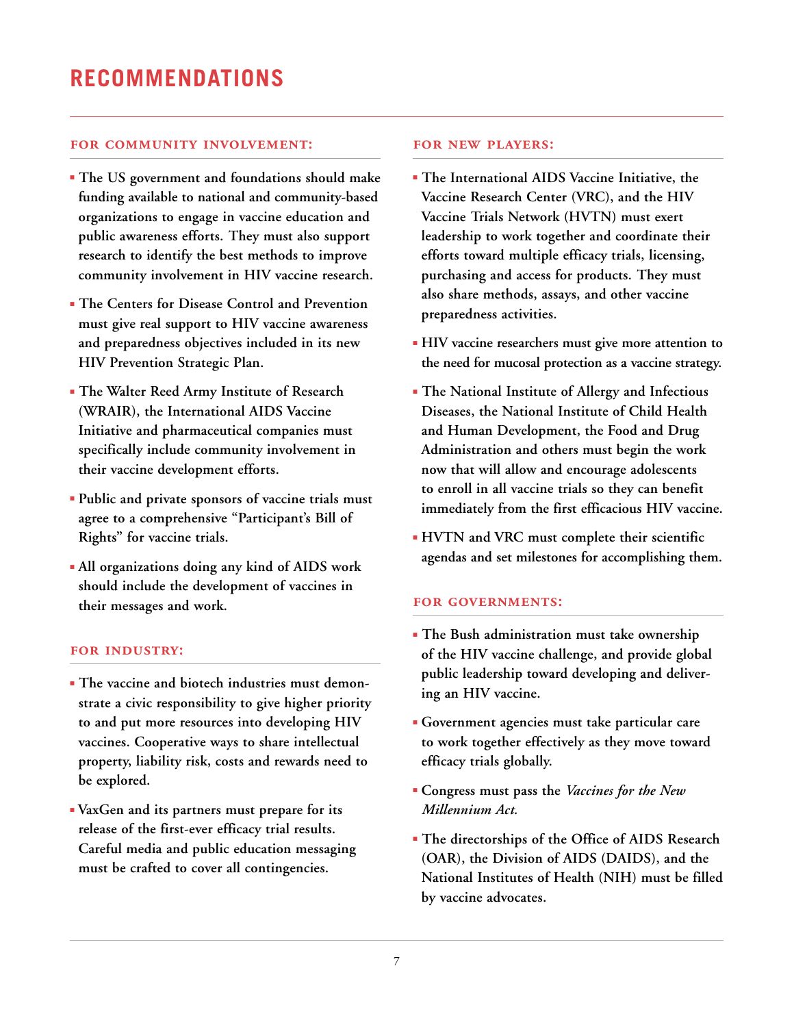# RECOMMENDATIONS

### FOR COMMUNITY INVOLVEMENT:

- **The US government and foundations should make funding available to national and community-based organizations to engage in vaccine education and public awareness efforts. They must also support research to identify the best methods to improve community involvement in HIV vaccine research.**
- **The Centers for Disease Control and Prevention must give real support to HIV vaccine awareness and preparedness objectives included in its new HIV Prevention Strategic Plan.**
- **The Walter Reed Army Institute of Research (WRAIR), the International AIDS Vaccine Initiative and pharmaceutical companies must specifically include community involvement in their vaccine development efforts.**
- **Public and private sponsors of vaccine trials must agree to a comprehensive "Participant's Bill of Rights" for vaccine trials.**
- **All organizations doing any kind of AIDS work should include the development of vaccines in their messages and work.**

### FOR INDUSTRY:

- **The vaccine and biotech industries must demonstrate a civic responsibility to give higher priority to and put more resources into developing HIV vaccines. Cooperative ways to share intellectual property, liability risk, costs and rewards need to be explored.**
- **VaxGen and its partners must prepare for its release of the first-ever efficacy trial results. Careful media and public education messaging must be crafted to cover all contingencies.**

### FOR NEW PLAYERS:

- **The International AIDS Vaccine Initiative, the Vaccine Research Center (VRC), and the HIV Vaccine Trials Network (HVTN) must exert leadership to work together and coordinate their efforts toward multiple efficacy trials, licensing, purchasing and access for products. They must also share methods, assays, and other vaccine preparedness activities.**
- **HIV vaccine researchers must give more attention to the need for mucosal protection as a vaccine strategy.**
- **The National Institute of Allergy and Infectious Diseases, the National Institute of Child Health and Human Development, the Food and Drug Administration and others must begin the work now that will allow and encourage adolescents to enroll in all vaccine trials so they can benefit immediately from the first efficacious HIV vaccine.**
- **HVTN and VRC must complete their scientific agendas and set milestones for accomplishing them.**

### FOR GOVERNMENTS:

- **The Bush administration must take ownership of the HIV vaccine challenge, and provide global public leadership toward developing and delivering an HIV vaccine.**
- **Government agencies must take particular care to work together effectively as they move toward efficacy trials globally.**
- **Congress must pass the *Vaccines for the New Millennium Act.***
- **The directorships of the Office of AIDS Research (OAR), the Division of AIDS (DAIDS), and the National Institutes of Health (NIH) must be filled by vaccine advocates.**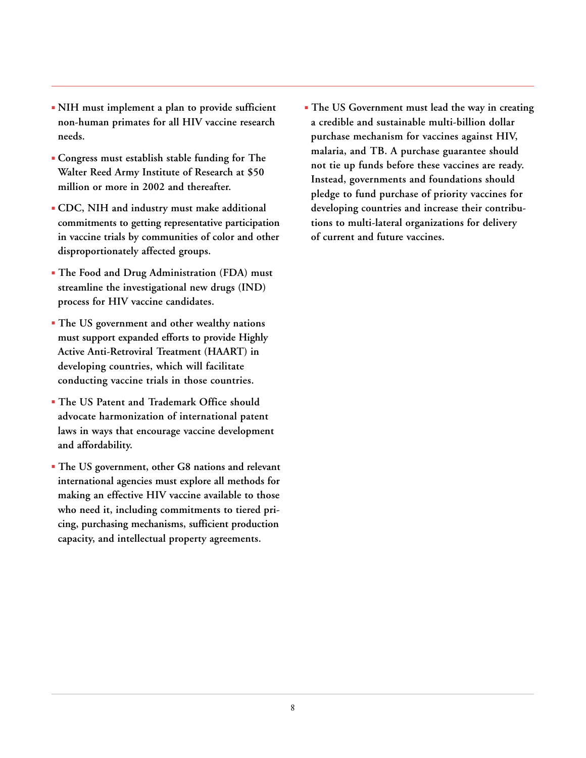- **NIH must implement a plan to provide sufficient non-human primates for all HIV vaccine research needs.**

- **Congress must establish stable funding for The Walter Reed Army Institute of Research at $50 million or more in 2002 and thereafter.**

- **CDC, NIH and industry must make additional commitments to getting representative participation in vaccine trials by communities of color and other disproportionately affected groups.**

- **The Food and Drug Administration (FDA) must streamline the investigational new drugs (IND) process for HIV vaccine candidates.**

- **The US government and other wealthy nations must support expanded efforts to provide Highly Active Anti-Retroviral Treatment (HAART) in developing countries, which will facilitate conducting vaccine trials in those countries.**

- **The US Patent and Trademark Office should advocate harmonization of international patent laws in ways that encourage vaccine development and affordability.**

- **The US government, other G8 nations and relevant international agencies must explore all methods for making an effective HIV vaccine available to those who need it, including commitments to tiered pricing, purchasing mechanisms, sufficient production capacity, and intellectual property agreements.**

- **The US Government must lead the way in creating a credible and sustainable multi-billion dollar purchase mechanism for vaccines against HIV, malaria, and TB. A purchase guarantee should not tie up funds before these vaccines are ready. Instead, governments and foundations should pledge to fund purchase of priority vaccines for developing countries and increase their contributions to multi-lateral organizations for delivery of current and future vaccines.**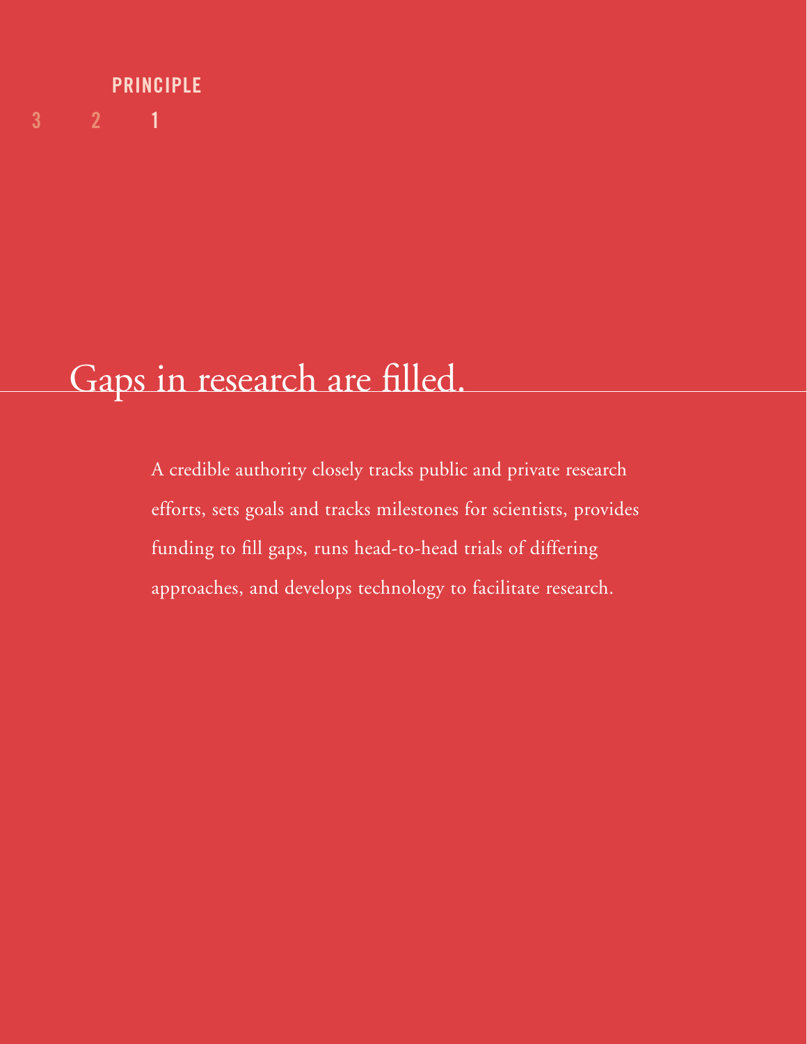PRINCIPLE

3 2 1

# Gaps in research are filled.

A credible authority closely tracks public and private research efforts, sets goals and tracks milestones for scientists, provides funding to fill gaps, runs head-to-head trials of differing approaches, and develops technology to facilitate research.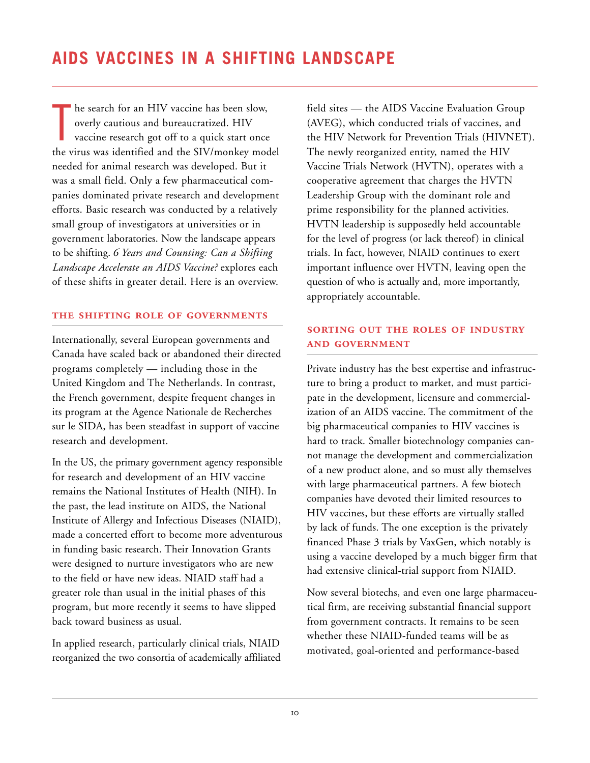# AIDS VACCINES IN A SHIFTING LANDSCAPE

The search for an HIV vaccine has been slow, overly cautious and bureaucratized. HIV vaccine research got off to a quick start once the virus was identified and the SIV/monkey model needed for animal research was developed. But it was a small field. Only a few pharmaceutical companies dominated private research and development efforts. Basic research was conducted by a relatively small group of investigators at universities or in government laboratories. Now the landscape appears to be shifting. *6 Years and Counting: Can a Shifting Landscape Accelerate an AIDS Vaccine?* explores each of these shifts in greater detail. Here is an overview.

## THE SHIFTING ROLE OF GOVERNMENTS

Internationally, several European governments and Canada have scaled back or abandoned their directed programs completely — including those in the United Kingdom and The Netherlands. In contrast, the French government, despite frequent changes in its program at the Agence Nationale de Recherches sur le SIDA, has been steadfast in support of vaccine research and development.

In the US, the primary government agency responsible for research and development of an HIV vaccine remains the National Institutes of Health (NIH). In the past, the lead institute on AIDS, the National Institute of Allergy and Infectious Diseases (NIAID), made a concerted effort to become more adventurous in funding basic research. Their Innovation Grants were designed to nurture investigators who are new to the field or have new ideas. NIAID staff had a greater role than usual in the initial phases of this program, but more recently it seems to have slipped back toward business as usual.

In applied research, particularly clinical trials, NIAID reorganized the two consortia of academically affiliated field sites — the AIDS Vaccine Evaluation Group (AVEG), which conducted trials of vaccines, and the HIV Network for Prevention Trials (HIVNET). The newly reorganized entity, named the HIV Vaccine Trials Network (HVTN), operates with a cooperative agreement that charges the HVTN Leadership Group with the dominant role and prime responsibility for the planned activities. HVTN leadership is supposedly held accountable for the level of progress (or lack thereof) in clinical trials. In fact, however, NIAID continues to exert important influence over HVTN, leaving open the question of who is actually and, more importantly, appropriately accountable.

## SORTING OUT THE ROLES OF INDUSTRY AND GOVERNMENT

Private industry has the best expertise and infrastructure to bring a product to market, and must participate in the development, licensure and commercialization of an AIDS vaccine. The commitment of the big pharmaceutical companies to HIV vaccines is hard to track. Smaller biotechnology companies cannot manage the development and commercialization of a new product alone, and so must ally themselves with large pharmaceutical partners. A few biotech companies have devoted their limited resources to HIV vaccines, but these efforts are virtually stalled by lack of funds. The one exception is the privately financed Phase 3 trials by VaxGen, which notably is using a vaccine developed by a much bigger firm that had extensive clinical-trial support from NIAID.

Now several biotechs, and even one large pharmaceutical firm, are receiving substantial financial support from government contracts. It remains to be seen whether these NIAID-funded teams will be as motivated, goal-oriented and performance-based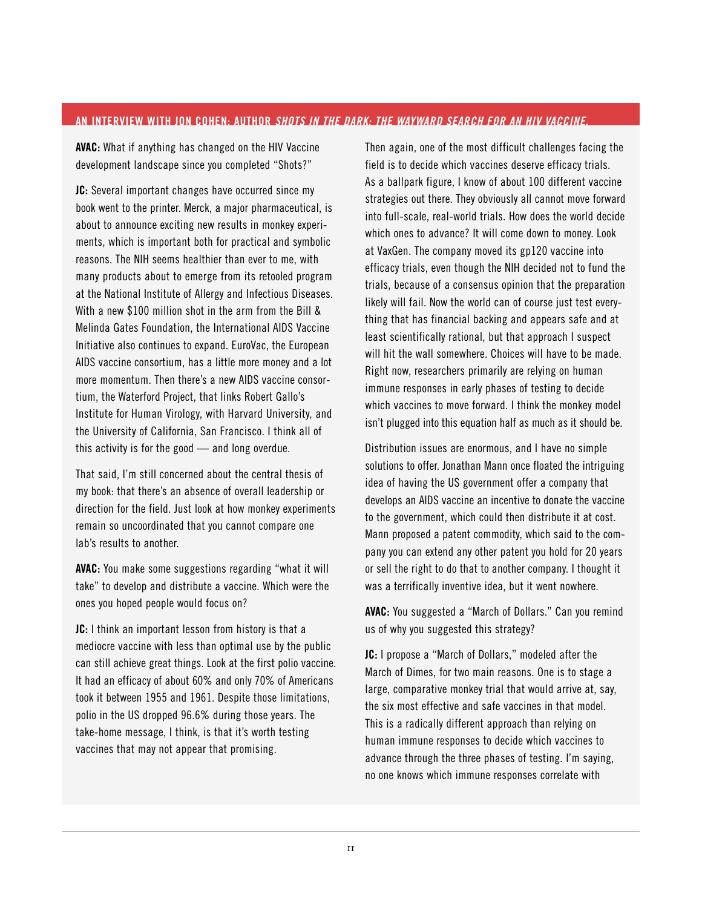## AN INTERVIEW WITH JON COHEN: AUTHOR *SHOTS IN THE DARK: THE WAYWARD SEARCH FOR AN HIV VACCINE*.

**AVAC:** What if anything has changed on the HIV Vaccine development landscape since you completed "Shots?"

**JC:** Several important changes have occurred since my book went to the printer. Merck, a major pharmaceutical, is about to announce exciting new results in monkey experiments, which is important both for practical and symbolic reasons. The NIH seems healthier than ever to me, with many products about to emerge from its retooled program at the National Institute of Allergy and Infectious Diseases. With a new $100 million shot in the arm from the Bill & Melinda Gates Foundation, the International AIDS Vaccine Initiative also continues to expand. EuroVac, the European AIDS vaccine consortium, has a little more money and a lot more momentum. Then there's a new AIDS vaccine consortium, the Waterford Project, that links Robert Gallo's Institute for Human Virology, with Harvard University, and the University of California, San Francisco. I think all of this activity is for the good — and long overdue.

That said, I'm still concerned about the central thesis of my book: that there's an absence of overall leadership or direction for the field. Just look at how monkey experiments remain so uncoordinated that you cannot compare one lab's results to another.

**AVAC:** You make some suggestions regarding "what it will take" to develop and distribute a vaccine. Which were the ones you hoped people would focus on?

**JC:** I think an important lesson from history is that a mediocre vaccine with less than optimal use by the public can still achieve great things. Look at the first polio vaccine. It had an efficacy of about 60% and only 70% of Americans took it between 1955 and 1961. Despite those limitations, polio in the US dropped 96.6% during those years. The take-home message, I think, is that it's worth testing vaccines that may not appear that promising.

Then again, one of the most difficult challenges facing the field is to decide which vaccines deserve efficacy trials. As a ballpark figure, I know of about 100 different vaccine strategies out there. They obviously all cannot move forward into full-scale, real-world trials. How does the world decide which ones to advance? It will come down to money. Look at VaxGen. The company moved its gp120 vaccine into efficacy trials, even though the NIH decided not to fund the trials, because of a consensus opinion that the preparation likely will fail. Now the world can of course just test everything that has financial backing and appears safe and at least scientifically rational, but that approach I suspect will hit the wall somewhere. Choices will have to be made. Right now, researchers primarily are relying on human immune responses in early phases of testing to decide which vaccines to move forward. I think the monkey model isn't plugged into this equation half as much as it should be.

Distribution issues are enormous, and I have no simple solutions to offer. Jonathan Mann once floated the intriguing idea of having the US government offer a company that develops an AIDS vaccine an incentive to donate the vaccine to the government, which could then distribute it at cost. Mann proposed a patent commodity, which said to the company you can extend any other patent you hold for 20 years or sell the right to do that to another company. I thought it was a terrifically inventive idea, but it went nowhere.

**AVAC:** You suggested a "March of Dollars." Can you remind us of why you suggested this strategy?

**JC:** I propose a "March of Dollars," modeled after the March of Dimes, for two main reasons. One is to stage a large, comparative monkey trial that would arrive at, say, the six most effective and safe vaccines in that model. This is a radically different approach than relying on human immune responses to decide which vaccines to advance through the three phases of testing. I'm saying, no one knows which immune responses correlate with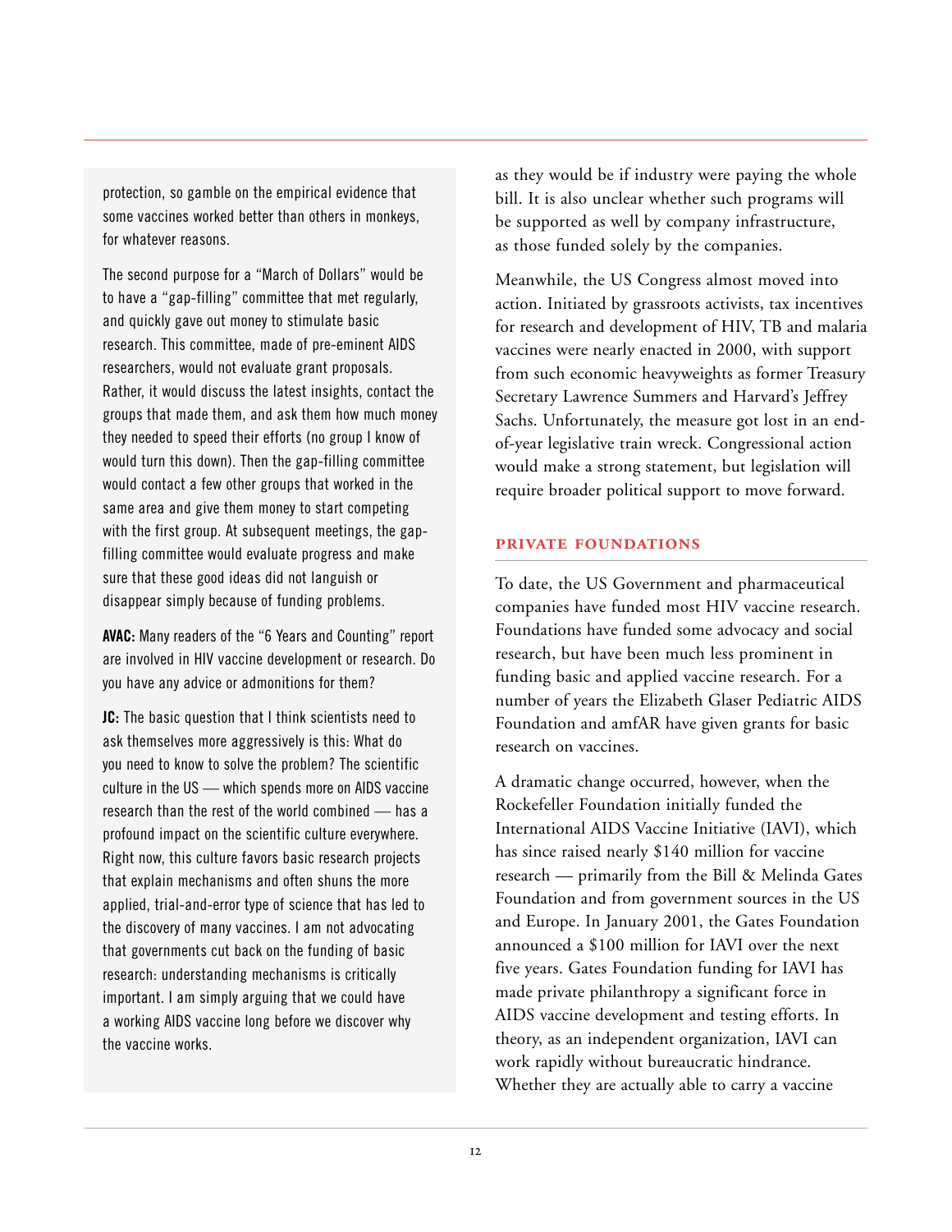protection, so gamble on the empirical evidence that some vaccines worked better than others in monkeys, for whatever reasons.

The second purpose for a "March of Dollars" would be to have a "gap-filling" committee that met regularly, and quickly gave out money to stimulate basic research. This committee, made of pre-eminent AIDS researchers, would not evaluate grant proposals. Rather, it would discuss the latest insights, contact the groups that made them, and ask them how much money they needed to speed their efforts (no group I know of would turn this down). Then the gap-filling committee would contact a few other groups that worked in the same area and give them money to start competing with the first group. At subsequent meetings, the gap-filling committee would evaluate progress and make sure that these good ideas did not languish or disappear simply because of funding problems.

**AVAC:** Many readers of the "6 Years and Counting" report are involved in HIV vaccine development or research. Do you have any advice or admonitions for them?

**JC:** The basic question that I think scientists need to ask themselves more aggressively is this: What do you need to know to solve the problem? The scientific culture in the US — which spends more on AIDS vaccine research than the rest of the world combined — has a profound impact on the scientific culture everywhere. Right now, this culture favors basic research projects that explain mechanisms and often shuns the more applied, trial-and-error type of science that has led to the discovery of many vaccines. I am not advocating that governments cut back on the funding of basic research: understanding mechanisms is critically important. I am simply arguing that we could have a working AIDS vaccine long before we discover why the vaccine works.

as they would be if industry were paying the whole bill. It is also unclear whether such programs will be supported as well by company infrastructure, as those funded solely by the companies.

Meanwhile, the US Congress almost moved into action. Initiated by grassroots activists, tax incentives for research and development of HIV, TB and malaria vaccines were nearly enacted in 2000, with support from such economic heavyweights as former Treasury Secretary Lawrence Summers and Harvard's Jeffrey Sachs. Unfortunately, the measure got lost in an end-of-year legislative train wreck. Congressional action would make a strong statement, but legislation will require broader political support to move forward.

## PRIVATE FOUNDATIONS

To date, the US Government and pharmaceutical companies have funded most HIV vaccine research. Foundations have funded some advocacy and social research, but have been much less prominent in funding basic and applied vaccine research. For a number of years the Elizabeth Glaser Pediatric AIDS Foundation and amfAR have given grants for basic research on vaccines.

A dramatic change occurred, however, when the Rockefeller Foundation initially funded the International AIDS Vaccine Initiative (IAVI), which has since raised nearly $140 million for vaccine research — primarily from the Bill & Melinda Gates Foundation and from government sources in the US and Europe. In January 2001, the Gates Foundation announced a $100 million for IAVI over the next five years. Gates Foundation funding for IAVI has made private philanthropy a significant force in AIDS vaccine development and testing efforts. In theory, as an independent organization, IAVI can work rapidly without bureaucratic hindrance. Whether they are actually able to carry a vaccine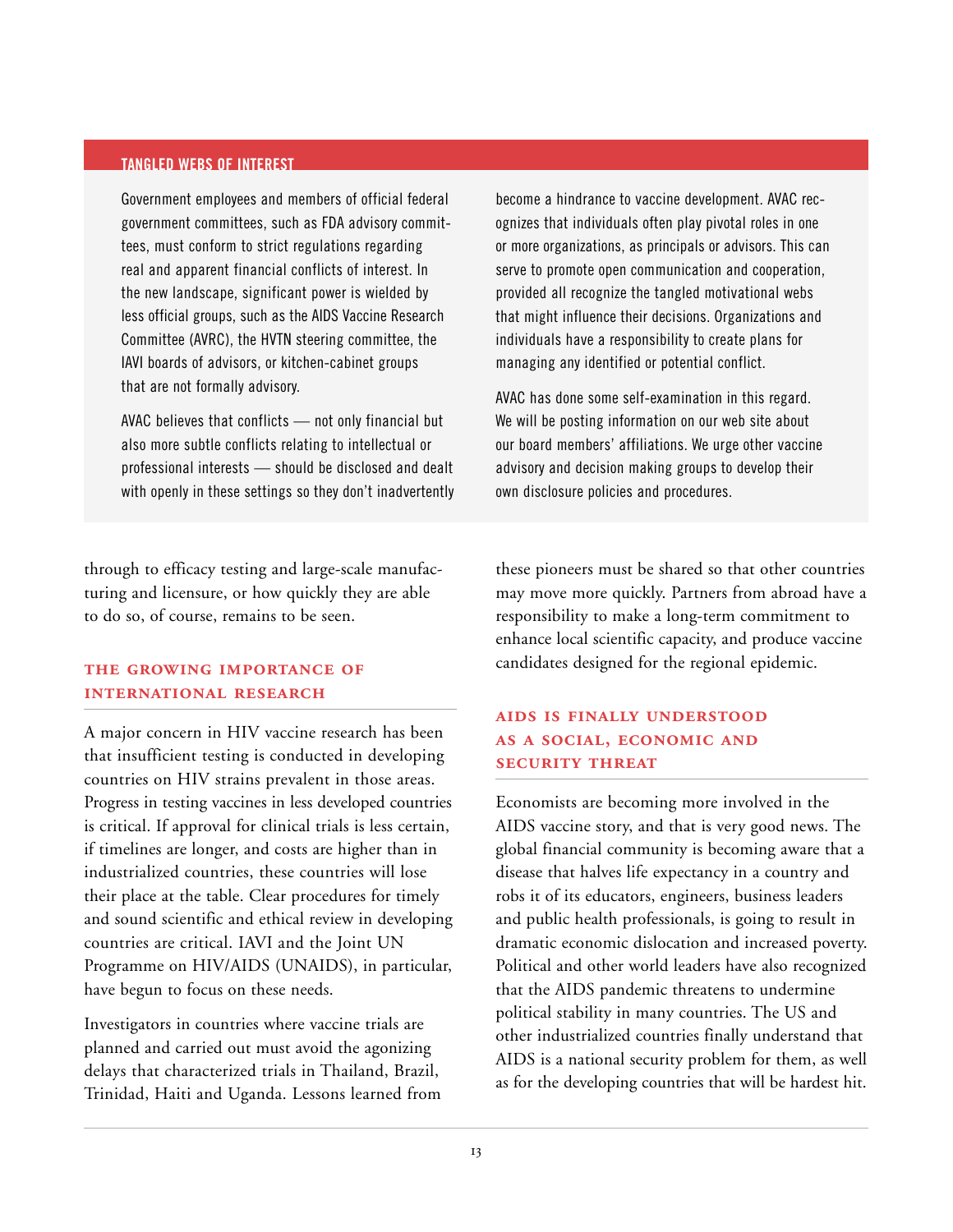## TANGLED WEBS OF INTEREST

Government employees and members of official federal government committees, such as FDA advisory committees, must conform to strict regulations regarding real and apparent financial conflicts of interest. In the new landscape, significant power is wielded by less official groups, such as the AIDS Vaccine Research Committee (AVRC), the HVTN steering committee, the IAVI boards of advisors, or kitchen-cabinet groups that are not formally advisory.

AVAC believes that conflicts — not only financial but also more subtle conflicts relating to intellectual or professional interests — should be disclosed and dealt with openly in these settings so they don't inadvertently become a hindrance to vaccine development. AVAC recognizes that individuals often play pivotal roles in one or more organizations, as principals or advisors. This can serve to promote open communication and cooperation, provided all recognize the tangled motivational webs that might influence their decisions. Organizations and individuals have a responsibility to create plans for managing any identified or potential conflict.

AVAC has done some self-examination in this regard. We will be posting information on our web site about our board members' affiliations. We urge other vaccine advisory and decision making groups to develop their own disclosure policies and procedures.

through to efficacy testing and large-scale manufacturing and licensure, or how quickly they are able to do so, of course, remains to be seen.

### THE GROWING IMPORTANCE OF INTERNATIONAL RESEARCH

A major concern in HIV vaccine research has been that insufficient testing is conducted in developing countries on HIV strains prevalent in those areas. Progress in testing vaccines in less developed countries is critical. If approval for clinical trials is less certain, if timelines are longer, and costs are higher than in industrialized countries, these countries will lose their place at the table. Clear procedures for timely and sound scientific and ethical review in developing countries are critical. IAVI and the Joint UN Programme on HIV/AIDS (UNAIDS), in particular, have begun to focus on these needs.

Investigators in countries where vaccine trials are planned and carried out must avoid the agonizing delays that characterized trials in Thailand, Brazil, Trinidad, Haiti and Uganda. Lessons learned from these pioneers must be shared so that other countries may move more quickly. Partners from abroad have a responsibility to make a long-term commitment to enhance local scientific capacity, and produce vaccine candidates designed for the regional epidemic.

### AIDS IS FINALLY UNDERSTOOD AS A SOCIAL, ECONOMIC AND SECURITY THREAT

Economists are becoming more involved in the AIDS vaccine story, and that is very good news. The global financial community is becoming aware that a disease that halves life expectancy in a country and robs it of its educators, engineers, business leaders and public health professionals, is going to result in dramatic economic dislocation and increased poverty. Political and other world leaders have also recognized that the AIDS pandemic threatens to undermine political stability in many countries. The US and other industrialized countries finally understand that AIDS is a national security problem for them, as well as for the developing countries that will be hardest hit.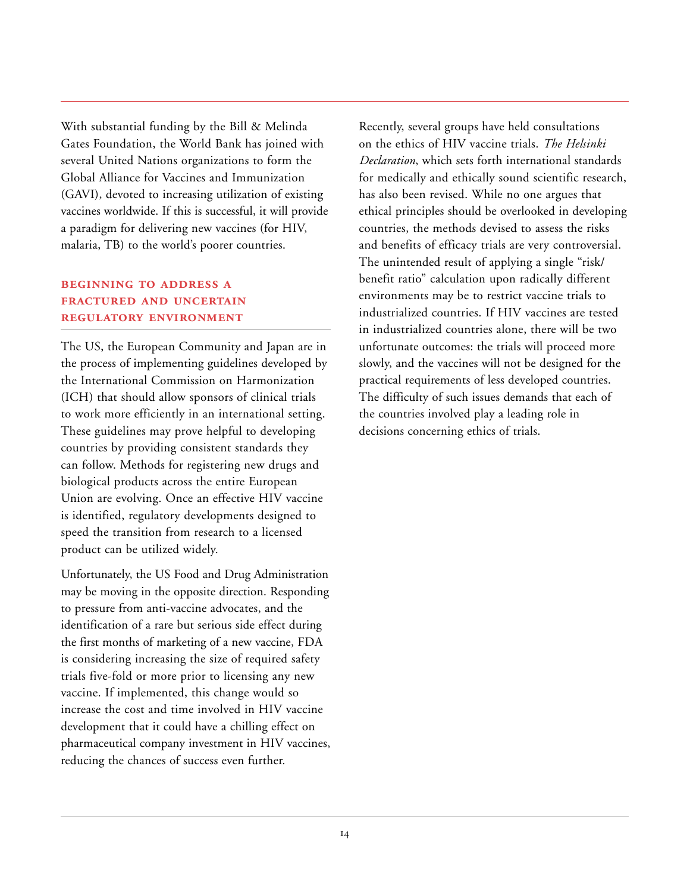With substantial funding by the Bill & Melinda Gates Foundation, the World Bank has joined with several United Nations organizations to form the Global Alliance for Vaccines and Immunization (GAVI), devoted to increasing utilization of existing vaccines worldwide. If this is successful, it will provide a paradigm for delivering new vaccines (for HIV, malaria, TB) to the world's poorer countries.

## BEGINNING TO ADDRESS A FRACTURED AND UNCERTAIN REGULATORY ENVIRONMENT

The US, the European Community and Japan are in the process of implementing guidelines developed by the International Commission on Harmonization (ICH) that should allow sponsors of clinical trials to work more efficiently in an international setting. These guidelines may prove helpful to developing countries by providing consistent standards they can follow. Methods for registering new drugs and biological products across the entire European Union are evolving. Once an effective HIV vaccine is identified, regulatory developments designed to speed the transition from research to a licensed product can be utilized widely.

Unfortunately, the US Food and Drug Administration may be moving in the opposite direction. Responding to pressure from anti-vaccine advocates, and the identification of a rare but serious side effect during the first months of marketing of a new vaccine, FDA is considering increasing the size of required safety trials five-fold or more prior to licensing any new vaccine. If implemented, this change would so increase the cost and time involved in HIV vaccine development that it could have a chilling effect on pharmaceutical company investment in HIV vaccines, reducing the chances of success even further.

Recently, several groups have held consultations on the ethics of HIV vaccine trials. *The Helsinki Declaration*, which sets forth international standards for medically and ethically sound scientific research, has also been revised. While no one argues that ethical principles should be overlooked in developing countries, the methods devised to assess the risks and benefits of efficacy trials are very controversial. The unintended result of applying a single "risk/benefit ratio" calculation upon radically different environments may be to restrict vaccine trials to industrialized countries. If HIV vaccines are tested in industrialized countries alone, there will be two unfortunate outcomes: the trials will proceed more slowly, and the vaccines will not be designed for the practical requirements of less developed countries. The difficulty of such issues demands that each of the countries involved play a leading role in decisions concerning ethics of trials.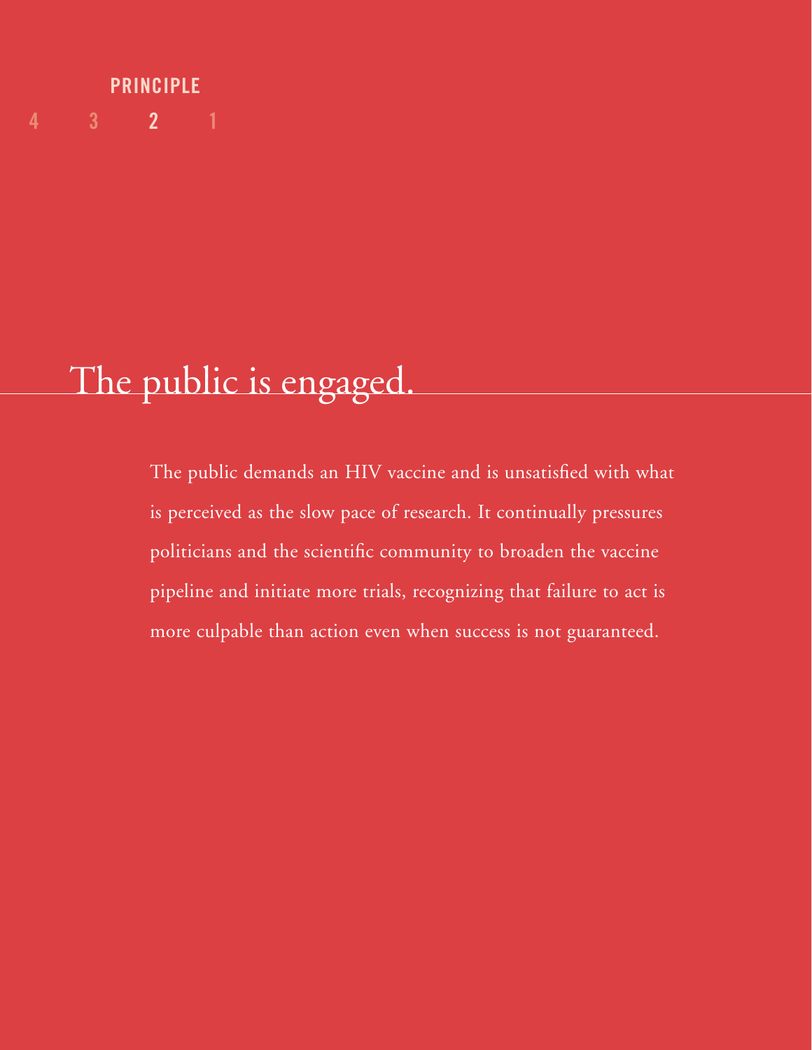PRINCIPLE

4 3 2 1

# The public is engaged.

The public demands an HIV vaccine and is unsatisfied with what is perceived as the slow pace of research. It continually pressures politicians and the scientific community to broaden the vaccine pipeline and initiate more trials, recognizing that failure to act is more culpable than action even when success is not guaranteed.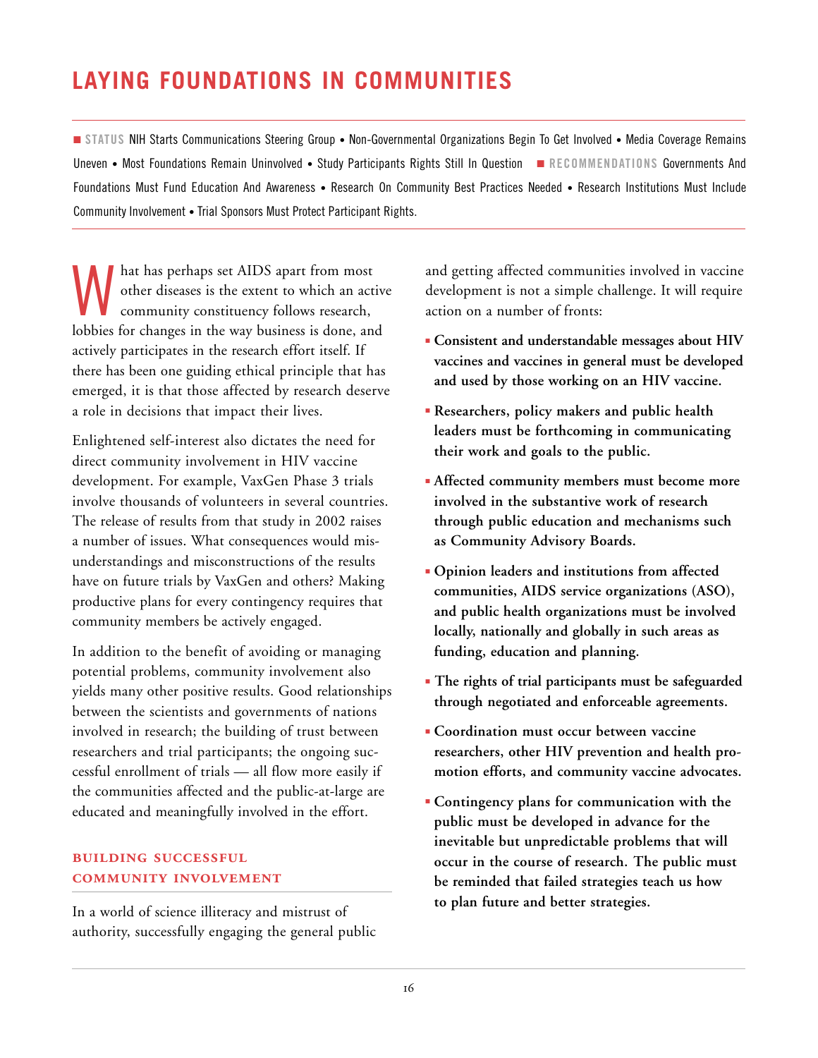# LAYING FOUNDATIONS IN COMMUNITIES

■ **STATUS** NIH Starts Communications Steering Group • Non-Governmental Organizations Begin To Get Involved • Media Coverage Remains Uneven • Most Foundations Remain Uninvolved • Study Participants Rights Still In Question ■ **RECOMMENDATIONS** Governments And Foundations Must Fund Education And Awareness • Research On Community Best Practices Needed • Research Institutions Must Include Community Involvement • Trial Sponsors Must Protect Participant Rights.

What has perhaps set AIDS apart from most other diseases is the extent to which an active community constituency follows research, lobbies for changes in the way business is done, and actively participates in the research effort itself. If there has been one guiding ethical principle that has emerged, it is that those affected by research deserve a role in decisions that impact their lives.

Enlightened self-interest also dictates the need for direct community involvement in HIV vaccine development. For example, VaxGen Phase 3 trials involve thousands of volunteers in several countries. The release of results from that study in 2002 raises a number of issues. What consequences would misunderstandings and misconstructions of the results have on future trials by VaxGen and others? Making productive plans for every contingency requires that community members be actively engaged.

In addition to the benefit of avoiding or managing potential problems, community involvement also yields many other positive results. Good relationships between the scientists and governments of nations involved in research; the building of trust between researchers and trial participants; the ongoing successful enrollment of trials — all flow more easily if the communities affected and the public-at-large are educated and meaningfully involved in the effort.

## BUILDING SUCCESSFUL COMMUNITY INVOLVEMENT

In a world of science illiteracy and mistrust of authority, successfully engaging the general public and getting affected communities involved in vaccine development is not a simple challenge. It will require action on a number of fronts:

- **Consistent and understandable messages about HIV vaccines and vaccines in general must be developed and used by those working on an HIV vaccine.**
- **Researchers, policy makers and public health leaders must be forthcoming in communicating their work and goals to the public.**
- **Affected community members must become more involved in the substantive work of research through public education and mechanisms such as Community Advisory Boards.**
- **Opinion leaders and institutions from affected communities, AIDS service organizations (ASO), and public health organizations must be involved locally, nationally and globally in such areas as funding, education and planning.**
- **The rights of trial participants must be safeguarded through negotiated and enforceable agreements.**
- **Coordination must occur between vaccine researchers, other HIV prevention and health promotion efforts, and community vaccine advocates.**
- **Contingency plans for communication with the public must be developed in advance for the inevitable but unpredictable problems that will occur in the course of research. The public must be reminded that failed strategies teach us how to plan future and better strategies.**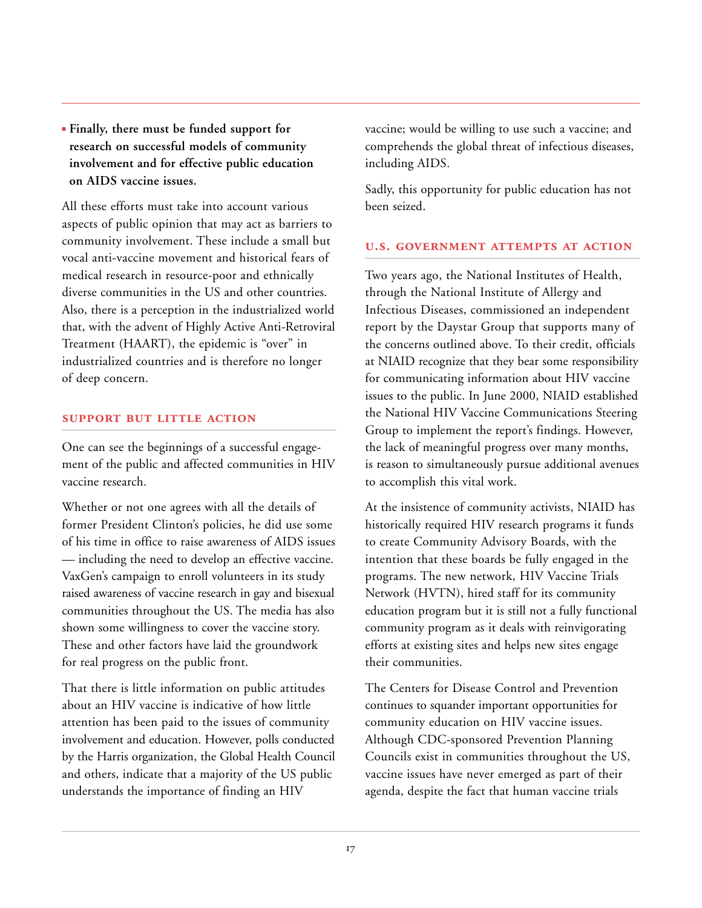- **Finally, there must be funded support for research on successful models of community involvement and for effective public education on AIDS vaccine issues.**

All these efforts must take into account various aspects of public opinion that may act as barriers to community involvement. These include a small but vocal anti-vaccine movement and historical fears of medical research in resource-poor and ethnically diverse communities in the US and other countries. Also, there is a perception in the industrialized world that, with the advent of Highly Active Anti-Retroviral Treatment (HAART), the epidemic is "over" in industrialized countries and is therefore no longer of deep concern.

## SUPPORT BUT LITTLE ACTION

One can see the beginnings of a successful engagement of the public and affected communities in HIV vaccine research.

Whether or not one agrees with all the details of former President Clinton's policies, he did use some of his time in office to raise awareness of AIDS issues — including the need to develop an effective vaccine. VaxGen's campaign to enroll volunteers in its study raised awareness of vaccine research in gay and bisexual communities throughout the US. The media has also shown some willingness to cover the vaccine story. These and other factors have laid the groundwork for real progress on the public front.

That there is little information on public attitudes about an HIV vaccine is indicative of how little attention has been paid to the issues of community involvement and education. However, polls conducted by the Harris organization, the Global Health Council and others, indicate that a majority of the US public understands the importance of finding an HIV vaccine; would be willing to use such a vaccine; and comprehends the global threat of infectious diseases, including AIDS.

Sadly, this opportunity for public education has not been seized.

## U.S. GOVERNMENT ATTEMPTS AT ACTION

Two years ago, the National Institutes of Health, through the National Institute of Allergy and Infectious Diseases, commissioned an independent report by the Daystar Group that supports many of the concerns outlined above. To their credit, officials at NIAID recognize that they bear some responsibility for communicating information about HIV vaccine issues to the public. In June 2000, NIAID established the National HIV Vaccine Communications Steering Group to implement the report's findings. However, the lack of meaningful progress over many months, is reason to simultaneously pursue additional avenues to accomplish this vital work.

At the insistence of community activists, NIAID has historically required HIV research programs it funds to create Community Advisory Boards, with the intention that these boards be fully engaged in the programs. The new network, HIV Vaccine Trials Network (HVTN), hired staff for its community education program but it is still not a fully functional community program as it deals with reinvigorating efforts at existing sites and helps new sites engage their communities.

The Centers for Disease Control and Prevention continues to squander important opportunities for community education on HIV vaccine issues. Although CDC-sponsored Prevention Planning Councils exist in communities throughout the US, vaccine issues have never emerged as part of their agenda, despite the fact that human vaccine trials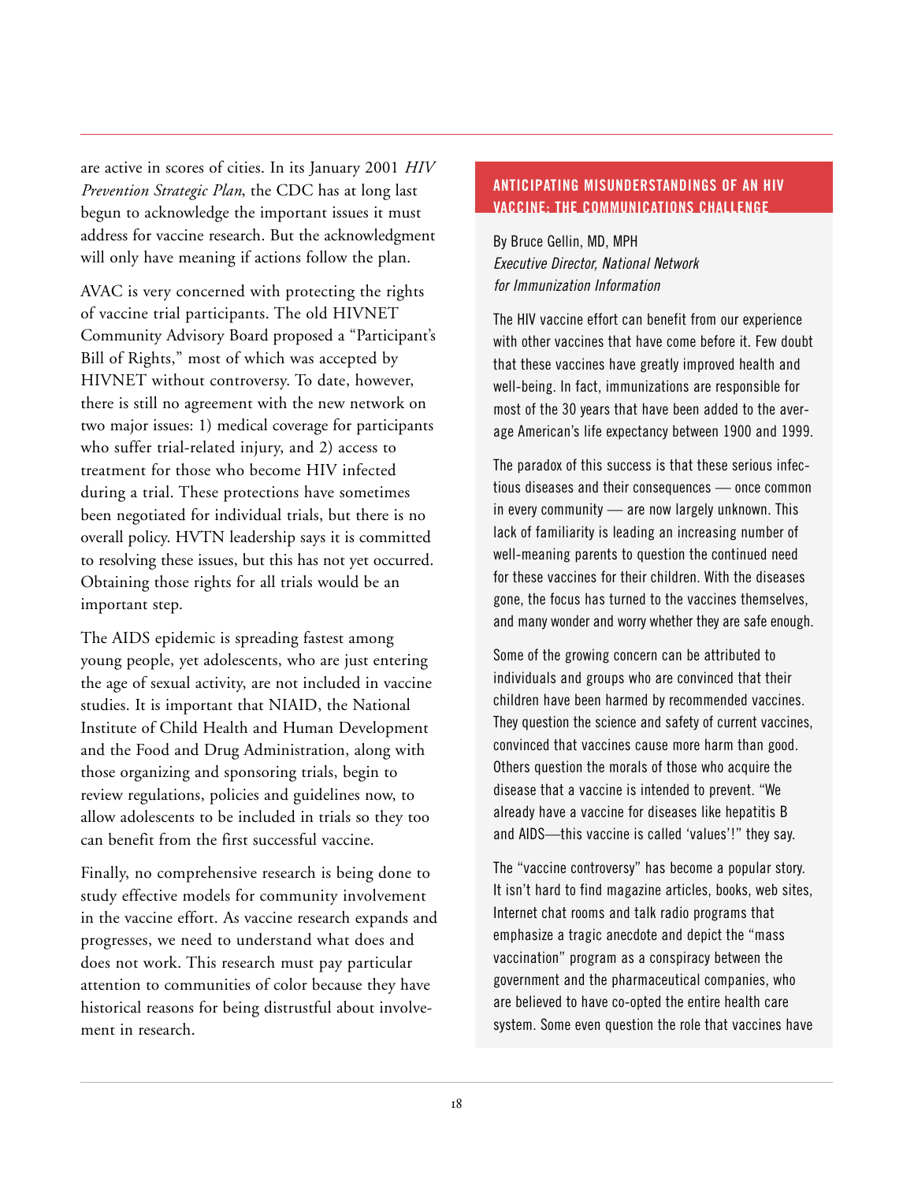are active in scores of cities. In its January 2001 *HIV Prevention Strategic Plan*, the CDC has at long last begun to acknowledge the important issues it must address for vaccine research. But the acknowledgment will only have meaning if actions follow the plan.

AVAC is very concerned with protecting the rights of vaccine trial participants. The old HIVNET Community Advisory Board proposed a "Participant's Bill of Rights," most of which was accepted by HIVNET without controversy. To date, however, there is still no agreement with the new network on two major issues: 1) medical coverage for participants who suffer trial-related injury, and 2) access to treatment for those who become HIV infected during a trial. These protections have sometimes been negotiated for individual trials, but there is no overall policy. HVTN leadership says it is committed to resolving these issues, but this has not yet occurred. Obtaining those rights for all trials would be an important step.

The AIDS epidemic is spreading fastest among young people, yet adolescents, who are just entering the age of sexual activity, are not included in vaccine studies. It is important that NIAID, the National Institute of Child Health and Human Development and the Food and Drug Administration, along with those organizing and sponsoring trials, begin to review regulations, policies and guidelines now, to allow adolescents to be included in trials so they too can benefit from the first successful vaccine.

Finally, no comprehensive research is being done to study effective models for community involvement in the vaccine effort. As vaccine research expands and progresses, we need to understand what does and does not work. This research must pay particular attention to communities of color because they have historical reasons for being distrustful about involvement in research.

## ANTICIPATING MISUNDERSTANDINGS OF AN HIV VACCINE: THE COMMUNICATIONS CHALLENGE

By Bruce Gellin, MD, MPH
*Executive Director, National Network for Immunization Information*

The HIV vaccine effort can benefit from our experience with other vaccines that have come before it. Few doubt that these vaccines have greatly improved health and well-being. In fact, immunizations are responsible for most of the 30 years that have been added to the average American's life expectancy between 1900 and 1999.

The paradox of this success is that these serious infectious diseases and their consequences — once common in every community — are now largely unknown. This lack of familiarity is leading an increasing number of well-meaning parents to question the continued need for these vaccines for their children. With the diseases gone, the focus has turned to the vaccines themselves, and many wonder and worry whether they are safe enough.

Some of the growing concern can be attributed to individuals and groups who are convinced that their children have been harmed by recommended vaccines. They question the science and safety of current vaccines, convinced that vaccines cause more harm than good. Others question the morals of those who acquire the disease that a vaccine is intended to prevent. "We already have a vaccine for diseases like hepatitis B and AIDS—this vaccine is called 'values'!" they say.

The "vaccine controversy" has become a popular story. It isn't hard to find magazine articles, books, web sites, Internet chat rooms and talk radio programs that emphasize a tragic anecdote and depict the "mass vaccination" program as a conspiracy between the government and the pharmaceutical companies, who are believed to have co-opted the entire health care system. Some even question the role that vaccines have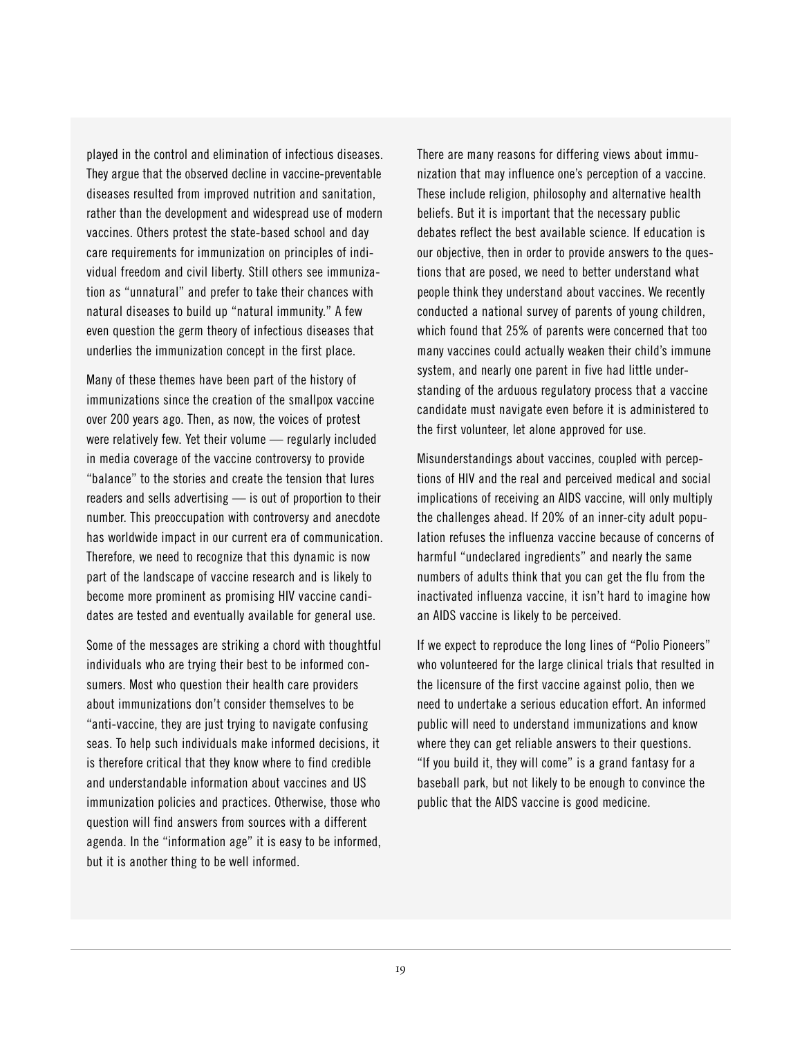played in the control and elimination of infectious diseases. They argue that the observed decline in vaccine-preventable diseases resulted from improved nutrition and sanitation, rather than the development and widespread use of modern vaccines. Others protest the state-based school and day care requirements for immunization on principles of individual freedom and civil liberty. Still others see immunization as "unnatural" and prefer to take their chances with natural diseases to build up "natural immunity." A few even question the germ theory of infectious diseases that underlies the immunization concept in the first place.

Many of these themes have been part of the history of immunizations since the creation of the smallpox vaccine over 200 years ago. Then, as now, the voices of protest were relatively few. Yet their volume — regularly included in media coverage of the vaccine controversy to provide "balance" to the stories and create the tension that lures readers and sells advertising — is out of proportion to their number. This preoccupation with controversy and anecdote has worldwide impact in our current era of communication. Therefore, we need to recognize that this dynamic is now part of the landscape of vaccine research and is likely to become more prominent as promising HIV vaccine candidates are tested and eventually available for general use.

Some of the messages are striking a chord with thoughtful individuals who are trying their best to be informed consumers. Most who question their health care providers about immunizations don't consider themselves to be "anti-vaccine, they are just trying to navigate confusing seas. To help such individuals make informed decisions, it is therefore critical that they know where to find credible and understandable information about vaccines and US immunization policies and practices. Otherwise, those who question will find answers from sources with a different agenda. In the "information age" it is easy to be informed, but it is another thing to be well informed.

There are many reasons for differing views about immunization that may influence one's perception of a vaccine. These include religion, philosophy and alternative health beliefs. But it is important that the necessary public debates reflect the best available science. If education is our objective, then in order to provide answers to the questions that are posed, we need to better understand what people think they understand about vaccines. We recently conducted a national survey of parents of young children, which found that 25% of parents were concerned that too many vaccines could actually weaken their child's immune system, and nearly one parent in five had little understanding of the arduous regulatory process that a vaccine candidate must navigate even before it is administered to the first volunteer, let alone approved for use.

Misunderstandings about vaccines, coupled with perceptions of HIV and the real and perceived medical and social implications of receiving an AIDS vaccine, will only multiply the challenges ahead. If 20% of an inner-city adult population refuses the influenza vaccine because of concerns of harmful "undeclared ingredients" and nearly the same numbers of adults think that you can get the flu from the inactivated influenza vaccine, it isn't hard to imagine how an AIDS vaccine is likely to be perceived.

If we expect to reproduce the long lines of "Polio Pioneers" who volunteered for the large clinical trials that resulted in the licensure of the first vaccine against polio, then we need to undertake a serious education effort. An informed public will need to understand immunizations and know where they can get reliable answers to their questions. "If you build it, they will come" is a grand fantasy for a baseball park, but not likely to be enough to convince the public that the AIDS vaccine is good medicine.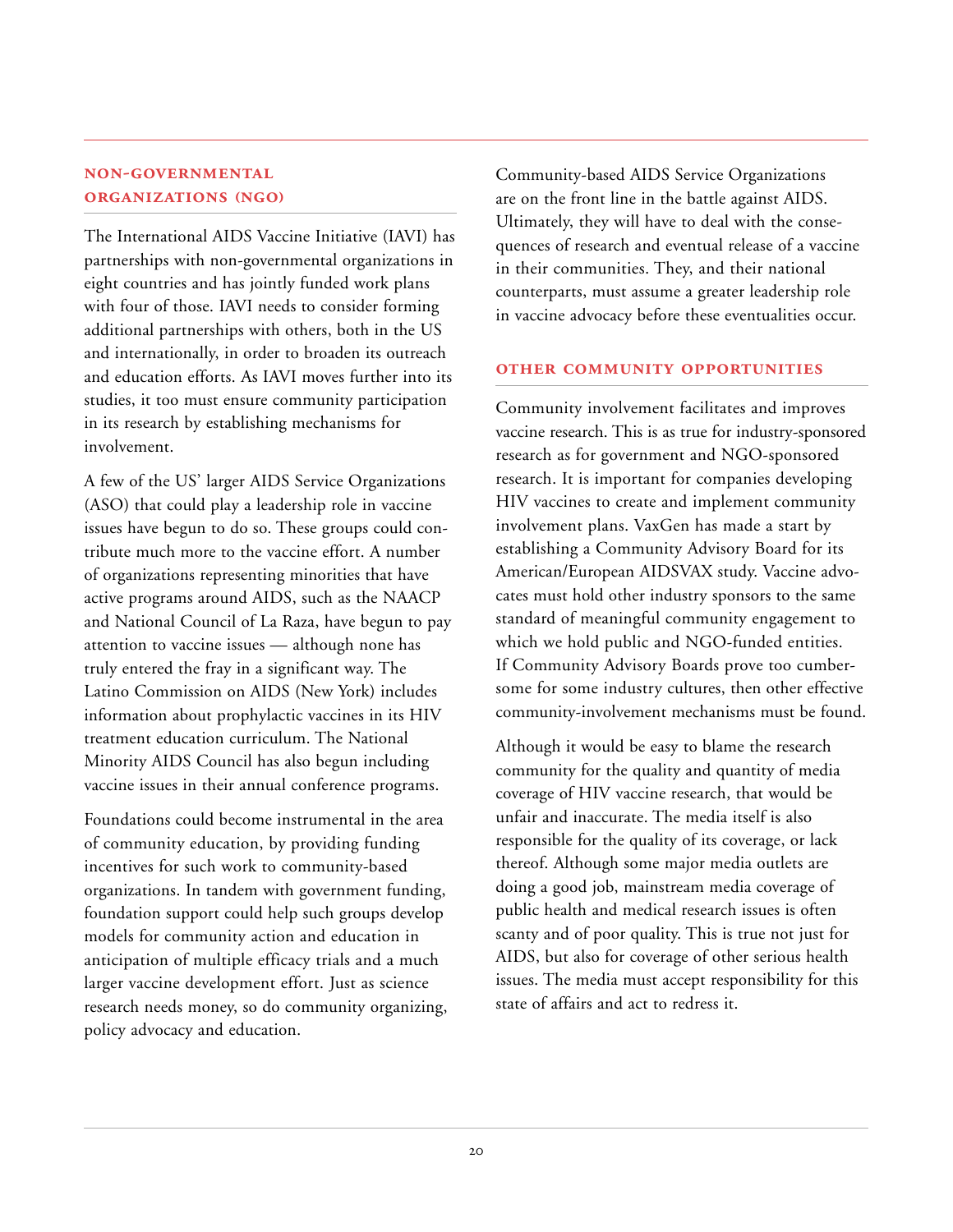## NON-GOVERNMENTAL ORGANIZATIONS (NGO)

The International AIDS Vaccine Initiative (IAVI) has partnerships with non-governmental organizations in eight countries and has jointly funded work plans with four of those. IAVI needs to consider forming additional partnerships with others, both in the US and internationally, in order to broaden its outreach and education efforts. As IAVI moves further into its studies, it too must ensure community participation in its research by establishing mechanisms for involvement.

A few of the US' larger AIDS Service Organizations (ASO) that could play a leadership role in vaccine issues have begun to do so. These groups could contribute much more to the vaccine effort. A number of organizations representing minorities that have active programs around AIDS, such as the NAACP and National Council of La Raza, have begun to pay attention to vaccine issues — although none has truly entered the fray in a significant way. The Latino Commission on AIDS (New York) includes information about prophylactic vaccines in its HIV treatment education curriculum. The National Minority AIDS Council has also begun including vaccine issues in their annual conference programs.

Foundations could become instrumental in the area of community education, by providing funding incentives for such work to community-based organizations. In tandem with government funding, foundation support could help such groups develop models for community action and education in anticipation of multiple efficacy trials and a much larger vaccine development effort. Just as science research needs money, so do community organizing, policy advocacy and education.

Community-based AIDS Service Organizations are on the front line in the battle against AIDS. Ultimately, they will have to deal with the consequences of research and eventual release of a vaccine in their communities. They, and their national counterparts, must assume a greater leadership role in vaccine advocacy before these eventualities occur.

## OTHER COMMUNITY OPPORTUNITIES

Community involvement facilitates and improves vaccine research. This is as true for industry-sponsored research as for government and NGO-sponsored research. It is important for companies developing HIV vaccines to create and implement community involvement plans. VaxGen has made a start by establishing a Community Advisory Board for its American/European AIDSVAX study. Vaccine advocates must hold other industry sponsors to the same standard of meaningful community engagement to which we hold public and NGO-funded entities. If Community Advisory Boards prove too cumbersome for some industry cultures, then other effective community-involvement mechanisms must be found.

Although it would be easy to blame the research community for the quality and quantity of media coverage of HIV vaccine research, that would be unfair and inaccurate. The media itself is also responsible for the quality of its coverage, or lack thereof. Although some major media outlets are doing a good job, mainstream media coverage of public health and medical research issues is often scanty and of poor quality. This is true not just for AIDS, but also for coverage of other serious health issues. The media must accept responsibility for this state of affairs and act to redress it.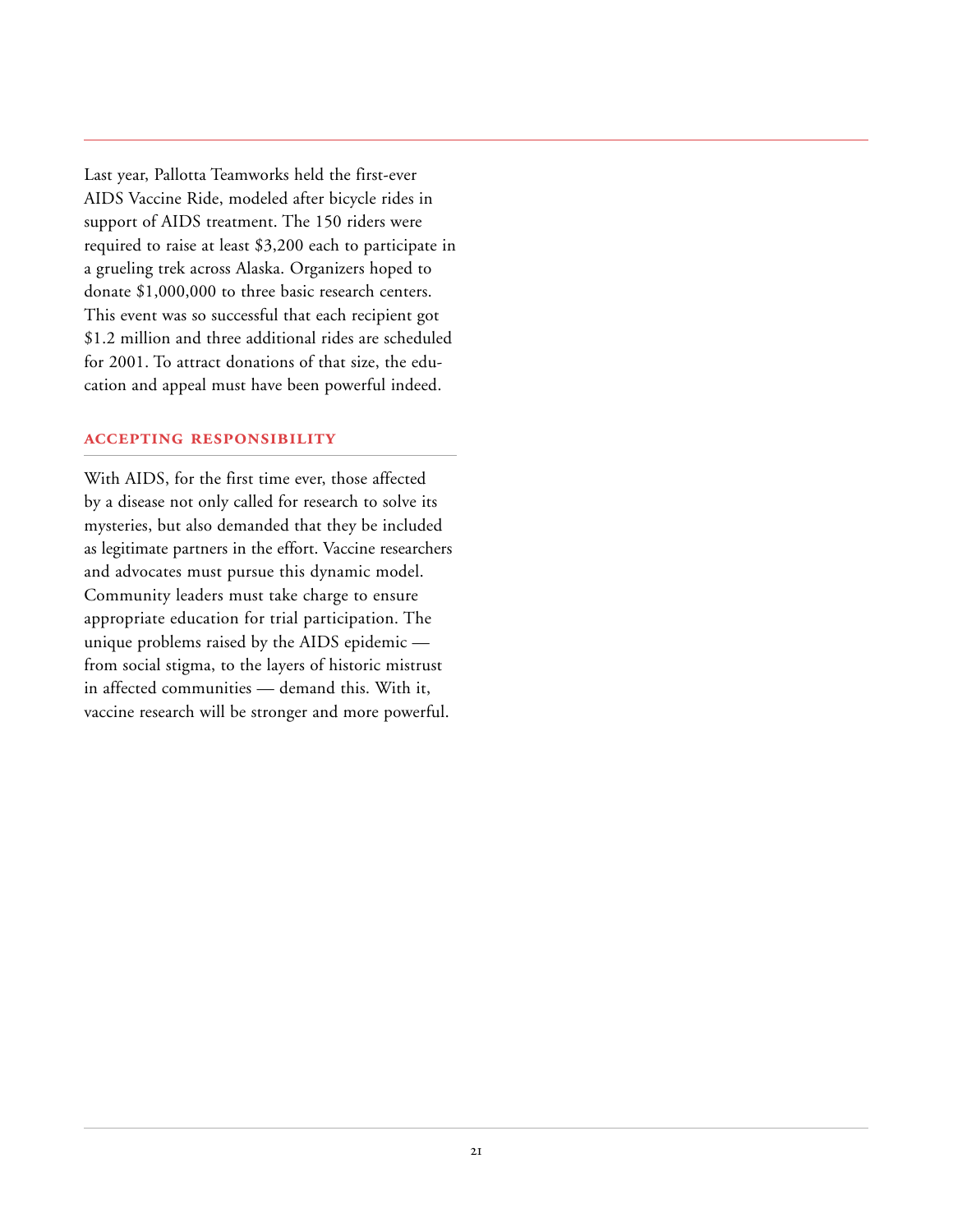Last year, Pallotta Teamworks held the first-ever AIDS Vaccine Ride, modeled after bicycle rides in support of AIDS treatment. The 150 riders were required to raise at least $3,200 each to participate in a grueling trek across Alaska. Organizers hoped to donate $1,000,000 to three basic research centers. This event was so successful that each recipient got $1.2 million and three additional rides are scheduled for 2001. To attract donations of that size, the education and appeal must have been powerful indeed.

### ACCEPTING RESPONSIBILITY

With AIDS, for the first time ever, those affected by a disease not only called for research to solve its mysteries, but also demanded that they be included as legitimate partners in the effort. Vaccine researchers and advocates must pursue this dynamic model. Community leaders must take charge to ensure appropriate education for trial participation. The unique problems raised by the AIDS epidemic — from social stigma, to the layers of historic mistrust in affected communities — demand this. With it, vaccine research will be stronger and more powerful.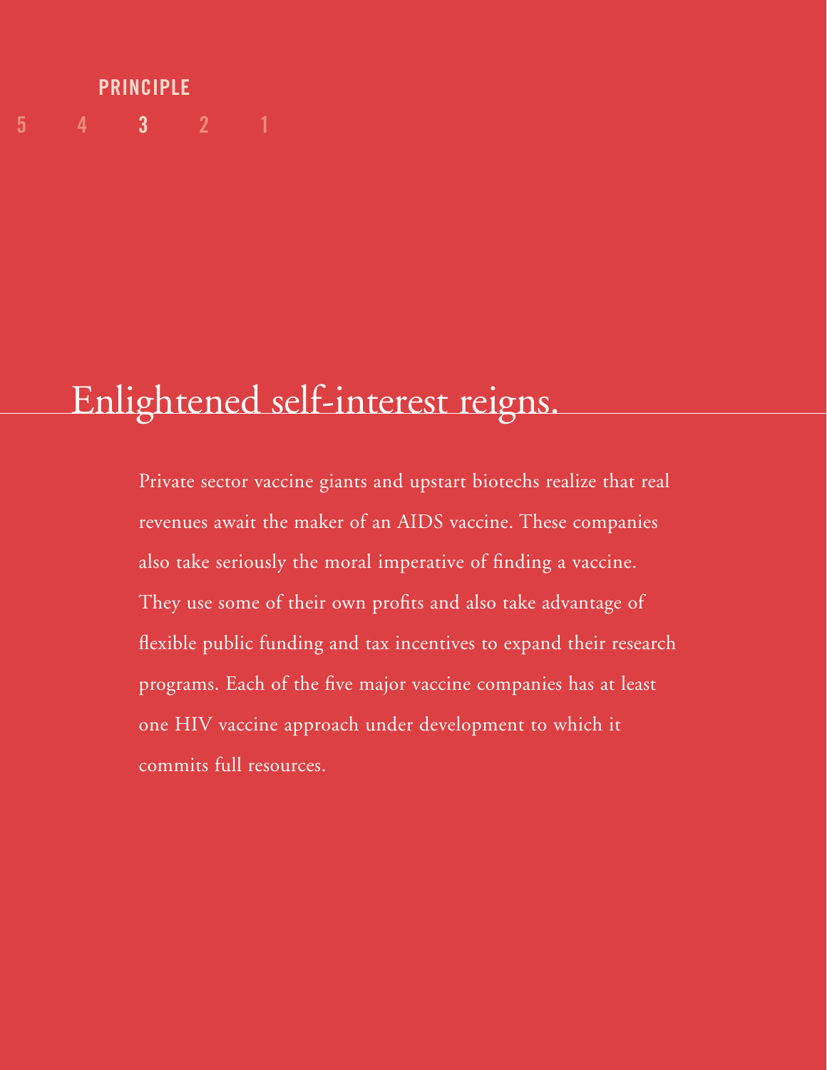PRINCIPLE

5 4 3 2 1

# Enlightened self-interest reigns.

Private sector vaccine giants and upstart biotechs realize that real revenues await the maker of an AIDS vaccine. These companies also take seriously the moral imperative of finding a vaccine. They use some of their own profits and also take advantage of flexible public funding and tax incentives to expand their research programs. Each of the five major vaccine companies has at least one HIV vaccine approach under development to which it commits full resources.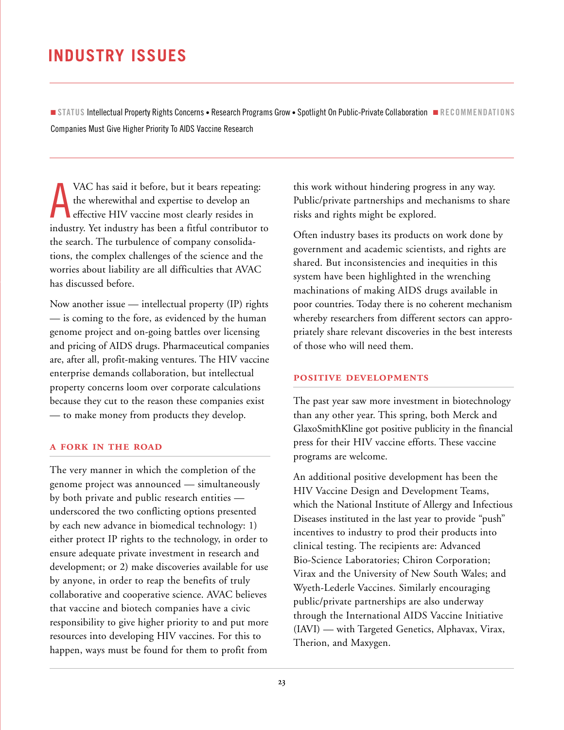# INDUSTRY ISSUES

■ **STATUS** Intellectual Property Rights Concerns • Research Programs Grow • Spotlight On Public-Private Collaboration ■ **RECOMMENDATIONS** Companies Must Give Higher Priority To AIDS Vaccine Research

AVAC has said it before, but it bears repeating: the wherewithal and expertise to develop an effective HIV vaccine most clearly resides in industry. Yet industry has been a fitful contributor to the search. The turbulence of company consolidations, the complex challenges of the science and the worries about liability are all difficulties that AVAC has discussed before.

Now another issue — intellectual property (IP) rights — is coming to the fore, as evidenced by the human genome project and on-going battles over licensing and pricing of AIDS drugs. Pharmaceutical companies are, after all, profit-making ventures. The HIV vaccine enterprise demands collaboration, but intellectual property concerns loom over corporate calculations because they cut to the reason these companies exist — to make money from products they develop.

### A FORK IN THE ROAD

The very manner in which the completion of the genome project was announced — simultaneously by both private and public research entities — underscored the two conflicting options presented by each new advance in biomedical technology: 1) either protect IP rights to the technology, in order to ensure adequate private investment in research and development; or 2) make discoveries available for use by anyone, in order to reap the benefits of truly collaborative and cooperative science. AVAC believes that vaccine and biotech companies have a civic responsibility to give higher priority to and put more resources into developing HIV vaccines. For this to happen, ways must be found for them to profit from this work without hindering progress in any way. Public/private partnerships and mechanisms to share risks and rights might be explored.

Often industry bases its products on work done by government and academic scientists, and rights are shared. But inconsistencies and inequities in this system have been highlighted in the wrenching machinations of making AIDS drugs available in poor countries. Today there is no coherent mechanism whereby researchers from different sectors can appropriately share relevant discoveries in the best interests of those who will need them.

### POSITIVE DEVELOPMENTS

The past year saw more investment in biotechnology than any other year. This spring, both Merck and GlaxoSmithKline got positive publicity in the financial press for their HIV vaccine efforts. These vaccine programs are welcome.

An additional positive development has been the HIV Vaccine Design and Development Teams, which the National Institute of Allergy and Infectious Diseases instituted in the last year to provide "push" incentives to industry to prod their products into clinical testing. The recipients are: Advanced Bio-Science Laboratories; Chiron Corporation; Virax and the University of New South Wales; and Wyeth-Lederle Vaccines. Similarly encouraging public/private partnerships are also underway through the International AIDS Vaccine Initiative (IAVI) — with Targeted Genetics, Alphavax, Virax, Therion, and Maxygen.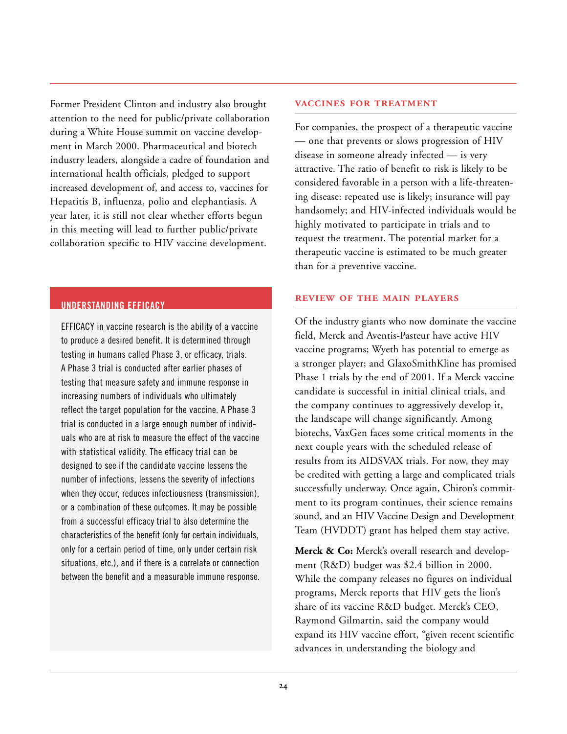Former President Clinton and industry also brought attention to the need for public/private collaboration during a White House summit on vaccine development in March 2000. Pharmaceutical and biotech industry leaders, alongside a cadre of foundation and international health officials, pledged to support increased development of, and access to, vaccines for Hepatitis B, influenza, polio and elephantiasis. A year later, it is still not clear whether efforts begun in this meeting will lead to further public/private collaboration specific to HIV vaccine development.

### UNDERSTANDING EFFICACY

EFFICACY in vaccine research is the ability of a vaccine to produce a desired benefit. It is determined through testing in humans called Phase 3, or efficacy, trials. A Phase 3 trial is conducted after earlier phases of testing that measure safety and immune response in increasing numbers of individuals who ultimately reflect the target population for the vaccine. A Phase 3 trial is conducted in a large enough number of individuals who are at risk to measure the effect of the vaccine with statistical validity. The efficacy trial can be designed to see if the candidate vaccine lessens the number of infections, lessens the severity of infections when they occur, reduces infectiousness (transmission), or a combination of these outcomes. It may be possible from a successful efficacy trial to also determine the characteristics of the benefit (only for certain individuals, only for a certain period of time, only under certain risk situations, etc.), and if there is a correlate or connection between the benefit and a measurable immune response.

## VACCINES FOR TREATMENT

For companies, the prospect of a therapeutic vaccine — one that prevents or slows progression of HIV disease in someone already infected — is very attractive. The ratio of benefit to risk is likely to be considered favorable in a person with a life-threatening disease: repeated use is likely; insurance will pay handsomely; and HIV-infected individuals would be highly motivated to participate in trials and to request the treatment. The potential market for a therapeutic vaccine is estimated to be much greater than for a preventive vaccine.

## REVIEW OF THE MAIN PLAYERS

Of the industry giants who now dominate the vaccine field, Merck and Aventis-Pasteur have active HIV vaccine programs; Wyeth has potential to emerge as a stronger player; and GlaxoSmithKline has promised Phase 1 trials by the end of 2001. If a Merck vaccine candidate is successful in initial clinical trials, and the company continues to aggressively develop it, the landscape will change significantly. Among biotechs, VaxGen faces some critical moments in the next couple years with the scheduled release of results from its AIDSVAX trials. For now, they may be credited with getting a large and complicated trials successfully underway. Once again, Chiron's commitment to its program continues, their science remains sound, and an HIV Vaccine Design and Development Team (HVDDT) grant has helped them stay active.

**Merck & Co:** Merck's overall research and development (R&D) budget was $2.4 billion in 2000. While the company releases no figures on individual programs, Merck reports that HIV gets the lion's share of its vaccine R&D budget. Merck's CEO, Raymond Gilmartin, said the company would expand its HIV vaccine effort, "given recent scientific advances in understanding the biology and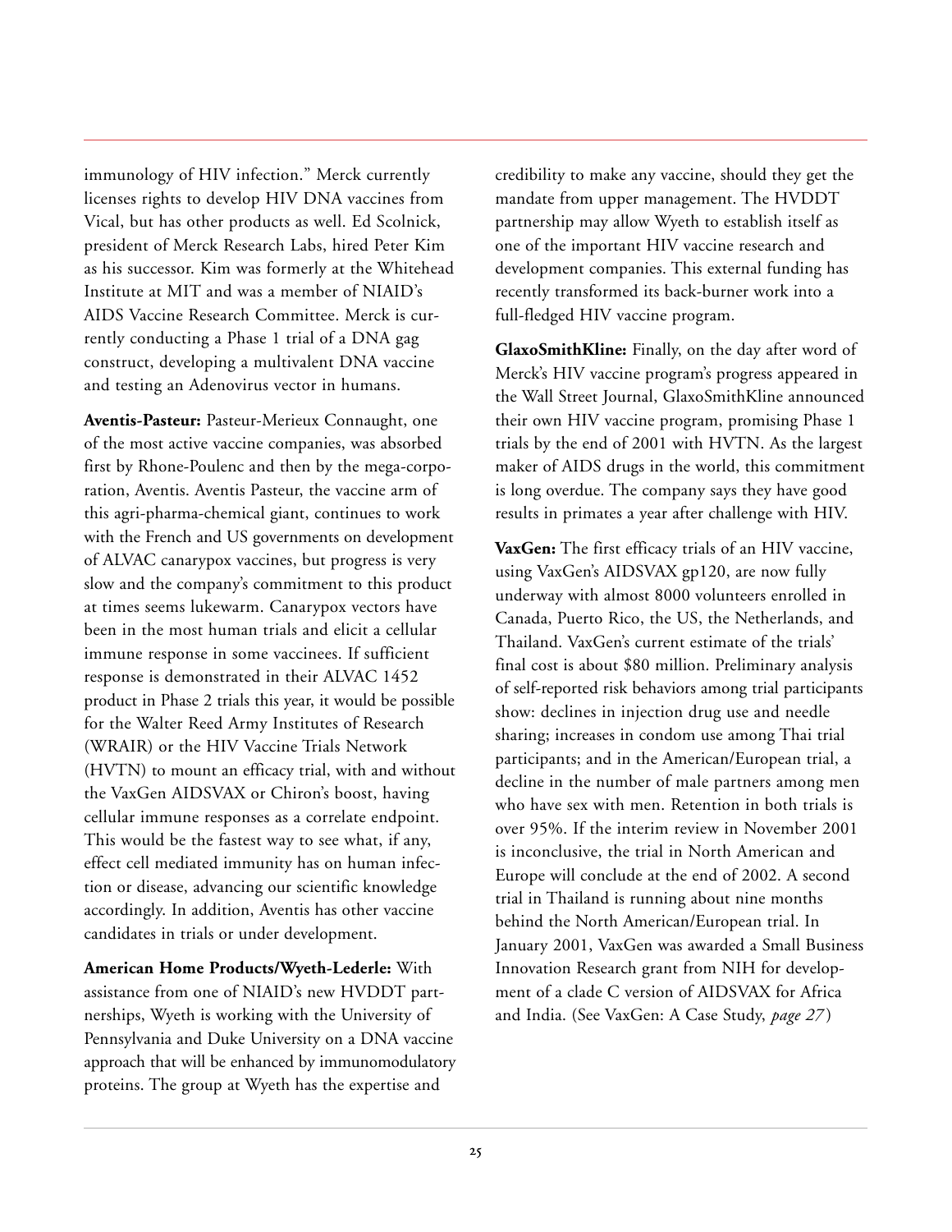immunology of HIV infection." Merck currently licenses rights to develop HIV DNA vaccines from Vical, but has other products as well. Ed Scolnick, president of Merck Research Labs, hired Peter Kim as his successor. Kim was formerly at the Whitehead Institute at MIT and was a member of NIAID's AIDS Vaccine Research Committee. Merck is currently conducting a Phase 1 trial of a DNA gag construct, developing a multivalent DNA vaccine and testing an Adenovirus vector in humans.

**Aventis-Pasteur:** Pasteur-Merieux Connaught, one of the most active vaccine companies, was absorbed first by Rhone-Poulenc and then by the mega-corporation, Aventis. Aventis Pasteur, the vaccine arm of this agri-pharma-chemical giant, continues to work with the French and US governments on development of ALVAC canarypox vaccines, but progress is very slow and the company's commitment to this product at times seems lukewarm. Canarypox vectors have been in the most human trials and elicit a cellular immune response in some vaccinees. If sufficient response is demonstrated in their ALVAC 1452 product in Phase 2 trials this year, it would be possible for the Walter Reed Army Institutes of Research (WRAIR) or the HIV Vaccine Trials Network (HVTN) to mount an efficacy trial, with and without the VaxGen AIDSVAX or Chiron's boost, having cellular immune responses as a correlate endpoint. This would be the fastest way to see what, if any, effect cell mediated immunity has on human infection or disease, advancing our scientific knowledge accordingly. In addition, Aventis has other vaccine candidates in trials or under development.

**American Home Products/Wyeth-Lederle:** With assistance from one of NIAID's new HVDDT partnerships, Wyeth is working with the University of Pennsylvania and Duke University on a DNA vaccine approach that will be enhanced by immunomodulatory proteins. The group at Wyeth has the expertise and credibility to make any vaccine, should they get the mandate from upper management. The HVDDT partnership may allow Wyeth to establish itself as one of the important HIV vaccine research and development companies. This external funding has recently transformed its back-burner work into a full-fledged HIV vaccine program.

**GlaxoSmithKline:** Finally, on the day after word of Merck's HIV vaccine program's progress appeared in the Wall Street Journal, GlaxoSmithKline announced their own HIV vaccine program, promising Phase 1 trials by the end of 2001 with HVTN. As the largest maker of AIDS drugs in the world, this commitment is long overdue. The company says they have good results in primates a year after challenge with HIV.

**VaxGen:** The first efficacy trials of an HIV vaccine, using VaxGen's AIDSVAX gp120, are now fully underway with almost 8000 volunteers enrolled in Canada, Puerto Rico, the US, the Netherlands, and Thailand. VaxGen's current estimate of the trials' final cost is about $80 million. Preliminary analysis of self-reported risk behaviors among trial participants show: declines in injection drug use and needle sharing; increases in condom use among Thai trial participants; and in the American/European trial, a decline in the number of male partners among men who have sex with men. Retention in both trials is over 95%. If the interim review in November 2001 is inconclusive, the trial in North American and Europe will conclude at the end of 2002. A second trial in Thailand is running about nine months behind the North American/European trial. In January 2001, VaxGen was awarded a Small Business Innovation Research grant from NIH for development of a clade C version of AIDSVAX for Africa and India. (See VaxGen: A Case Study, *page 27*)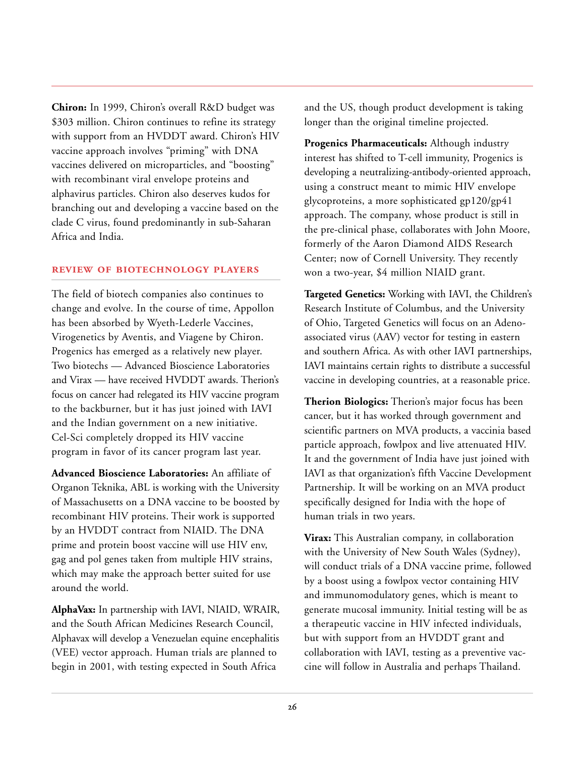**Chiron:** In 1999, Chiron's overall R&D budget was $303 million. Chiron continues to refine its strategy with support from an HVDDT award. Chiron's HIV vaccine approach involves "priming" with DNA vaccines delivered on microparticles, and "boosting" with recombinant viral envelope proteins and alphavirus particles. Chiron also deserves kudos for branching out and developing a vaccine based on the clade C virus, found predominantly in sub-Saharan Africa and India.

## REVIEW OF BIOTECHNOLOGY PLAYERS

The field of biotech companies also continues to change and evolve. In the course of time, Appollon has been absorbed by Wyeth-Lederle Vaccines, Virogenetics by Aventis, and Viagene by Chiron. Progenics has emerged as a relatively new player. Two biotechs — Advanced Bioscience Laboratories and Virax — have received HVDDT awards. Therion's focus on cancer had relegated its HIV vaccine program to the backburner, but it has just joined with IAVI and the Indian government on a new initiative. Cel-Sci completely dropped its HIV vaccine program in favor of its cancer program last year.

**Advanced Bioscience Laboratories:** An affiliate of Organon Teknika, ABL is working with the University of Massachusetts on a DNA vaccine to be boosted by recombinant HIV proteins. Their work is supported by an HVDDT contract from NIAID. The DNA prime and protein boost vaccine will use HIV env, gag and pol genes taken from multiple HIV strains, which may make the approach better suited for use around the world.

**AlphaVax:** In partnership with IAVI, NIAID, WRAIR, and the South African Medicines Research Council, Alphavax will develop a Venezuelan equine encephalitis (VEE) vector approach. Human trials are planned to begin in 2001, with testing expected in South Africa and the US, though product development is taking longer than the original timeline projected.

**Progenics Pharmaceuticals:** Although industry interest has shifted to T-cell immunity, Progenics is developing a neutralizing-antibody-oriented approach, using a construct meant to mimic HIV envelope glycoproteins, a more sophisticated gp120/gp41 approach. The company, whose product is still in the pre-clinical phase, collaborates with John Moore, formerly of the Aaron Diamond AIDS Research Center; now of Cornell University. They recently won a two-year, $4 million NIAID grant.

**Targeted Genetics:** Working with IAVI, the Children's Research Institute of Columbus, and the University of Ohio, Targeted Genetics will focus on an Adeno-associated virus (AAV) vector for testing in eastern and southern Africa. As with other IAVI partnerships, IAVI maintains certain rights to distribute a successful vaccine in developing countries, at a reasonable price.

**Therion Biologics:** Therion's major focus has been cancer, but it has worked through government and scientific partners on MVA products, a vaccinia based particle approach, fowlpox and live attenuated HIV. It and the government of India have just joined with IAVI as that organization's fifth Vaccine Development Partnership. It will be working on an MVA product specifically designed for India with the hope of human trials in two years.

**Virax:** This Australian company, in collaboration with the University of New South Wales (Sydney), will conduct trials of a DNA vaccine prime, followed by a boost using a fowlpox vector containing HIV and immunomodulatory genes, which is meant to generate mucosal immunity. Initial testing will be as a therapeutic vaccine in HIV infected individuals, but with support from an HVDDT grant and collaboration with IAVI, testing as a preventive vaccine will follow in Australia and perhaps Thailand.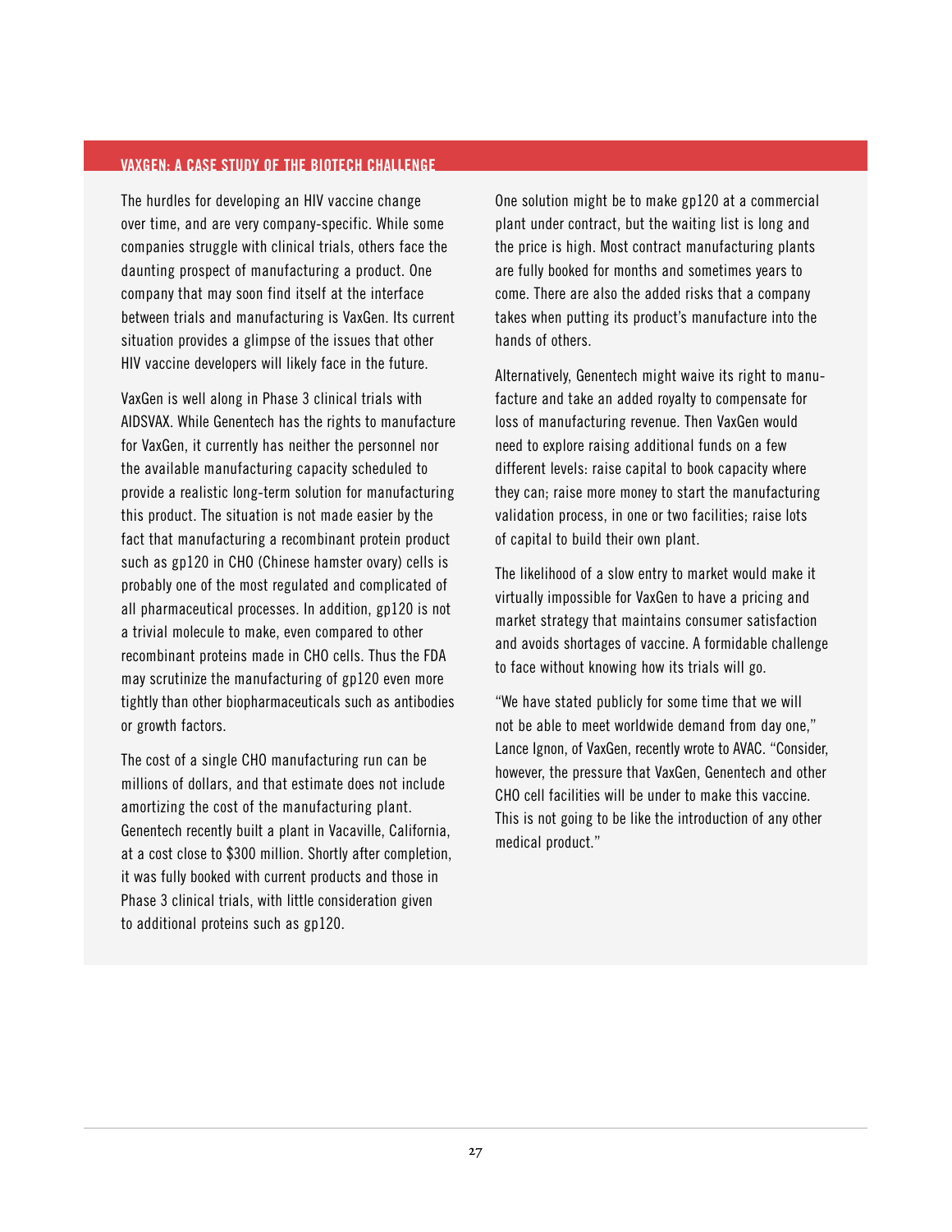## VAXGEN: A CASE STUDY OF THE BIOTECH CHALLENGE

The hurdles for developing an HIV vaccine change over time, and are very company-specific. While some companies struggle with clinical trials, others face the daunting prospect of manufacturing a product. One company that may soon find itself at the interface between trials and manufacturing is VaxGen. Its current situation provides a glimpse of the issues that other HIV vaccine developers will likely face in the future.

VaxGen is well along in Phase 3 clinical trials with AIDSVAX. While Genentech has the rights to manufacture for VaxGen, it currently has neither the personnel nor the available manufacturing capacity scheduled to provide a realistic long-term solution for manufacturing this product. The situation is not made easier by the fact that manufacturing a recombinant protein product such as gp120 in CHO (Chinese hamster ovary) cells is probably one of the most regulated and complicated of all pharmaceutical processes. In addition, gp120 is not a trivial molecule to make, even compared to other recombinant proteins made in CHO cells. Thus the FDA may scrutinize the manufacturing of gp120 even more tightly than other biopharmaceuticals such as antibodies or growth factors.

The cost of a single CHO manufacturing run can be millions of dollars, and that estimate does not include amortizing the cost of the manufacturing plant. Genentech recently built a plant in Vacaville, California, at a cost close to $300 million. Shortly after completion, it was fully booked with current products and those in Phase 3 clinical trials, with little consideration given to additional proteins such as gp120.

One solution might be to make gp120 at a commercial plant under contract, but the waiting list is long and the price is high. Most contract manufacturing plants are fully booked for months and sometimes years to come. There are also the added risks that a company takes when putting its product's manufacture into the hands of others.

Alternatively, Genentech might waive its right to manufacture and take an added royalty to compensate for loss of manufacturing revenue. Then VaxGen would need to explore raising additional funds on a few different levels: raise capital to book capacity where they can; raise more money to start the manufacturing validation process, in one or two facilities; raise lots of capital to build their own plant.

The likelihood of a slow entry to market would make it virtually impossible for VaxGen to have a pricing and market strategy that maintains consumer satisfaction and avoids shortages of vaccine. A formidable challenge to face without knowing how its trials will go.

"We have stated publicly for some time that we will not be able to meet worldwide demand from day one," Lance Ignon, of VaxGen, recently wrote to AVAC. "Consider, however, the pressure that VaxGen, Genentech and other CHO cell facilities will be under to make this vaccine. This is not going to be like the introduction of any other medical product."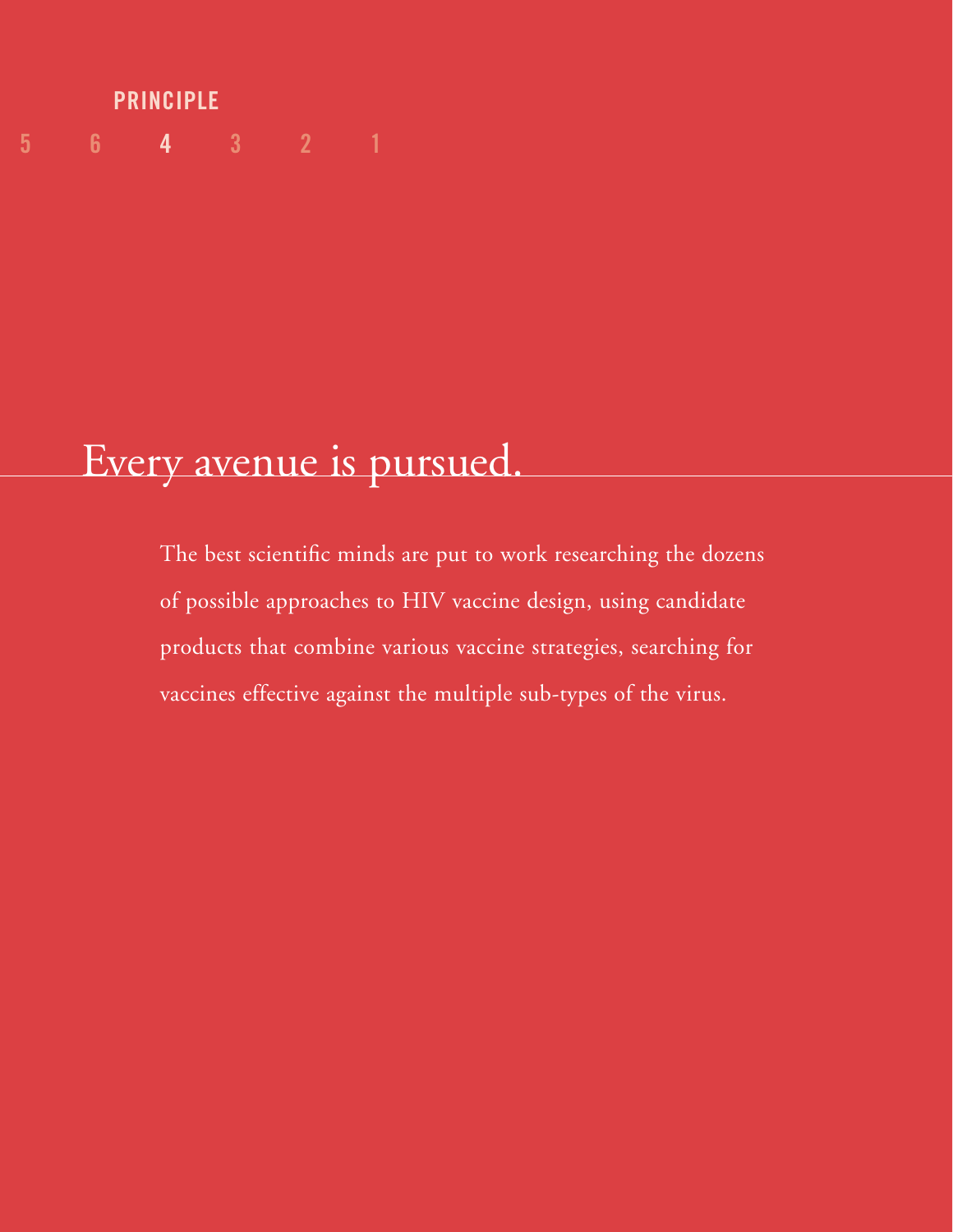PRINCIPLE

5 6 **4** 3 2 1

# Every avenue is pursued.

The best scientific minds are put to work researching the dozens of possible approaches to HIV vaccine design, using candidate products that combine various vaccine strategies, searching for vaccines effective against the multiple sub-types of the virus.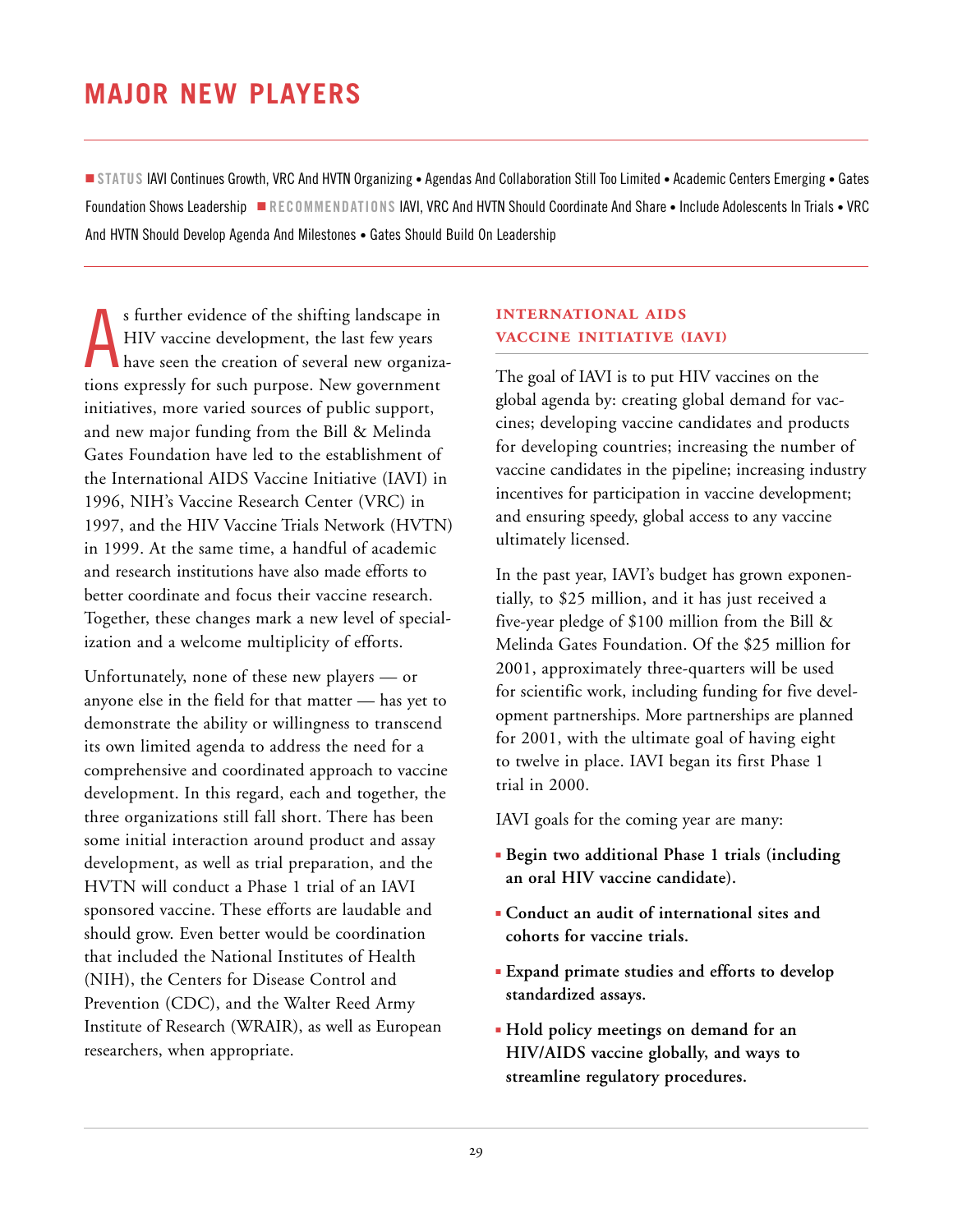# MAJOR NEW PLAYERS

■ **STATUS** IAVI Continues Growth, VRC And HVTN Organizing • Agendas And Collaboration Still Too Limited • Academic Centers Emerging • Gates Foundation Shows Leadership ■ **RECOMMENDATIONS** IAVI, VRC And HVTN Should Coordinate And Share • Include Adolescents In Trials • VRC And HVTN Should Develop Agenda And Milestones • Gates Should Build On Leadership

As further evidence of the shifting landscape in HIV vaccine development, the last few years have seen the creation of several new organizations expressly for such purpose. New government initiatives, more varied sources of public support, and new major funding from the Bill & Melinda Gates Foundation have led to the establishment of the International AIDS Vaccine Initiative (IAVI) in 1996, NIH's Vaccine Research Center (VRC) in 1997, and the HIV Vaccine Trials Network (HVTN) in 1999. At the same time, a handful of academic and research institutions have also made efforts to better coordinate and focus their vaccine research. Together, these changes mark a new level of specialization and a welcome multiplicity of efforts.

Unfortunately, none of these new players — or anyone else in the field for that matter — has yet to demonstrate the ability or willingness to transcend its own limited agenda to address the need for a comprehensive and coordinated approach to vaccine development. In this regard, each and together, the three organizations still fall short. There has been some initial interaction around product and assay development, as well as trial preparation, and the HVTN will conduct a Phase 1 trial of an IAVI sponsored vaccine. These efforts are laudable and should grow. Even better would be coordination that included the National Institutes of Health (NIH), the Centers for Disease Control and Prevention (CDC), and the Walter Reed Army Institute of Research (WRAIR), as well as European researchers, when appropriate.

## INTERNATIONAL AIDS VACCINE INITIATIVE (IAVI)

The goal of IAVI is to put HIV vaccines on the global agenda by: creating global demand for vaccines; developing vaccine candidates and products for developing countries; increasing the number of vaccine candidates in the pipeline; increasing industry incentives for participation in vaccine development; and ensuring speedy, global access to any vaccine ultimately licensed.

In the past year, IAVI's budget has grown exponentially, to $25 million, and it has just received a five-year pledge of $100 million from the Bill & Melinda Gates Foundation. Of the $25 million for 2001, approximately three-quarters will be used for scientific work, including funding for five development partnerships. More partnerships are planned for 2001, with the ultimate goal of having eight to twelve in place. IAVI began its first Phase 1 trial in 2000.

IAVI goals for the coming year are many:

- **Begin two additional Phase 1 trials (including an oral HIV vaccine candidate).**
- **Conduct an audit of international sites and cohorts for vaccine trials.**
- **Expand primate studies and efforts to develop standardized assays.**
- **Hold policy meetings on demand for an HIV/AIDS vaccine globally, and ways to streamline regulatory procedures.**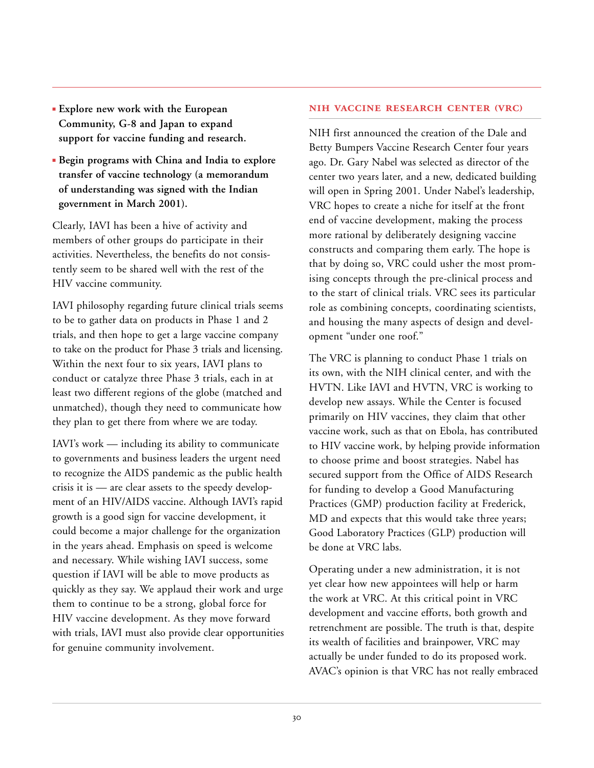- **Explore new work with the European Community, G-8 and Japan to expand support for vaccine funding and research.**
- **Begin programs with China and India to explore transfer of vaccine technology (a memorandum of understanding was signed with the Indian government in March 2001).**

Clearly, IAVI has been a hive of activity and members of other groups do participate in their activities. Nevertheless, the benefits do not consistently seem to be shared well with the rest of the HIV vaccine community.

IAVI philosophy regarding future clinical trials seems to be to gather data on products in Phase 1 and 2 trials, and then hope to get a large vaccine company to take on the product for Phase 3 trials and licensing. Within the next four to six years, IAVI plans to conduct or catalyze three Phase 3 trials, each in at least two different regions of the globe (matched and unmatched), though they need to communicate how they plan to get there from where we are today.

IAVI's work — including its ability to communicate to governments and business leaders the urgent need to recognize the AIDS pandemic as the public health crisis it is — are clear assets to the speedy development of an HIV/AIDS vaccine. Although IAVI's rapid growth is a good sign for vaccine development, it could become a major challenge for the organization in the years ahead. Emphasis on speed is welcome and necessary. While wishing IAVI success, some question if IAVI will be able to move products as quickly as they say. We applaud their work and urge them to continue to be a strong, global force for HIV vaccine development. As they move forward with trials, IAVI must also provide clear opportunities for genuine community involvement.

## NIH VACCINE RESEARCH CENTER (VRC)

NIH first announced the creation of the Dale and Betty Bumpers Vaccine Research Center four years ago. Dr. Gary Nabel was selected as director of the center two years later, and a new, dedicated building will open in Spring 2001. Under Nabel's leadership, VRC hopes to create a niche for itself at the front end of vaccine development, making the process more rational by deliberately designing vaccine constructs and comparing them early. The hope is that by doing so, VRC could usher the most promising concepts through the pre-clinical process and to the start of clinical trials. VRC sees its particular role as combining concepts, coordinating scientists, and housing the many aspects of design and development "under one roof."

The VRC is planning to conduct Phase 1 trials on its own, with the NIH clinical center, and with the HVTN. Like IAVI and HVTN, VRC is working to develop new assays. While the Center is focused primarily on HIV vaccines, they claim that other vaccine work, such as that on Ebola, has contributed to HIV vaccine work, by helping provide information to choose prime and boost strategies. Nabel has secured support from the Office of AIDS Research for funding to develop a Good Manufacturing Practices (GMP) production facility at Frederick, MD and expects that this would take three years; Good Laboratory Practices (GLP) production will be done at VRC labs.

Operating under a new administration, it is not yet clear how new appointees will help or harm the work at VRC. At this critical point in VRC development and vaccine efforts, both growth and retrenchment are possible. The truth is that, despite its wealth of facilities and brainpower, VRC may actually be under funded to do its proposed work. AVAC's opinion is that VRC has not really embraced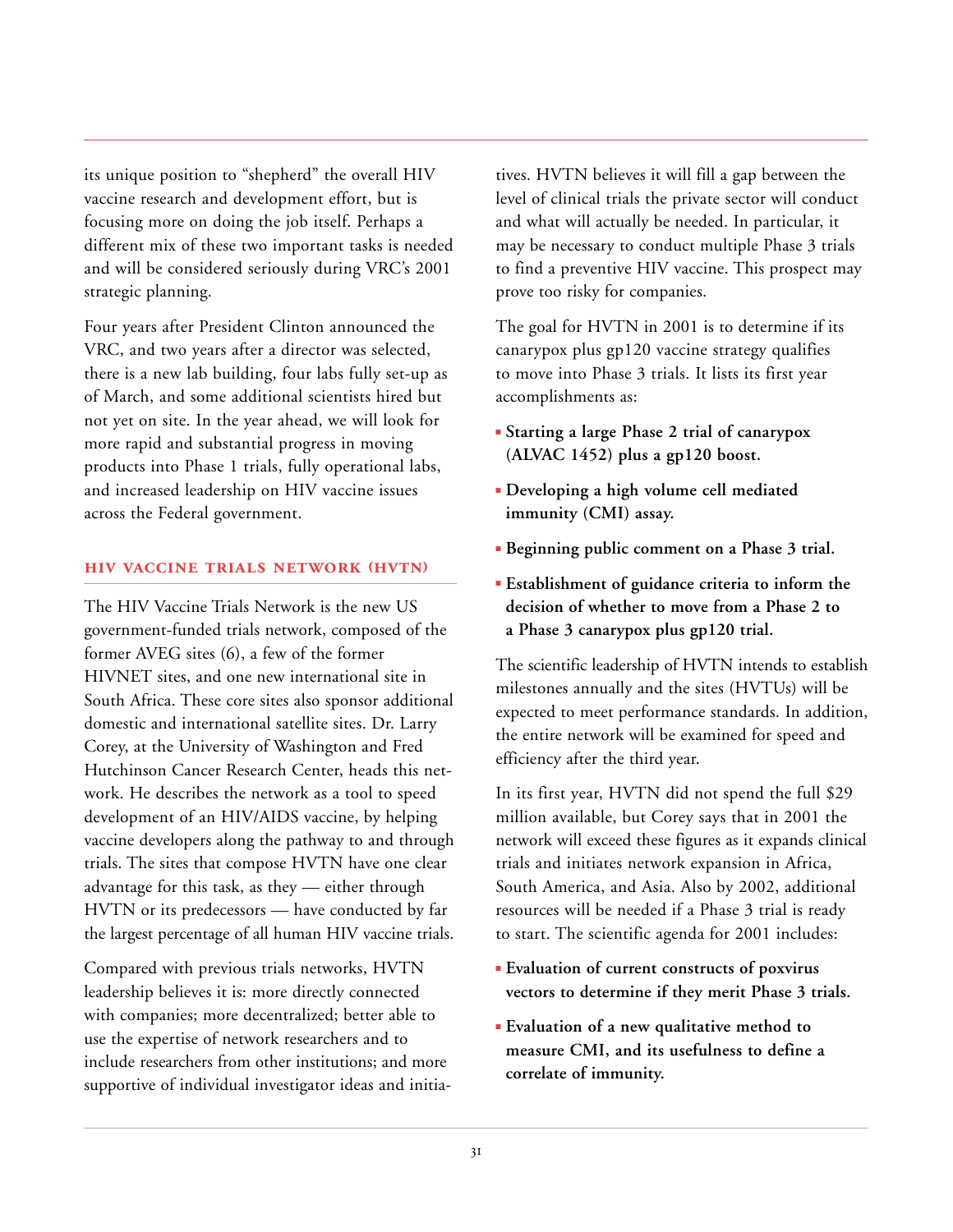its unique position to "shepherd" the overall HIV vaccine research and development effort, but is focusing more on doing the job itself. Perhaps a different mix of these two important tasks is needed and will be considered seriously during VRC's 2001 strategic planning.

Four years after President Clinton announced the VRC, and two years after a director was selected, there is a new lab building, four labs fully set-up as of March, and some additional scientists hired but not yet on site. In the year ahead, we will look for more rapid and substantial progress in moving products into Phase 1 trials, fully operational labs, and increased leadership on HIV vaccine issues across the Federal government.

### HIV VACCINE TRIALS NETWORK (HVTN)

The HIV Vaccine Trials Network is the new US government-funded trials network, composed of the former AVEG sites (6), a few of the former HIVNET sites, and one new international site in South Africa. These core sites also sponsor additional domestic and international satellite sites. Dr. Larry Corey, at the University of Washington and Fred Hutchinson Cancer Research Center, heads this network. He describes the network as a tool to speed development of an HIV/AIDS vaccine, by helping vaccine developers along the pathway to and through trials. The sites that compose HVTN have one clear advantage for this task, as they — either through HVTN or its predecessors — have conducted by far the largest percentage of all human HIV vaccine trials.

Compared with previous trials networks, HVTN leadership believes it is: more directly connected with companies; more decentralized; better able to use the expertise of network researchers and to include researchers from other institutions; and more supportive of individual investigator ideas and initiatives. HVTN believes it will fill a gap between the level of clinical trials the private sector will conduct and what will actually be needed. In particular, it may be necessary to conduct multiple Phase 3 trials to find a preventive HIV vaccine. This prospect may prove too risky for companies.

The goal for HVTN in 2001 is to determine if its canarypox plus gp120 vaccine strategy qualifies to move into Phase 3 trials. It lists its first year accomplishments as:

- **Starting a large Phase 2 trial of canarypox (ALVAC 1452) plus a gp120 boost.**
- **Developing a high volume cell mediated immunity (CMI) assay.**
- **Beginning public comment on a Phase 3 trial.**
- **Establishment of guidance criteria to inform the decision of whether to move from a Phase 2 to a Phase 3 canarypox plus gp120 trial.**

The scientific leadership of HVTN intends to establish milestones annually and the sites (HVTUs) will be expected to meet performance standards. In addition, the entire network will be examined for speed and efficiency after the third year.

In its first year, HVTN did not spend the full $29 million available, but Corey says that in 2001 the network will exceed these figures as it expands clinical trials and initiates network expansion in Africa, South America, and Asia. Also by 2002, additional resources will be needed if a Phase 3 trial is ready to start. The scientific agenda for 2001 includes:

- **Evaluation of current constructs of poxvirus vectors to determine if they merit Phase 3 trials.**
- **Evaluation of a new qualitative method to measure CMI, and its usefulness to define a correlate of immunity.**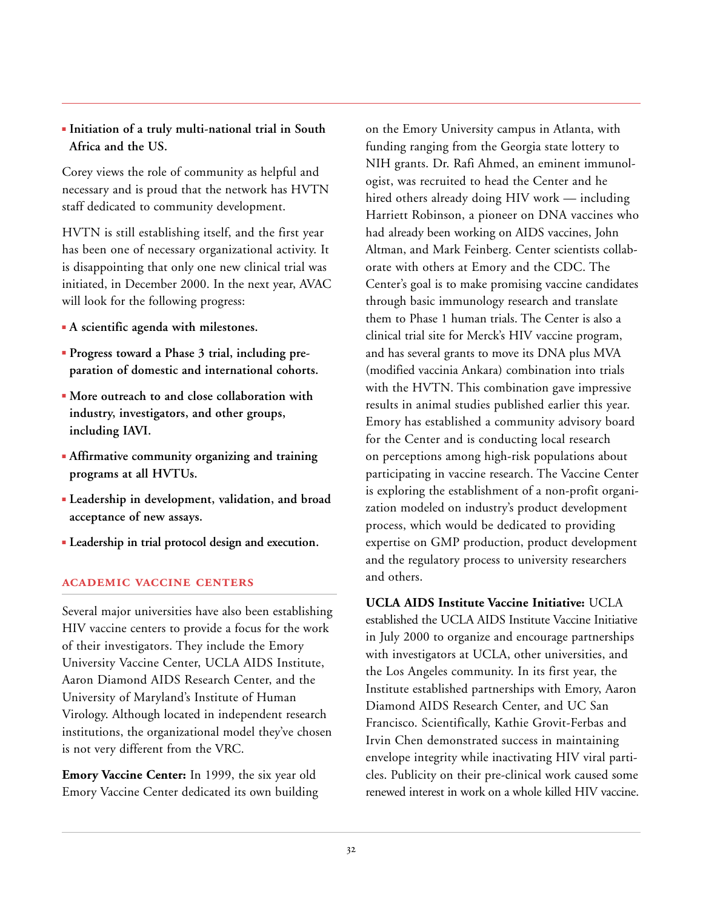- **Initiation of a truly multi-national trial in South Africa and the US.**

Corey views the role of community as helpful and necessary and is proud that the network has HVTN staff dedicated to community development.

HVTN is still establishing itself, and the first year has been one of necessary organizational activity. It is disappointing that only one new clinical trial was initiated, in December 2000. In the next year, AVAC will look for the following progress:

- **A scientific agenda with milestones.**
- **Progress toward a Phase 3 trial, including preparation of domestic and international cohorts.**
- **More outreach to and close collaboration with industry, investigators, and other groups, including IAVI.**
- **Affirmative community organizing and training programs at all HVTUs.**
- **Leadership in development, validation, and broad acceptance of new assays.**
- **Leadership in trial protocol design and execution.**

## ACADEMIC VACCINE CENTERS

Several major universities have also been establishing HIV vaccine centers to provide a focus for the work of their investigators. They include the Emory University Vaccine Center, UCLA AIDS Institute, Aaron Diamond AIDS Research Center, and the University of Maryland's Institute of Human Virology. Although located in independent research institutions, the organizational model they've chosen is not very different from the VRC.

**Emory Vaccine Center:** In 1999, the six year old Emory Vaccine Center dedicated its own building on the Emory University campus in Atlanta, with funding ranging from the Georgia state lottery to NIH grants. Dr. Rafi Ahmed, an eminent immunologist, was recruited to head the Center and he hired others already doing HIV work — including Harriett Robinson, a pioneer on DNA vaccines who had already been working on AIDS vaccines, John Altman, and Mark Feinberg. Center scientists collaborate with others at Emory and the CDC. The Center's goal is to make promising vaccine candidates through basic immunology research and translate them to Phase 1 human trials. The Center is also a clinical trial site for Merck's HIV vaccine program, and has several grants to move its DNA plus MVA (modified vaccinia Ankara) combination into trials with the HVTN. This combination gave impressive results in animal studies published earlier this year. Emory has established a community advisory board for the Center and is conducting local research on perceptions among high-risk populations about participating in vaccine research. The Vaccine Center is exploring the establishment of a non-profit organization modeled on industry's product development process, which would be dedicated to providing expertise on GMP production, product development and the regulatory process to university researchers and others.

**UCLA AIDS Institute Vaccine Initiative:** UCLA established the UCLA AIDS Institute Vaccine Initiative in July 2000 to organize and encourage partnerships with investigators at UCLA, other universities, and the Los Angeles community. In its first year, the Institute established partnerships with Emory, Aaron Diamond AIDS Research Center, and UC San Francisco. Scientifically, Kathie Grovit-Ferbas and Irvin Chen demonstrated success in maintaining envelope integrity while inactivating HIV viral particles. Publicity on their pre-clinical work caused some renewed interest in work on a whole killed HIV vaccine.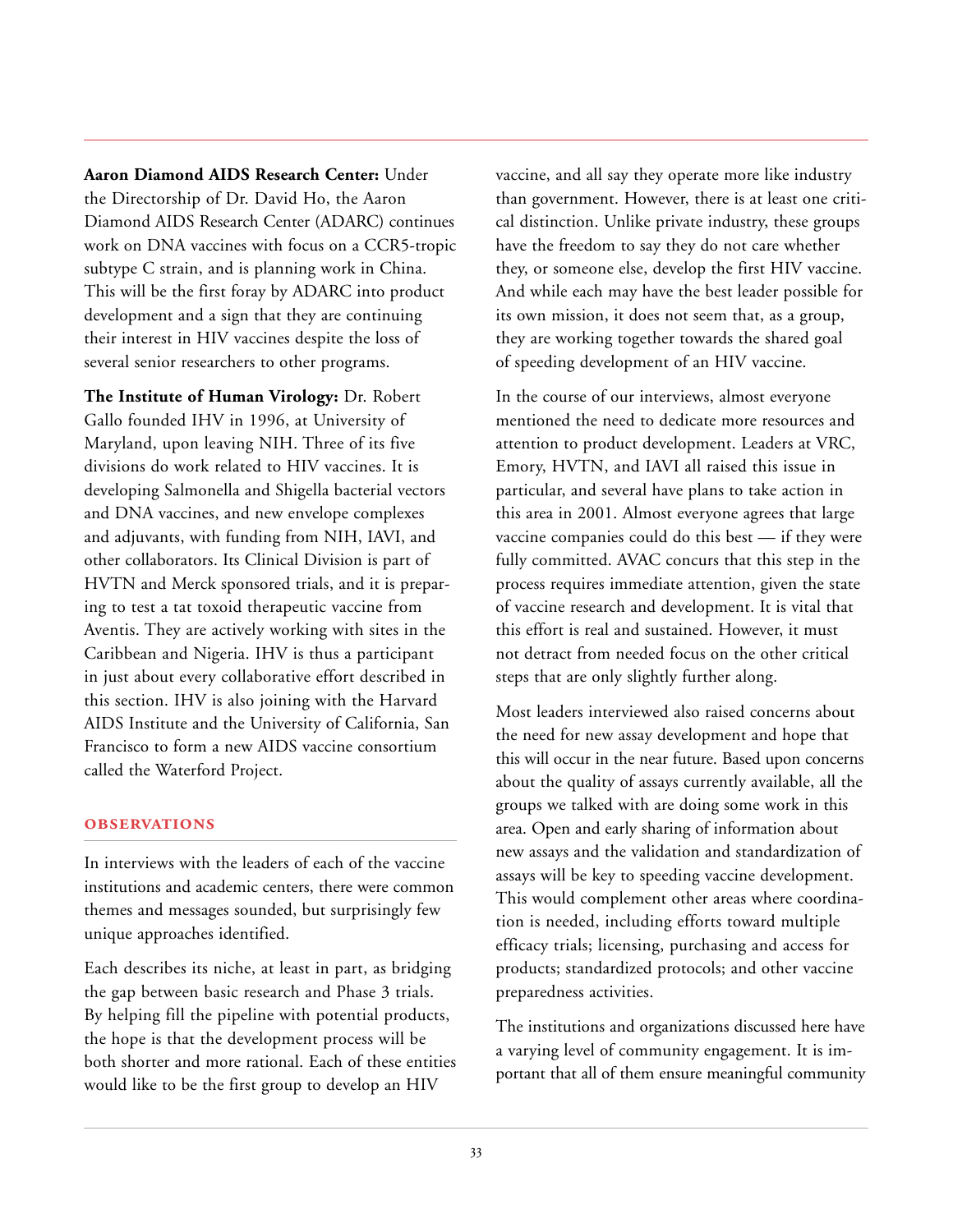**Aaron Diamond AIDS Research Center:** Under the Directorship of Dr. David Ho, the Aaron Diamond AIDS Research Center (ADARC) continues work on DNA vaccines with focus on a CCR5-tropic subtype C strain, and is planning work in China. This will be the first foray by ADARC into product development and a sign that they are continuing their interest in HIV vaccines despite the loss of several senior researchers to other programs.

**The Institute of Human Virology:** Dr. Robert Gallo founded IHV in 1996, at University of Maryland, upon leaving NIH. Three of its five divisions do work related to HIV vaccines. It is developing Salmonella and Shigella bacterial vectors and DNA vaccines, and new envelope complexes and adjuvants, with funding from NIH, IAVI, and other collaborators. Its Clinical Division is part of HVTN and Merck sponsored trials, and it is preparing to test a tat toxoid therapeutic vaccine from Aventis. They are actively working with sites in the Caribbean and Nigeria. IHV is thus a participant in just about every collaborative effort described in this section. IHV is also joining with the Harvard AIDS Institute and the University of California, San Francisco to form a new AIDS vaccine consortium called the Waterford Project.

## OBSERVATIONS

In interviews with the leaders of each of the vaccine institutions and academic centers, there were common themes and messages sounded, but surprisingly few unique approaches identified.

Each describes its niche, at least in part, as bridging the gap between basic research and Phase 3 trials. By helping fill the pipeline with potential products, the hope is that the development process will be both shorter and more rational. Each of these entities would like to be the first group to develop an HIV vaccine, and all say they operate more like industry than government. However, there is at least one critical distinction. Unlike private industry, these groups have the freedom to say they do not care whether they, or someone else, develop the first HIV vaccine. And while each may have the best leader possible for its own mission, it does not seem that, as a group, they are working together towards the shared goal of speeding development of an HIV vaccine.

In the course of our interviews, almost everyone mentioned the need to dedicate more resources and attention to product development. Leaders at VRC, Emory, HVTN, and IAVI all raised this issue in particular, and several have plans to take action in this area in 2001. Almost everyone agrees that large vaccine companies could do this best — if they were fully committed. AVAC concurs that this step in the process requires immediate attention, given the state of vaccine research and development. It is vital that this effort is real and sustained. However, it must not detract from needed focus on the other critical steps that are only slightly further along.

Most leaders interviewed also raised concerns about the need for new assay development and hope that this will occur in the near future. Based upon concerns about the quality of assays currently available, all the groups we talked with are doing some work in this area. Open and early sharing of information about new assays and the validation and standardization of assays will be key to speeding vaccine development. This would complement other areas where coordination is needed, including efforts toward multiple efficacy trials; licensing, purchasing and access for products; standardized protocols; and other vaccine preparedness activities.

The institutions and organizations discussed here have a varying level of community engagement. It is important that all of them ensure meaningful community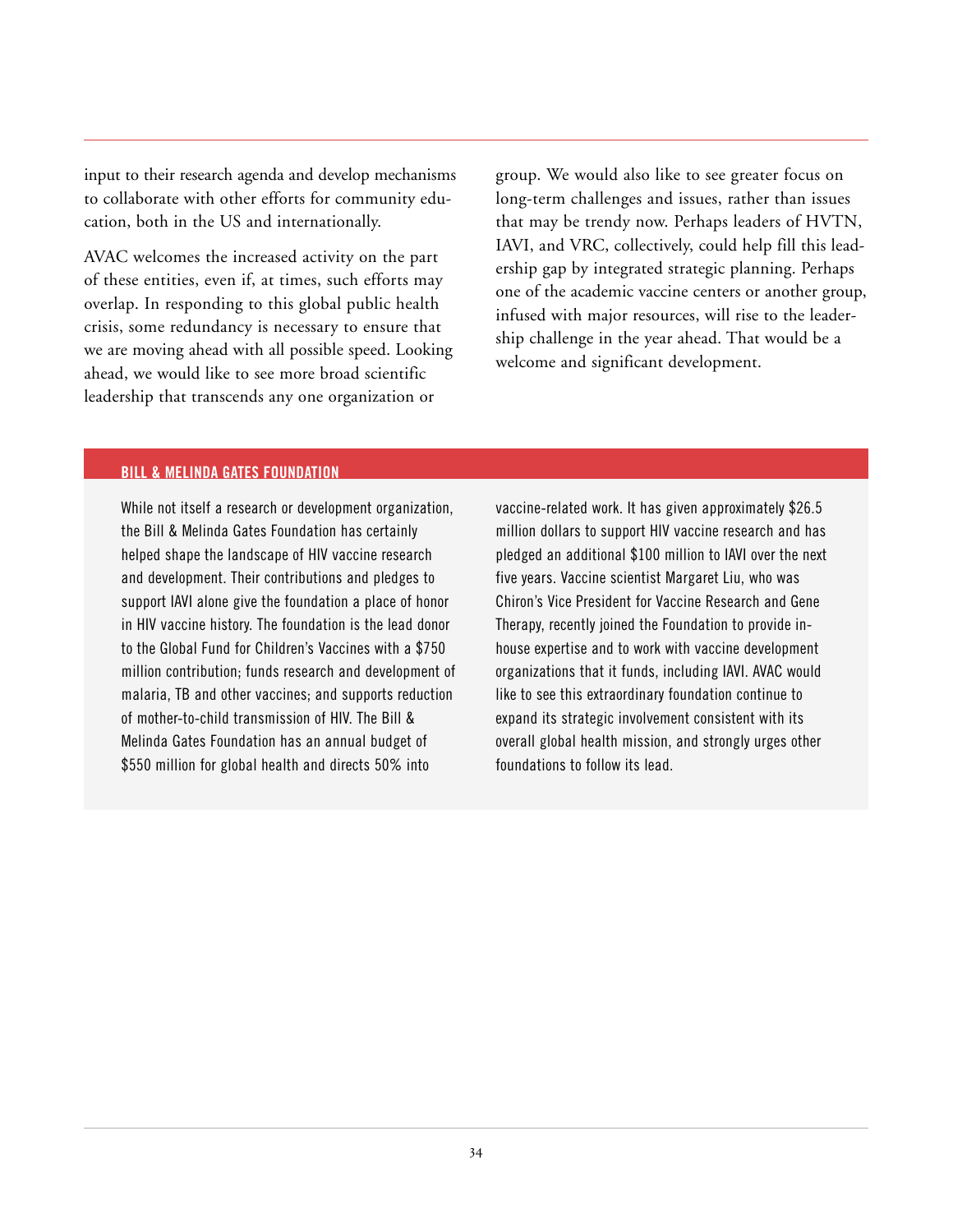input to their research agenda and develop mechanisms to collaborate with other efforts for community education, both in the US and internationally.

AVAC welcomes the increased activity on the part of these entities, even if, at times, such efforts may overlap. In responding to this global public health crisis, some redundancy is necessary to ensure that we are moving ahead with all possible speed. Looking ahead, we would like to see more broad scientific leadership that transcends any one organization or group. We would also like to see greater focus on long-term challenges and issues, rather than issues that may be trendy now. Perhaps leaders of HVTN, IAVI, and VRC, collectively, could help fill this leadership gap by integrated strategic planning. Perhaps one of the academic vaccine centers or another group, infused with major resources, will rise to the leadership challenge in the year ahead. That would be a welcome and significant development.

### BILL & MELINDA GATES FOUNDATION

While not itself a research or development organization, the Bill & Melinda Gates Foundation has certainly helped shape the landscape of HIV vaccine research and development. Their contributions and pledges to support IAVI alone give the foundation a place of honor in HIV vaccine history. The foundation is the lead donor to the Global Fund for Children's Vaccines with a $750 million contribution; funds research and development of malaria, TB and other vaccines; and supports reduction of mother-to-child transmission of HIV. The Bill & Melinda Gates Foundation has an annual budget of $550 million for global health and directs 50% into vaccine-related work. It has given approximately $26.5 million dollars to support HIV vaccine research and has pledged an additional $100 million to IAVI over the next five years. Vaccine scientist Margaret Liu, who was Chiron's Vice President for Vaccine Research and Gene Therapy, recently joined the Foundation to provide in-house expertise and to work with vaccine development organizations that it funds, including IAVI. AVAC would like to see this extraordinary foundation continue to expand its strategic involvement consistent with its overall global health mission, and strongly urges other foundations to follow its lead.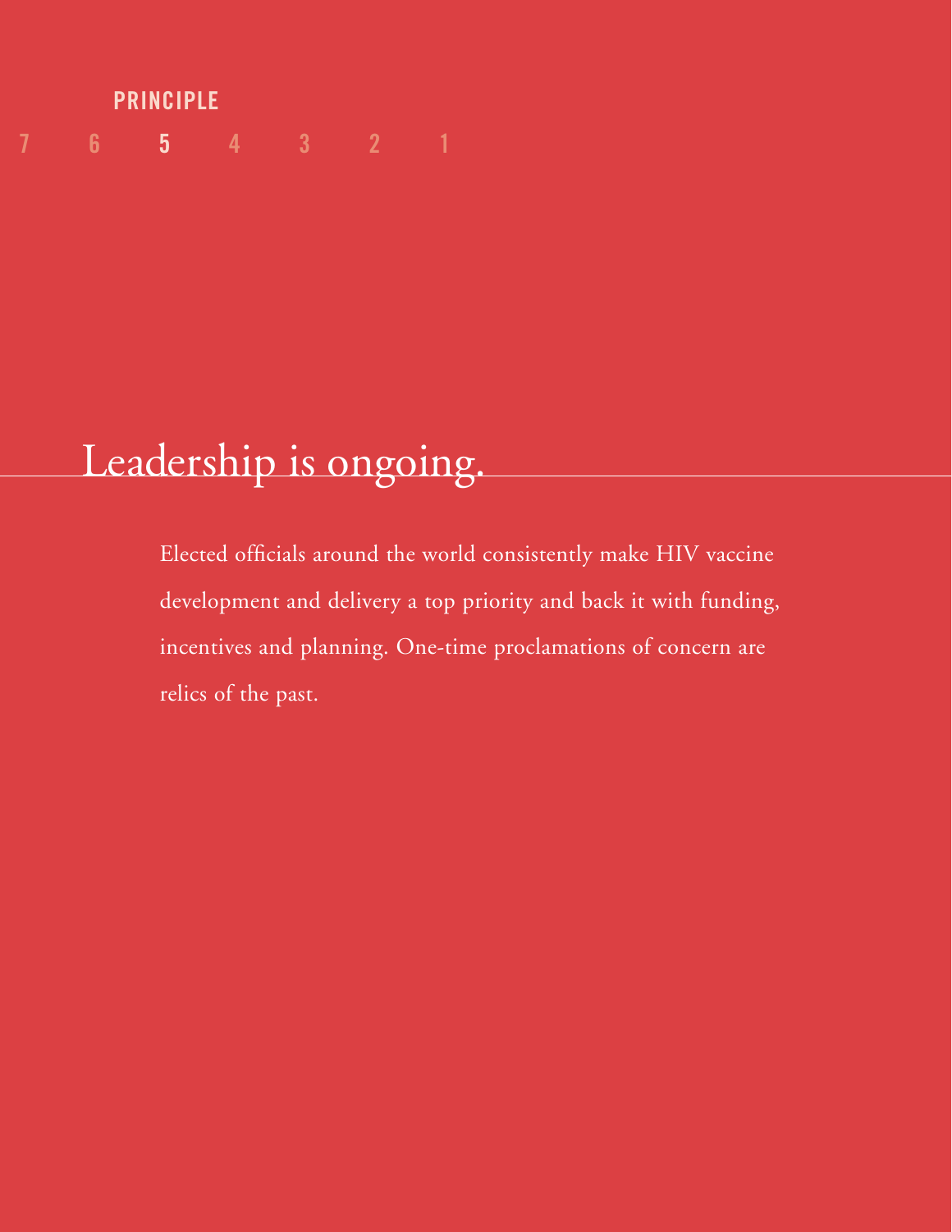PRINCIPLE

7 6 **5** 4 3 2 1

# Leadership is ongoing.

Elected officials around the world consistently make HIV vaccine development and delivery a top priority and back it with funding, incentives and planning. One-time proclamations of concern are relics of the past.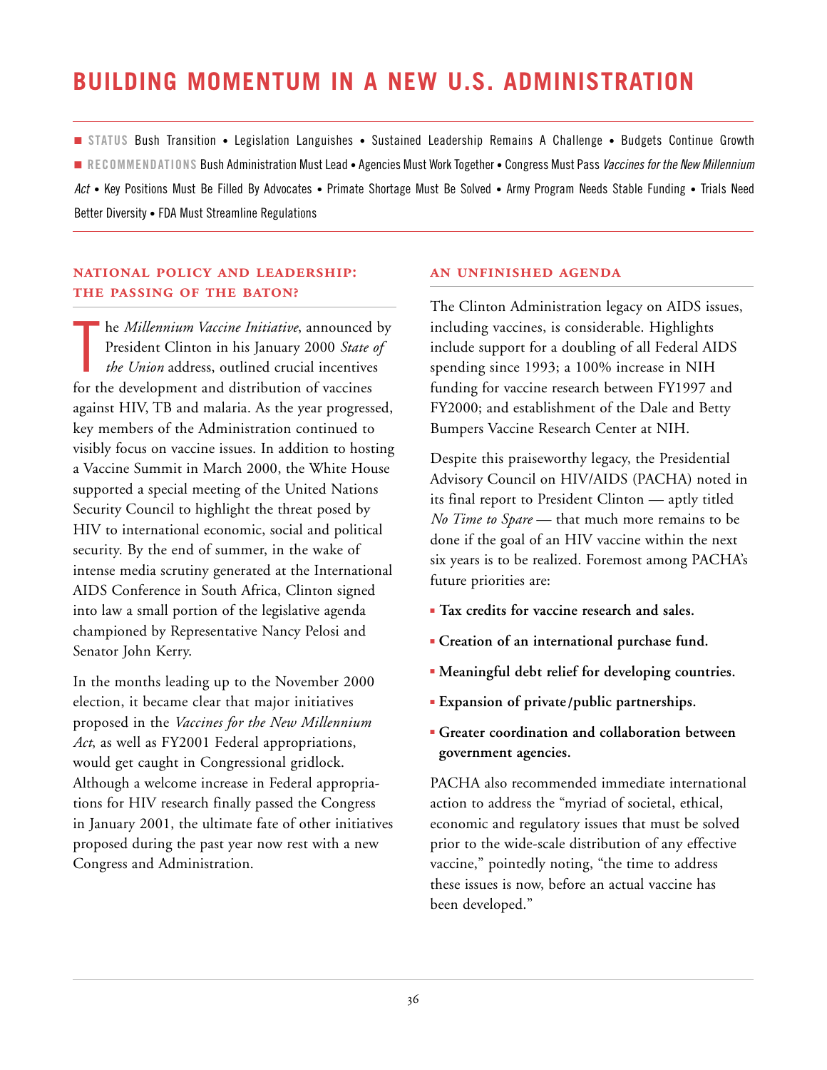# BUILDING MOMENTUM IN A NEW U.S. ADMINISTRATION

**STATUS** Bush Transition • Legislation Languishes • Sustained Leadership Remains A Challenge • Budgets Continue Growth

**RECOMMENDATIONS** Bush Administration Must Lead • Agencies Must Work Together • Congress Must Pass *Vaccines for the New Millennium Act* • Key Positions Must Be Filled By Advocates • Primate Shortage Must Be Solved • Army Program Needs Stable Funding • Trials Need Better Diversity • FDA Must Streamline Regulations

### NATIONAL POLICY AND LEADERSHIP: THE PASSING OF THE BATON?

The *Millennium Vaccine Initiative*, announced by President Clinton in his January 2000 *State of the Union* address, outlined crucial incentives for the development and distribution of vaccines against HIV, TB and malaria. As the year progressed, key members of the Administration continued to visibly focus on vaccine issues. In addition to hosting a Vaccine Summit in March 2000, the White House supported a special meeting of the United Nations Security Council to highlight the threat posed by HIV to international economic, social and political security. By the end of summer, in the wake of intense media scrutiny generated at the International AIDS Conference in South Africa, Clinton signed into law a small portion of the legislative agenda championed by Representative Nancy Pelosi and Senator John Kerry.

In the months leading up to the November 2000 election, it became clear that major initiatives proposed in the *Vaccines for the New Millennium Act*, as well as FY2001 Federal appropriations, would get caught in Congressional gridlock. Although a welcome increase in Federal appropriations for HIV research finally passed the Congress in January 2001, the ultimate fate of other initiatives proposed during the past year now rest with a new Congress and Administration.

### AN UNFINISHED AGENDA

The Clinton Administration legacy on AIDS issues, including vaccines, is considerable. Highlights include support for a doubling of all Federal AIDS spending since 1993; a 100% increase in NIH funding for vaccine research between FY1997 and FY2000; and establishment of the Dale and Betty Bumpers Vaccine Research Center at NIH.

Despite this praiseworthy legacy, the Presidential Advisory Council on HIV/AIDS (PACHA) noted in its final report to President Clinton — aptly titled *No Time to Spare* — that much more remains to be done if the goal of an HIV vaccine within the next six years is to be realized. Foremost among PACHA's future priorities are:

- **Tax credits for vaccine research and sales.**
- **Creation of an international purchase fund.**
- **Meaningful debt relief for developing countries.**
- **Expansion of private/public partnerships.**
- **Greater coordination and collaboration between government agencies.**

PACHA also recommended immediate international action to address the "myriad of societal, ethical, economic and regulatory issues that must be solved prior to the wide-scale distribution of any effective vaccine," pointedly noting, "the time to address these issues is now, before an actual vaccine has been developed."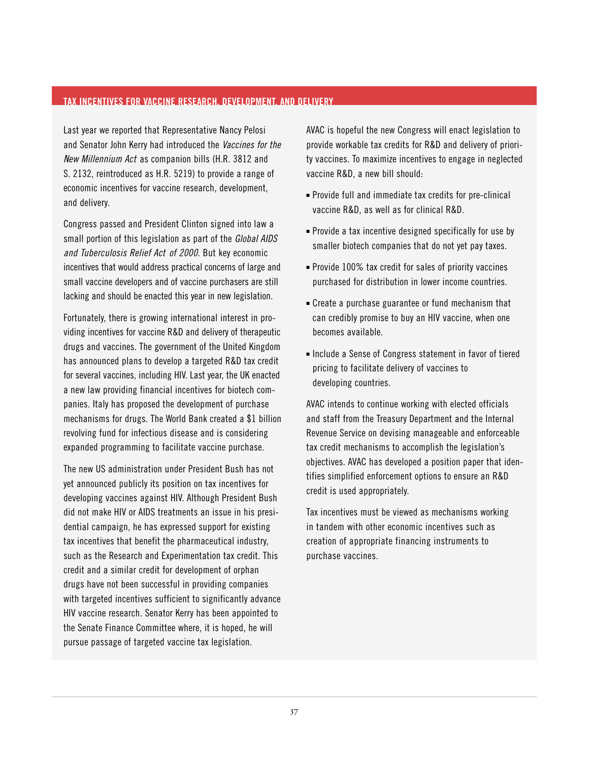## TAX INCENTIVES FOR VACCINE RESEARCH, DEVELOPMENT, AND DELIVERY

Last year we reported that Representative Nancy Pelosi and Senator John Kerry had introduced the *Vaccines for the New Millennium Act* as companion bills (H.R. 3812 and S. 2132, reintroduced as H.R. 5219) to provide a range of economic incentives for vaccine research, development, and delivery.

Congress passed and President Clinton signed into law a small portion of this legislation as part of the *Global AIDS and Tuberculosis Relief Act of 2000*. But key economic incentives that would address practical concerns of large and small vaccine developers and of vaccine purchasers are still lacking and should be enacted this year in new legislation.

Fortunately, there is growing international interest in providing incentives for vaccine R&D and delivery of therapeutic drugs and vaccines. The government of the United Kingdom has announced plans to develop a targeted R&D tax credit for several vaccines, including HIV. Last year, the UK enacted a new law providing financial incentives for biotech companies. Italy has proposed the development of purchase mechanisms for drugs. The World Bank created a $1 billion revolving fund for infectious disease and is considering expanded programming to facilitate vaccine purchase.

The new US administration under President Bush has not yet announced publicly its position on tax incentives for developing vaccines against HIV. Although President Bush did not make HIV or AIDS treatments an issue in his presidential campaign, he has expressed support for existing tax incentives that benefit the pharmaceutical industry, such as the Research and Experimentation tax credit. This credit and a similar credit for development of orphan drugs have not been successful in providing companies with targeted incentives sufficient to significantly advance HIV vaccine research. Senator Kerry has been appointed to the Senate Finance Committee where, it is hoped, he will pursue passage of targeted vaccine tax legislation.

AVAC is hopeful the new Congress will enact legislation to provide workable tax credits for R&D and delivery of priority vaccines. To maximize incentives to engage in neglected vaccine R&D, a new bill should:

- Provide full and immediate tax credits for pre-clinical vaccine R&D, as well as for clinical R&D.
- Provide a tax incentive designed specifically for use by smaller biotech companies that do not yet pay taxes.
- Provide 100% tax credit for sales of priority vaccines purchased for distribution in lower income countries.
- Create a purchase guarantee or fund mechanism that can credibly promise to buy an HIV vaccine, when one becomes available.
- Include a Sense of Congress statement in favor of tiered pricing to facilitate delivery of vaccines to developing countries.

AVAC intends to continue working with elected officials and staff from the Treasury Department and the Internal Revenue Service on devising manageable and enforceable tax credit mechanisms to accomplish the legislation's objectives. AVAC has developed a position paper that identifies simplified enforcement options to ensure an R&D credit is used appropriately.

Tax incentives must be viewed as mechanisms working in tandem with other economic incentives such as creation of appropriate financing instruments to purchase vaccines.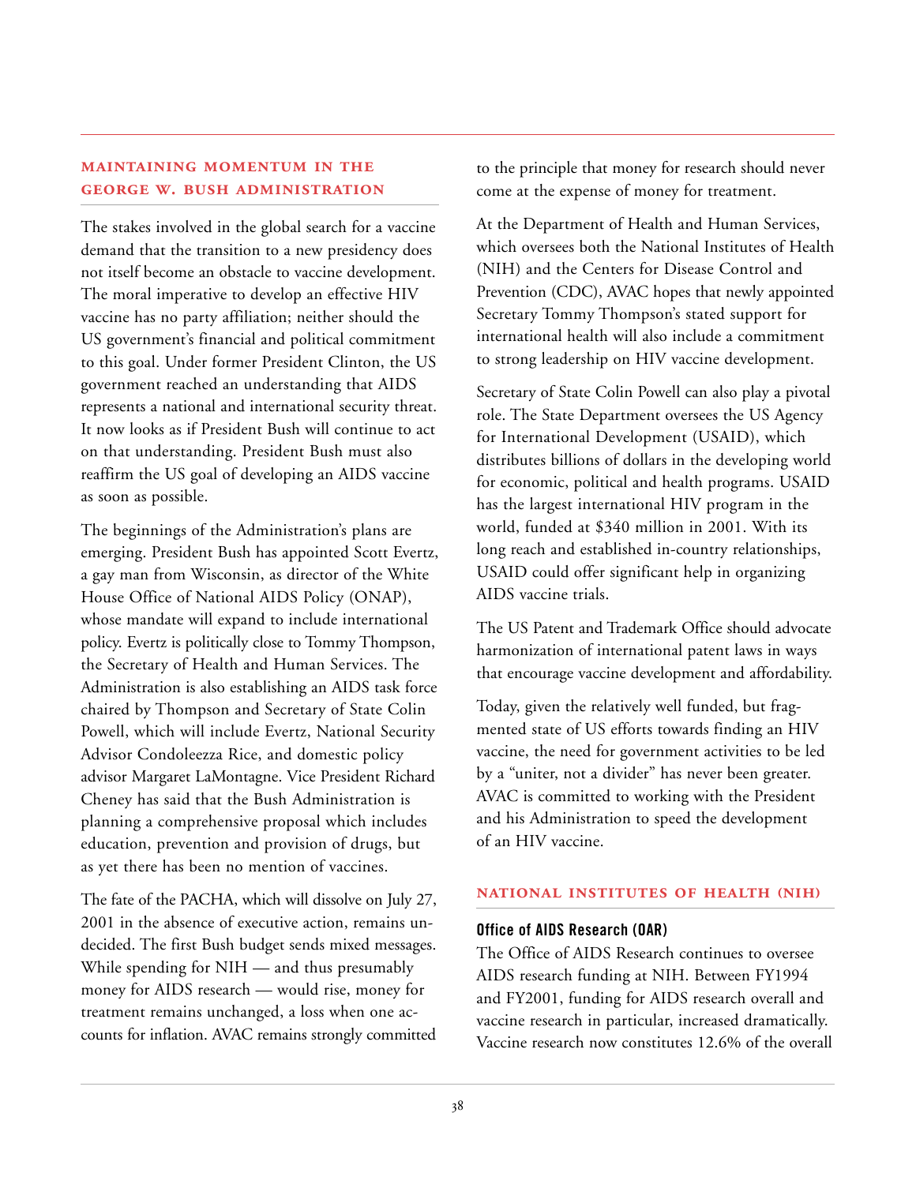## MAINTAINING MOMENTUM IN THE GEORGE W. BUSH ADMINISTRATION

The stakes involved in the global search for a vaccine demand that the transition to a new presidency does not itself become an obstacle to vaccine development. The moral imperative to develop an effective HIV vaccine has no party affiliation; neither should the US government's financial and political commitment to this goal. Under former President Clinton, the US government reached an understanding that AIDS represents a national and international security threat. It now looks as if President Bush will continue to act on that understanding. President Bush must also reaffirm the US goal of developing an AIDS vaccine as soon as possible.

The beginnings of the Administration's plans are emerging. President Bush has appointed Scott Evertz, a gay man from Wisconsin, as director of the White House Office of National AIDS Policy (ONAP), whose mandate will expand to include international policy. Evertz is politically close to Tommy Thompson, the Secretary of Health and Human Services. The Administration is also establishing an AIDS task force chaired by Thompson and Secretary of State Colin Powell, which will include Evertz, National Security Advisor Condoleezza Rice, and domestic policy advisor Margaret LaMontagne. Vice President Richard Cheney has said that the Bush Administration is planning a comprehensive proposal which includes education, prevention and provision of drugs, but as yet there has been no mention of vaccines.

The fate of the PACHA, which will dissolve on July 27, 2001 in the absence of executive action, remains undecided. The first Bush budget sends mixed messages. While spending for NIH — and thus presumably money for AIDS research — would rise, money for treatment remains unchanged, a loss when one accounts for inflation. AVAC remains strongly committed to the principle that money for research should never come at the expense of money for treatment.

At the Department of Health and Human Services, which oversees both the National Institutes of Health (NIH) and the Centers for Disease Control and Prevention (CDC), AVAC hopes that newly appointed Secretary Tommy Thompson's stated support for international health will also include a commitment to strong leadership on HIV vaccine development.

Secretary of State Colin Powell can also play a pivotal role. The State Department oversees the US Agency for International Development (USAID), which distributes billions of dollars in the developing world for economic, political and health programs. USAID has the largest international HIV program in the world, funded at $340 million in 2001. With its long reach and established in-country relationships, USAID could offer significant help in organizing AIDS vaccine trials.

The US Patent and Trademark Office should advocate harmonization of international patent laws in ways that encourage vaccine development and affordability.

Today, given the relatively well funded, but fragmented state of US efforts towards finding an HIV vaccine, the need for government activities to be led by a "uniter, not a divider" has never been greater. AVAC is committed to working with the President and his Administration to speed the development of an HIV vaccine.

## NATIONAL INSTITUTES OF HEALTH (NIH)

### Office of AIDS Research (OAR)

The Office of AIDS Research continues to oversee AIDS research funding at NIH. Between FY1994 and FY2001, funding for AIDS research overall and vaccine research in particular, increased dramatically. Vaccine research now constitutes 12.6% of the overall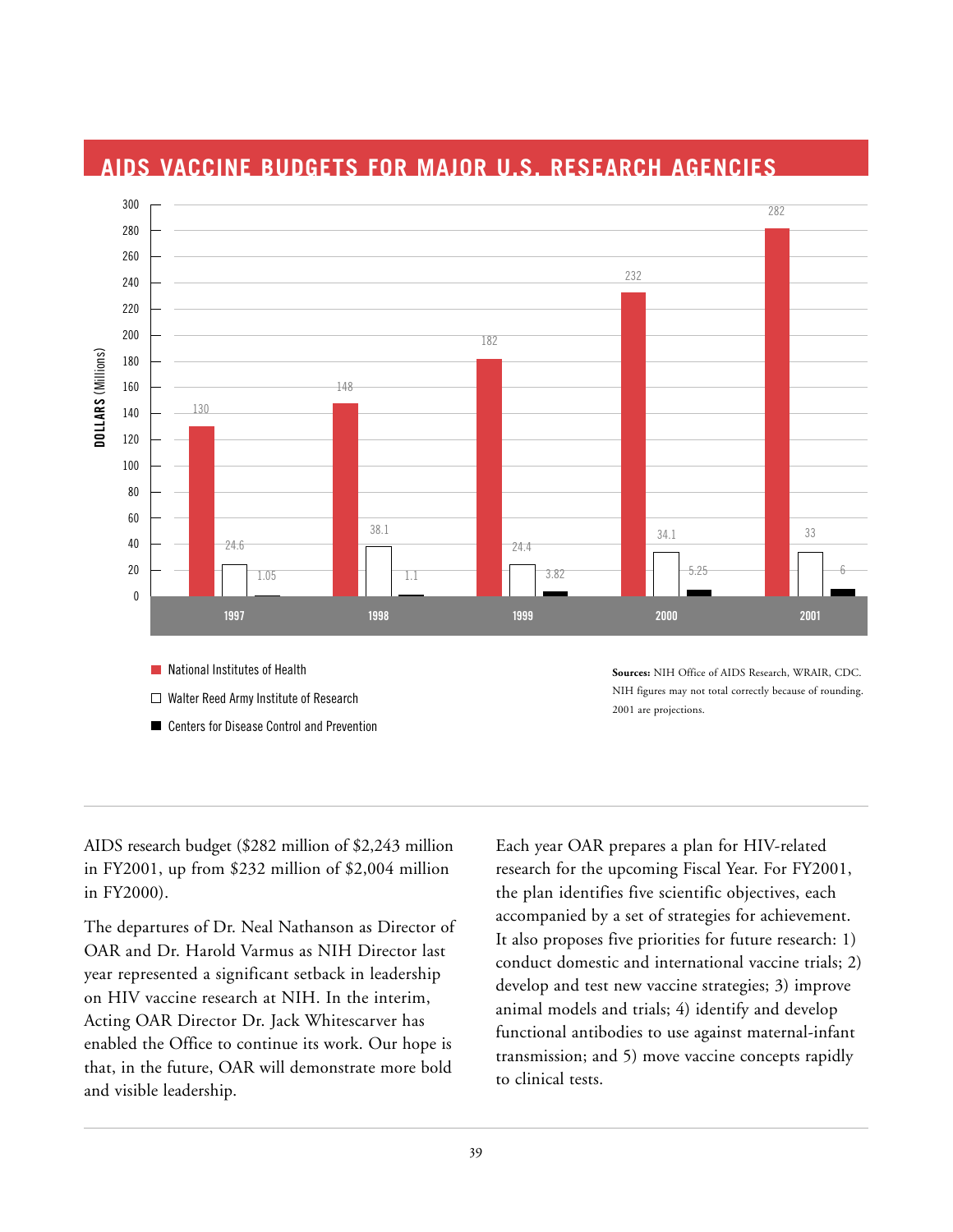## AIDS VACCINE BUDGETS FOR MAJOR U.S. RESEARCH AGENCIES

DOLLARS (Millions)

| Year | National Institutes of Health | Walter Reed Army Institute of Research | Centers for Disease Control and Prevention |
|---|---|---|---|
| 1997 | 130 | 24.6 | 1.05 |
| 1998 | 148 | 38.1 | 1.1 |
| 1999 | 182 | 24.4 | 3.82 |
| 2000 | 232 | 34.1 | 5.25 |
| 2001 | 282 | 33 | 6 |

**Sources:** NIH Office of AIDS Research, WRAIR, CDC. NIH figures may not total correctly because of rounding. 2001 are projections.

AIDS research budget ($282 million of $2,243 million in FY2001, up from $232 million of $2,004 million in FY2000).

The departures of Dr. Neal Nathanson as Director of OAR and Dr. Harold Varmus as NIH Director last year represented a significant setback in leadership on HIV vaccine research at NIH. In the interim, Acting OAR Director Dr. Jack Whitescarver has enabled the Office to continue its work. Our hope is that, in the future, OAR will demonstrate more bold and visible leadership.

Each year OAR prepares a plan for HIV-related research for the upcoming Fiscal Year. For FY2001, the plan identifies five scientific objectives, each accompanied by a set of strategies for achievement. It also proposes five priorities for future research: 1) conduct domestic and international vaccine trials; 2) develop and test new vaccine strategies; 3) improve animal models and trials; 4) identify and develop functional antibodies to use against maternal-infant transmission; and 5) move vaccine concepts rapidly to clinical tests.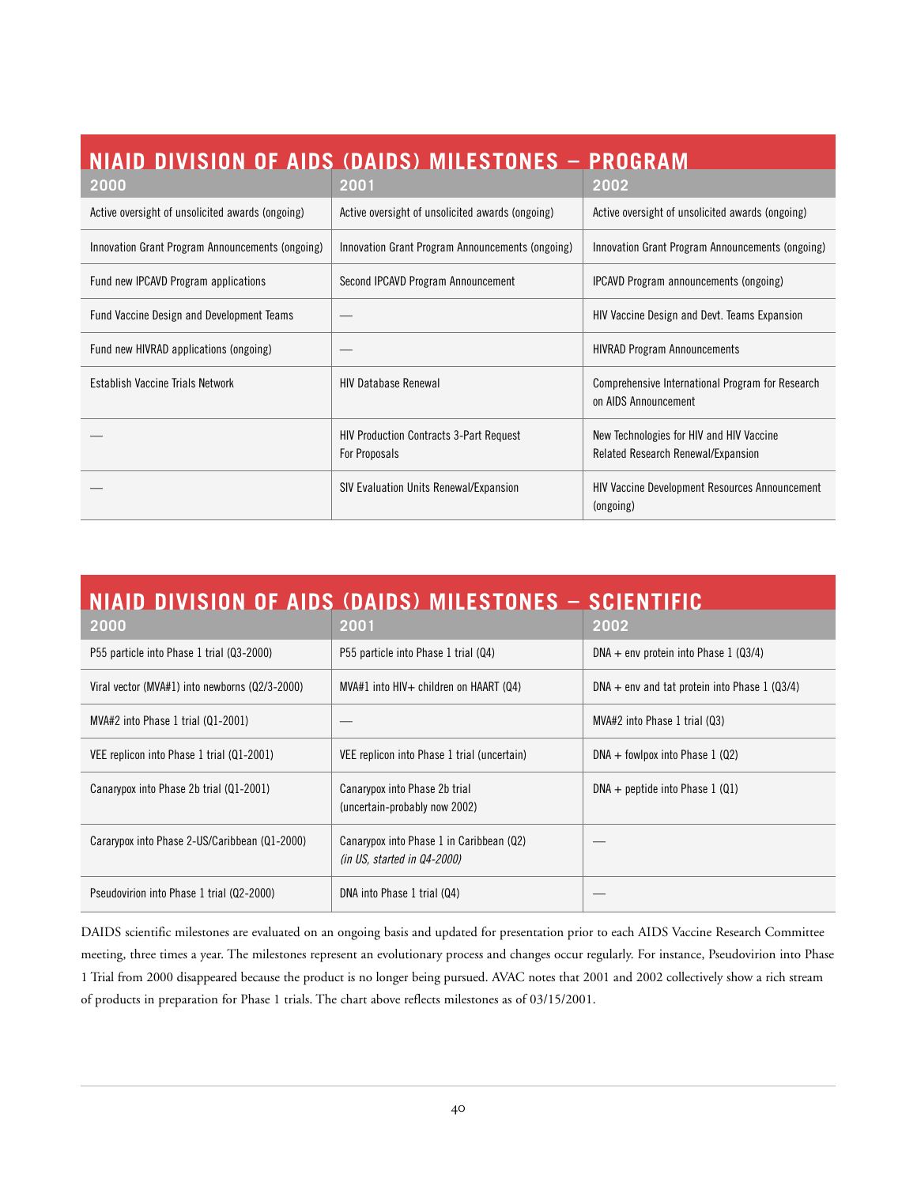## NIAID DIVISION OF AIDS (DAIDS) MILESTONES – PROGRAM

| 2000 | 2001 | 2002 |
|---|---|---|
| Active oversight of unsolicited awards (ongoing) | Active oversight of unsolicited awards (ongoing) | Active oversight of unsolicited awards (ongoing) |
| Innovation Grant Program Announcements (ongoing) | Innovation Grant Program Announcements (ongoing) | Innovation Grant Program Announcements (ongoing) |
| Fund new IPCAVD Program applications | Second IPCAVD Program Announcement | IPCAVD Program announcements (ongoing) |
| Fund Vaccine Design and Development Teams | — | HIV Vaccine Design and Devt. Teams Expansion |
| Fund new HIVRAD applications (ongoing) | — | HIVRAD Program Announcements |
| Establish Vaccine Trials Network | HIV Database Renewal | Comprehensive International Program for Research on AIDS Announcement |
| — | HIV Production Contracts 3-Part Request For Proposals | New Technologies for HIV and HIV Vaccine Related Research Renewal/Expansion |
| — | SIV Evaluation Units Renewal/Expansion | HIV Vaccine Development Resources Announcement (ongoing) |

## NIAID DIVISION OF AIDS (DAIDS) MILESTONES – SCIENTIFIC

| 2000 | 2001 | 2002 |
|---|---|---|
| P55 particle into Phase 1 trial (Q3-2000) | P55 particle into Phase 1 trial (Q4) | DNA + env protein into Phase 1 (Q3/4) |
| Viral vector (MVA#1) into newborns (Q2/3-2000) | MVA#1 into HIV+ children on HAART (Q4) | DNA + env and tat protein into Phase 1 (Q3/4) |
| MVA#2 into Phase 1 trial (Q1-2001) | — | MVA#2 into Phase 1 trial (Q3) |
| VEE replicon into Phase 1 trial (Q1-2001) | VEE replicon into Phase 1 trial (uncertain) | DNA + fowlpox into Phase 1 (Q2) |
| Canarypox into Phase 2b trial (Q1-2001) | Canarypox into Phase 2b trial (uncertain-probably now 2002) | DNA + peptide into Phase 1 (Q1) |
| Cararypox into Phase 2-US/Caribbean (Q1-2000) | Canarypox into Phase 1 in Caribbean (Q2) *(in US, started in Q4-2000)* | — |
| Pseudovirion into Phase 1 trial (Q2-2000) | DNA into Phase 1 trial (Q4) | — |

DAIDS scientific milestones are evaluated on an ongoing basis and updated for presentation prior to each AIDS Vaccine Research Committee meeting, three times a year. The milestones represent an evolutionary process and changes occur regularly. For instance, Pseudovirion into Phase 1 Trial from 2000 disappeared because the product is no longer being pursued. AVAC notes that 2001 and 2002 collectively show a rich stream of products in preparation for Phase 1 trials. The chart above reflects milestones as of 03/15/2001.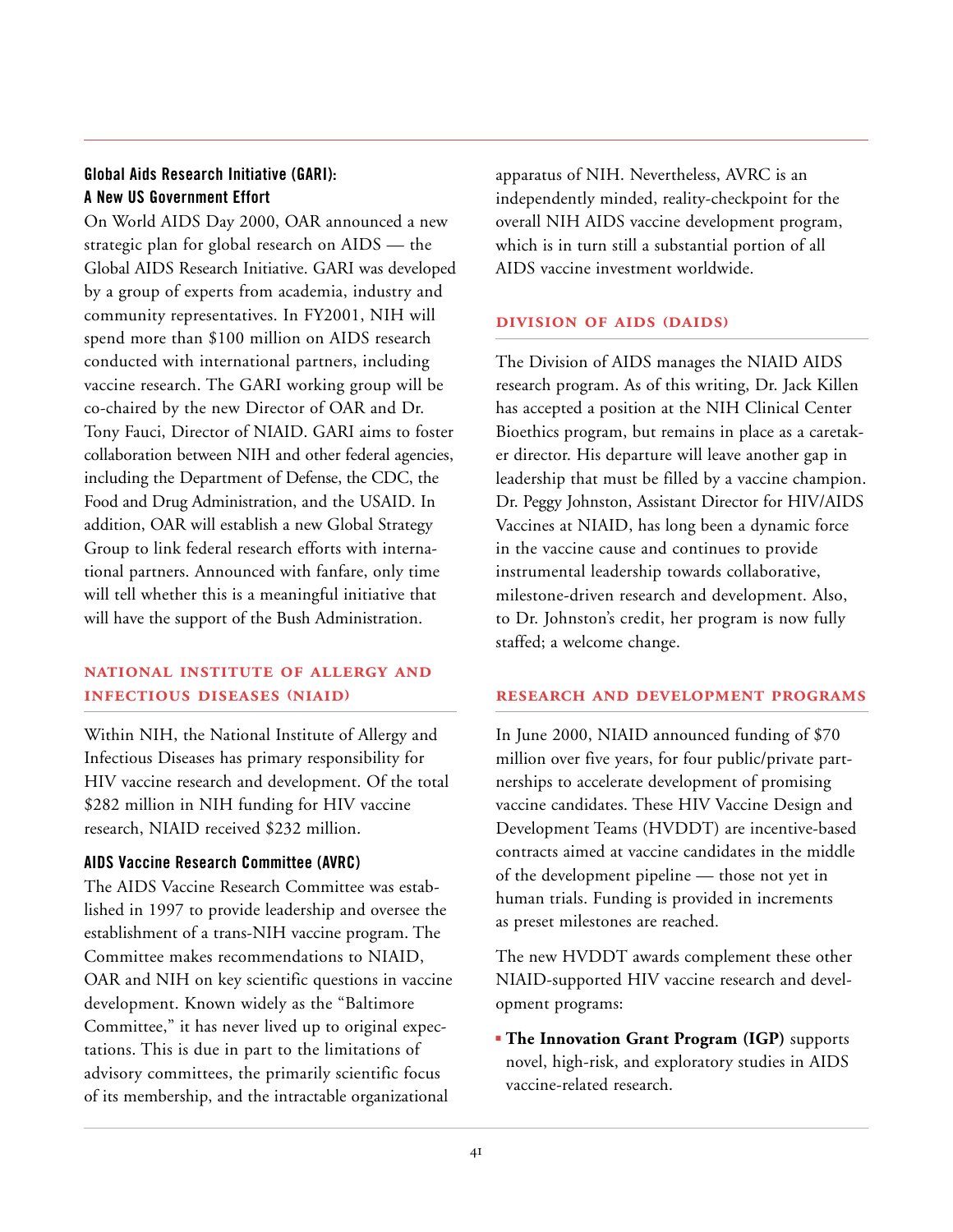### Global Aids Research Initiative (GARI): A New US Government Effort

On World AIDS Day 2000, OAR announced a new strategic plan for global research on AIDS — the Global AIDS Research Initiative. GARI was developed by a group of experts from academia, industry and community representatives. In FY2001, NIH will spend more than $100 million on AIDS research conducted with international partners, including vaccine research. The GARI working group will be co-chaired by the new Director of OAR and Dr. Tony Fauci, Director of NIAID. GARI aims to foster collaboration between NIH and other federal agencies, including the Department of Defense, the CDC, the Food and Drug Administration, and the USAID. In addition, OAR will establish a new Global Strategy Group to link federal research efforts with international partners. Announced with fanfare, only time will tell whether this is a meaningful initiative that will have the support of the Bush Administration.

## National Institute of Allergy and Infectious Diseases (NIAID)

Within NIH, the National Institute of Allergy and Infectious Diseases has primary responsibility for HIV vaccine research and development. Of the total $282 million in NIH funding for HIV vaccine research, NIAID received $232 million.

### AIDS Vaccine Research Committee (AVRC)

The AIDS Vaccine Research Committee was established in 1997 to provide leadership and oversee the establishment of a trans-NIH vaccine program. The Committee makes recommendations to NIAID, OAR and NIH on key scientific questions in vaccine development. Known widely as the "Baltimore Committee," it has never lived up to original expectations. This is due in part to the limitations of advisory committees, the primarily scientific focus of its membership, and the intractable organizational apparatus of NIH. Nevertheless, AVRC is an independently minded, reality-checkpoint for the overall NIH AIDS vaccine development program, which is in turn still a substantial portion of all AIDS vaccine investment worldwide.

## Division of AIDS (DAIDS)

The Division of AIDS manages the NIAID AIDS research program. As of this writing, Dr. Jack Killen has accepted a position at the NIH Clinical Center Bioethics program, but remains in place as a caretaker director. His departure will leave another gap in leadership that must be filled by a vaccine champion. Dr. Peggy Johnston, Assistant Director for HIV/AIDS Vaccines at NIAID, has long been a dynamic force in the vaccine cause and continues to provide instrumental leadership towards collaborative, milestone-driven research and development. Also, to Dr. Johnston's credit, her program is now fully staffed; a welcome change.

## Research and Development Programs

In June 2000, NIAID announced funding of $70 million over five years, for four public/private partnerships to accelerate development of promising vaccine candidates. These HIV Vaccine Design and Development Teams (HVDDT) are incentive-based contracts aimed at vaccine candidates in the middle of the development pipeline — those not yet in human trials. Funding is provided in increments as preset milestones are reached.

The new HVDDT awards complement these other NIAID-supported HIV vaccine research and development programs:

- **The Innovation Grant Program (IGP)** supports novel, high-risk, and exploratory studies in AIDS vaccine-related research.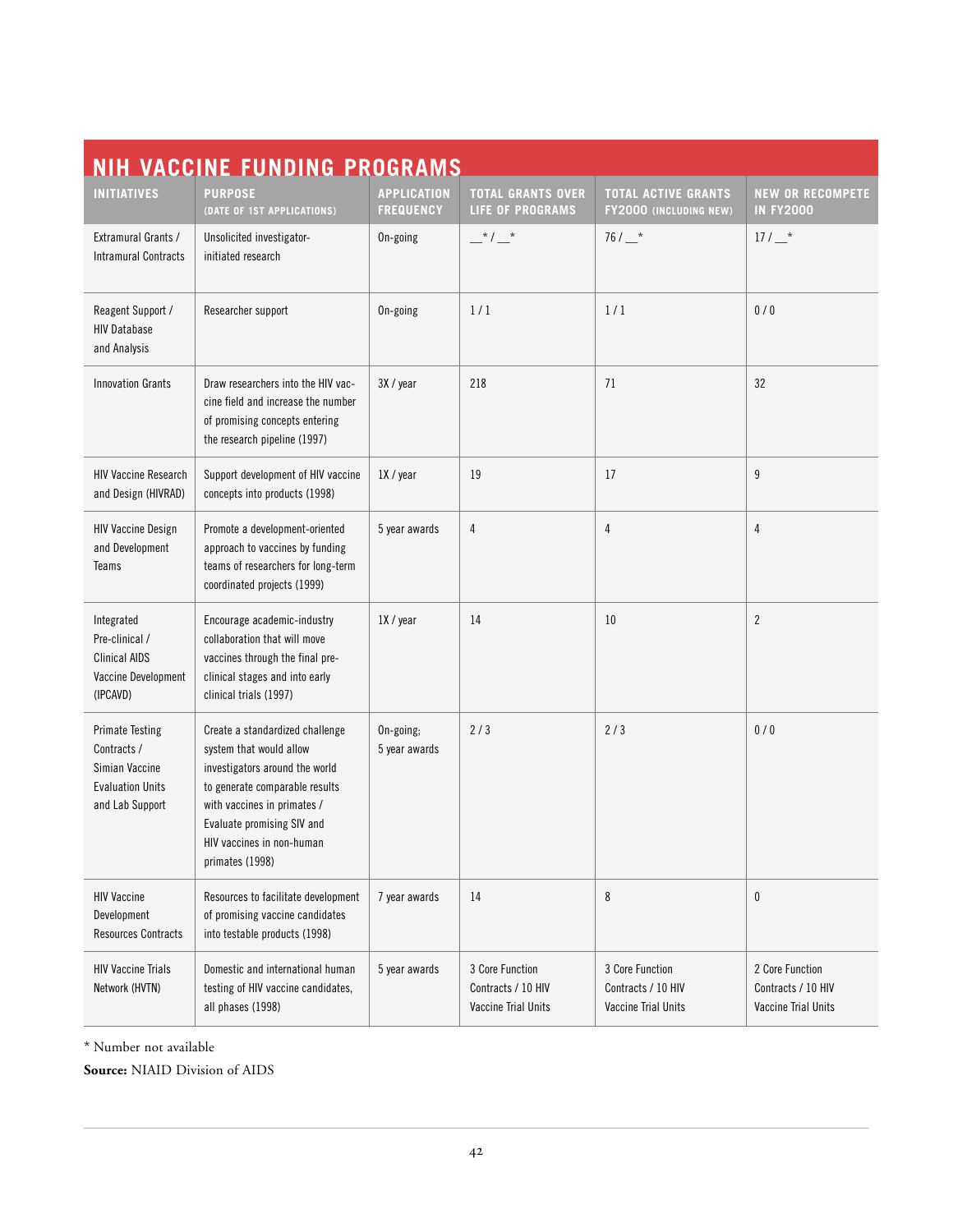## NIH VACCINE FUNDING PROGRAMS

| INITIATIVES | PURPOSE (DATE OF 1ST APPLICATIONS) | APPLICATION FREQUENCY | TOTAL GRANTS OVER LIFE OF PROGRAMS | TOTAL ACTIVE GRANTS FY2000 (INCLUDING NEW) | NEW OR RECOMPETE IN FY2000 |
|---|---|---|---|---|---|
| Extramural Grants / Intramural Contracts | Unsolicited investigator-initiated research | On-going | __* / __* | 76 / __* | 17 / __* |
| Reagent Support / HIV Database and Analysis | Researcher support | On-going | 1 / 1 | 1 / 1 | 0 / 0 |
| Innovation Grants | Draw researchers into the HIV vaccine field and increase the number of promising concepts entering the research pipeline (1997) | 3X / year | 218 | 71 | 32 |
| HIV Vaccine Research and Design (HIVRAD) | Support development of HIV vaccine concepts into products (1998) | 1X / year | 19 | 17 | 9 |
| HIV Vaccine Design and Development Teams | Promote a development-oriented approach to vaccines by funding teams of researchers for long-term coordinated projects (1999) | 5 year awards | 4 | 4 | 4 |
| Integrated Pre-clinical / Clinical AIDS Vaccine Development (IPCAVD) | Encourage academic-industry collaboration that will move vaccines through the final pre-clinical stages and into early clinical trials (1997) | 1X / year | 14 | 10 | 2 |
| Primate Testing Contracts / Simian Vaccine Evaluation Units and Lab Support | Create a standardized challenge system that would allow investigators around the world to generate comparable results with vaccines in primates / Evaluate promising SIV and HIV vaccines in non-human primates (1998) | On-going; 5 year awards | 2 / 3 | 2 / 3 | 0 / 0 |
| HIV Vaccine Development Resources Contracts | Resources to facilitate development of promising vaccine candidates into testable products (1998) | 7 year awards | 14 | 8 | 0 |
| HIV Vaccine Trials Network (HVTN) | Domestic and international human testing of HIV vaccine candidates, all phases (1998) | 5 year awards | 3 Core Function Contracts / 10 HIV Vaccine Trial Units | 3 Core Function Contracts / 10 HIV Vaccine Trial Units | 2 Core Function Contracts / 10 HIV Vaccine Trial Units |

\* Number not available

**Source:** NIAID Division of AIDS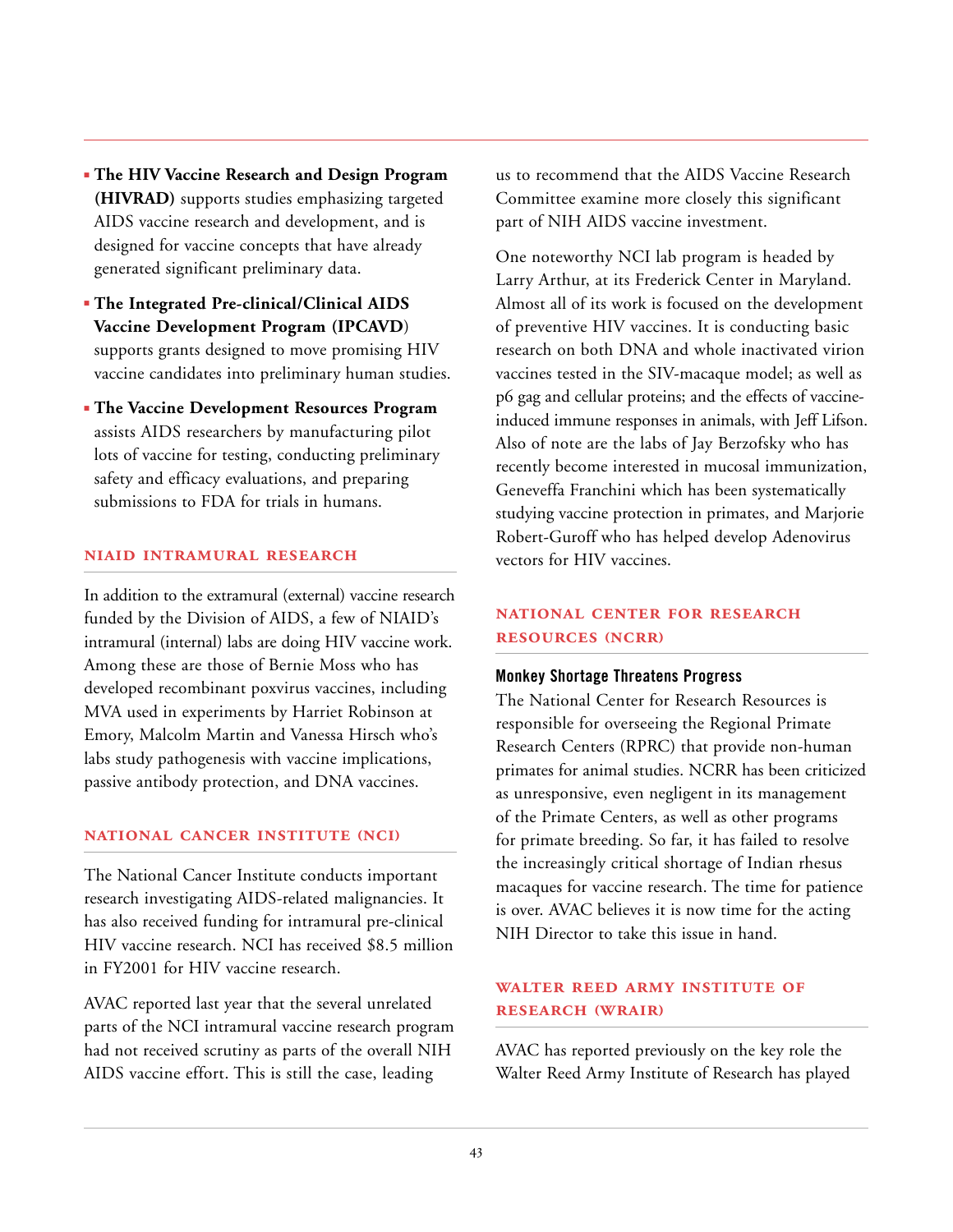- **The HIV Vaccine Research and Design Program (HIVRAD)** supports studies emphasizing targeted AIDS vaccine research and development, and is designed for vaccine concepts that have already generated significant preliminary data.
- **The Integrated Pre-clinical/Clinical AIDS Vaccine Development Program (IPCAVD)** supports grants designed to move promising HIV vaccine candidates into preliminary human studies.
- **The Vaccine Development Resources Program** assists AIDS researchers by manufacturing pilot lots of vaccine for testing, conducting preliminary safety and efficacy evaluations, and preparing submissions to FDA for trials in humans.

## NIAID INTRAMURAL RESEARCH

In addition to the extramural (external) vaccine research funded by the Division of AIDS, a few of NIAID's intramural (internal) labs are doing HIV vaccine work. Among these are those of Bernie Moss who has developed recombinant poxvirus vaccines, including MVA used in experiments by Harriet Robinson at Emory, Malcolm Martin and Vanessa Hirsch who's labs study pathogenesis with vaccine implications, passive antibody protection, and DNA vaccines.

## NATIONAL CANCER INSTITUTE (NCI)

The National Cancer Institute conducts important research investigating AIDS-related malignancies. It has also received funding for intramural pre-clinical HIV vaccine research. NCI has received $8.5 million in FY2001 for HIV vaccine research.

AVAC reported last year that the several unrelated parts of the NCI intramural vaccine research program had not received scrutiny as parts of the overall NIH AIDS vaccine effort. This is still the case, leading us to recommend that the AIDS Vaccine Research Committee examine more closely this significant part of NIH AIDS vaccine investment.

One noteworthy NCI lab program is headed by Larry Arthur, at its Frederick Center in Maryland. Almost all of its work is focused on the development of preventive HIV vaccines. It is conducting basic research on both DNA and whole inactivated virion vaccines tested in the SIV-macaque model; as well as p6 gag and cellular proteins; and the effects of vaccine-induced immune responses in animals, with Jeff Lifson. Also of note are the labs of Jay Berzofsky who has recently become interested in mucosal immunization, Geneveffa Franchini which has been systematically studying vaccine protection in primates, and Marjorie Robert-Guroff who has helped develop Adenovirus vectors for HIV vaccines.

## NATIONAL CENTER FOR RESEARCH RESOURCES (NCRR)

### Monkey Shortage Threatens Progress

The National Center for Research Resources is responsible for overseeing the Regional Primate Research Centers (RPRC) that provide non-human primates for animal studies. NCRR has been criticized as unresponsive, even negligent in its management of the Primate Centers, as well as other programs for primate breeding. So far, it has failed to resolve the increasingly critical shortage of Indian rhesus macaques for vaccine research. The time for patience is over. AVAC believes it is now time for the acting NIH Director to take this issue in hand.

## WALTER REED ARMY INSTITUTE OF RESEARCH (WRAIR)

AVAC has reported previously on the key role the Walter Reed Army Institute of Research has played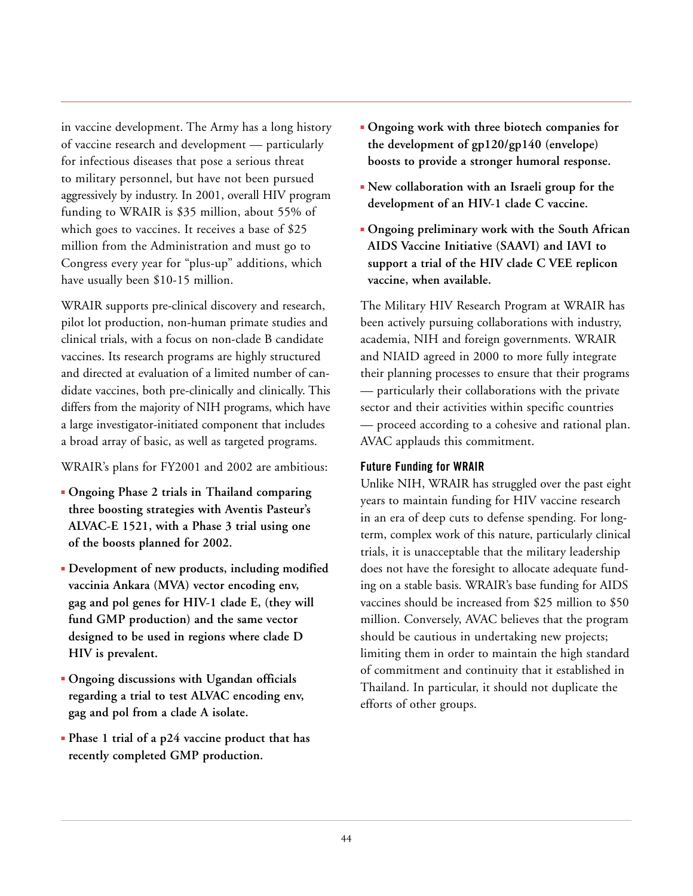in vaccine development. The Army has a long history of vaccine research and development — particularly for infectious diseases that pose a serious threat to military personnel, but have not been pursued aggressively by industry. In 2001, overall HIV program funding to WRAIR is $35 million, about 55% of which goes to vaccines. It receives a base of $25 million from the Administration and must go to Congress every year for "plus-up" additions, which have usually been $10-15 million.

WRAIR supports pre-clinical discovery and research, pilot lot production, non-human primate studies and clinical trials, with a focus on non-clade B candidate vaccines. Its research programs are highly structured and directed at evaluation of a limited number of candidate vaccines, both pre-clinically and clinically. This differs from the majority of NIH programs, which have a large investigator-initiated component that includes a broad array of basic, as well as targeted programs.

WRAIR's plans for FY2001 and 2002 are ambitious:

- **Ongoing Phase 2 trials in Thailand comparing three boosting strategies with Aventis Pasteur's ALVAC-E 1521, with a Phase 3 trial using one of the boosts planned for 2002.**
- **Development of new products, including modified vaccinia Ankara (MVA) vector encoding env, gag and pol genes for HIV-1 clade E, (they will fund GMP production) and the same vector designed to be used in regions where clade D HIV is prevalent.**
- **Ongoing discussions with Ugandan officials regarding a trial to test ALVAC encoding env, gag and pol from a clade A isolate.**
- **Phase 1 trial of a p24 vaccine product that has recently completed GMP production.**
- **Ongoing work with three biotech companies for the development of gp120/gp140 (envelope) boosts to provide a stronger humoral response.**
- **New collaboration with an Israeli group for the development of an HIV-1 clade C vaccine.**
- **Ongoing preliminary work with the South African AIDS Vaccine Initiative (SAAVI) and IAVI to support a trial of the HIV clade C VEE replicon vaccine, when available.**

The Military HIV Research Program at WRAIR has been actively pursuing collaborations with industry, academia, NIH and foreign governments. WRAIR and NIAID agreed in 2000 to more fully integrate their planning processes to ensure that their programs — particularly their collaborations with the private sector and their activities within specific countries — proceed according to a cohesive and rational plan. AVAC applauds this commitment.

### Future Funding for WRAIR

Unlike NIH, WRAIR has struggled over the past eight years to maintain funding for HIV vaccine research in an era of deep cuts to defense spending. For long-term, complex work of this nature, particularly clinical trials, it is unacceptable that the military leadership does not have the foresight to allocate adequate funding on a stable basis. WRAIR's base funding for AIDS vaccines should be increased from $25 million to $50 million. Conversely, AVAC believes that the program should be cautious in undertaking new projects; limiting them in order to maintain the high standard of commitment and continuity that it established in Thailand. In particular, it should not duplicate the efforts of other groups.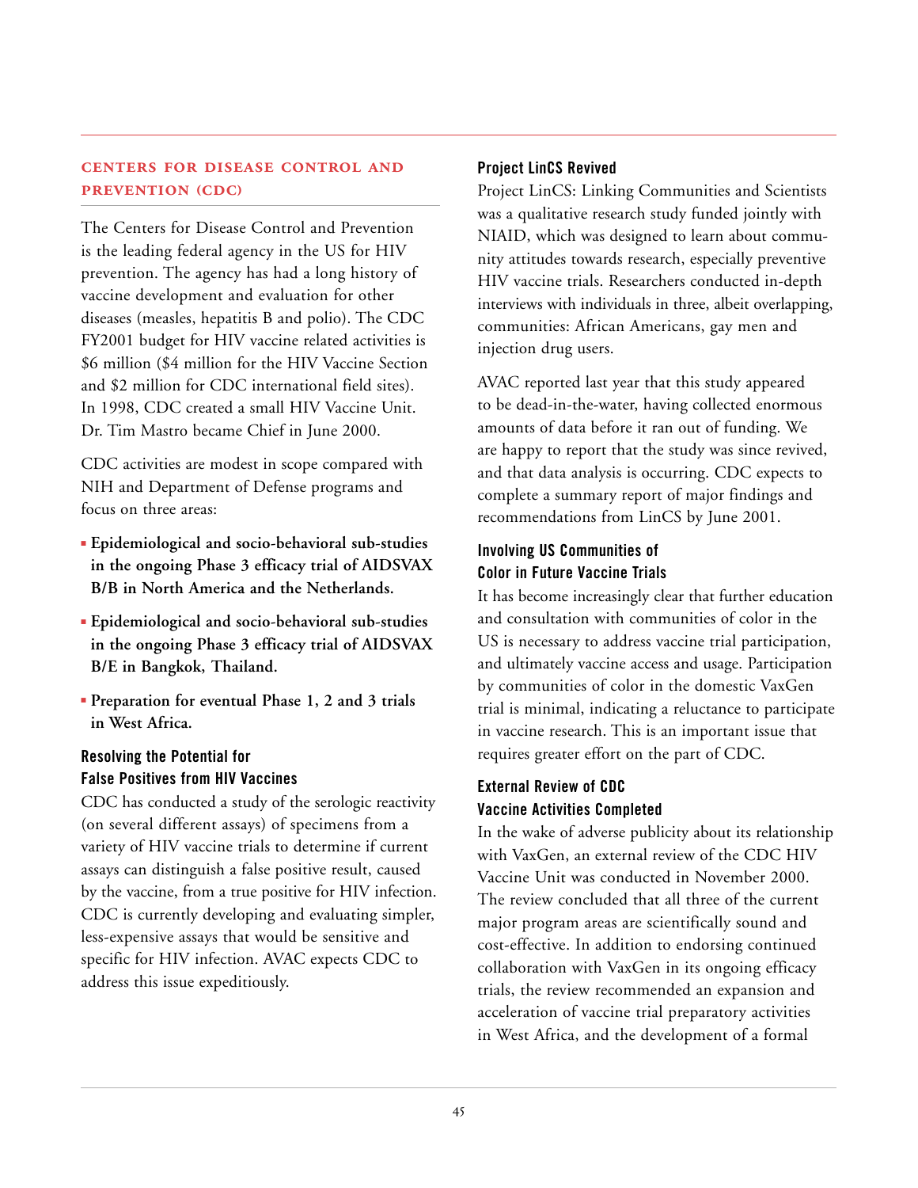## CENTERS FOR DISEASE CONTROL AND PREVENTION (CDC)

The Centers for Disease Control and Prevention is the leading federal agency in the US for HIV prevention. The agency has had a long history of vaccine development and evaluation for other diseases (measles, hepatitis B and polio). The CDC FY2001 budget for HIV vaccine related activities is $6 million ($4 million for the HIV Vaccine Section and $2 million for CDC international field sites). In 1998, CDC created a small HIV Vaccine Unit. Dr. Tim Mastro became Chief in June 2000.

CDC activities are modest in scope compared with NIH and Department of Defense programs and focus on three areas:

- **Epidemiological and socio-behavioral sub-studies in the ongoing Phase 3 efficacy trial of AIDSVAX B/B in North America and the Netherlands.**
- **Epidemiological and socio-behavioral sub-studies in the ongoing Phase 3 efficacy trial of AIDSVAX B/E in Bangkok, Thailand.**
- **Preparation for eventual Phase 1, 2 and 3 trials in West Africa.**

### Resolving the Potential for False Positives from HIV Vaccines

CDC has conducted a study of the serologic reactivity (on several different assays) of specimens from a variety of HIV vaccine trials to determine if current assays can distinguish a false positive result, caused by the vaccine, from a true positive for HIV infection. CDC is currently developing and evaluating simpler, less-expensive assays that would be sensitive and specific for HIV infection. AVAC expects CDC to address this issue expeditiously.

### Project LinCS Revived

Project LinCS: Linking Communities and Scientists was a qualitative research study funded jointly with NIAID, which was designed to learn about community attitudes towards research, especially preventive HIV vaccine trials. Researchers conducted in-depth interviews with individuals in three, albeit overlapping, communities: African Americans, gay men and injection drug users.

AVAC reported last year that this study appeared to be dead-in-the-water, having collected enormous amounts of data before it ran out of funding. We are happy to report that the study was since revived, and that data analysis is occurring. CDC expects to complete a summary report of major findings and recommendations from LinCS by June 2001.

### Involving US Communities of Color in Future Vaccine Trials

It has become increasingly clear that further education and consultation with communities of color in the US is necessary to address vaccine trial participation, and ultimately vaccine access and usage. Participation by communities of color in the domestic VaxGen trial is minimal, indicating a reluctance to participate in vaccine research. This is an important issue that requires greater effort on the part of CDC.

### External Review of CDC Vaccine Activities Completed

In the wake of adverse publicity about its relationship with VaxGen, an external review of the CDC HIV Vaccine Unit was conducted in November 2000. The review concluded that all three of the current major program areas are scientifically sound and cost-effective. In addition to endorsing continued collaboration with VaxGen in its ongoing efficacy trials, the review recommended an expansion and acceleration of vaccine trial preparatory activities in West Africa, and the development of a formal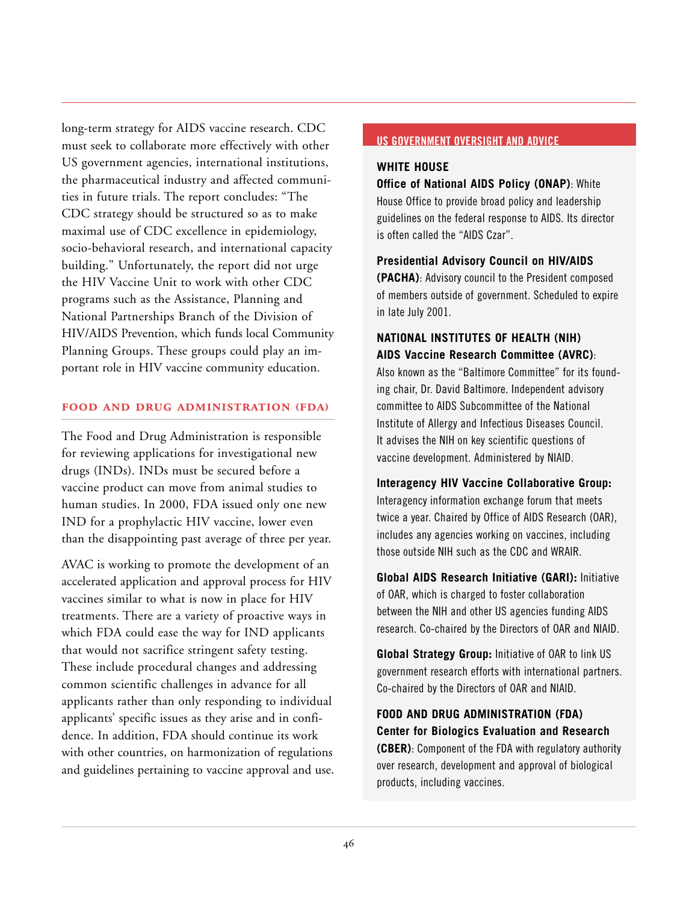long-term strategy for AIDS vaccine research. CDC must seek to collaborate more effectively with other US government agencies, international institutions, the pharmaceutical industry and affected communities in future trials. The report concludes: "The CDC strategy should be structured so as to make maximal use of CDC excellence in epidemiology, socio-behavioral research, and international capacity building." Unfortunately, the report did not urge the HIV Vaccine Unit to work with other CDC programs such as the Assistance, Planning and National Partnerships Branch of the Division of HIV/AIDS Prevention, which funds local Community Planning Groups. These groups could play an important role in HIV vaccine community education.

### FOOD AND DRUG ADMINISTRATION (FDA)

The Food and Drug Administration is responsible for reviewing applications for investigational new drugs (INDs). INDs must be secured before a vaccine product can move from animal studies to human studies. In 2000, FDA issued only one new IND for a prophylactic HIV vaccine, lower even than the disappointing past average of three per year.

AVAC is working to promote the development of an accelerated application and approval process for HIV vaccines similar to what is now in place for HIV treatments. There are a variety of proactive ways in which FDA could ease the way for IND applicants that would not sacrifice stringent safety testing. These include procedural changes and addressing common scientific challenges in advance for all applicants rather than only responding to individual applicants' specific issues as they arise and in confidence. In addition, FDA should continue its work with other countries, on harmonization of regulations and guidelines pertaining to vaccine approval and use.

### US GOVERNMENT OVERSIGHT AND ADVICE

**WHITE HOUSE**

**Office of National AIDS Policy (ONAP)**: White House Office to provide broad policy and leadership guidelines on the federal response to AIDS. Its director is often called the "AIDS Czar".

**Presidential Advisory Council on HIV/AIDS (PACHA)**: Advisory council to the President composed of members outside of government. Scheduled to expire in late July 2001.

**NATIONAL INSTITUTES OF HEALTH (NIH)**

**AIDS Vaccine Research Committee (AVRC)**: Also known as the "Baltimore Committee" for its founding chair, Dr. David Baltimore. Independent advisory committee to AIDS Subcommittee of the National Institute of Allergy and Infectious Diseases Council. It advises the NIH on key scientific questions of vaccine development. Administered by NIAID.

**Interagency HIV Vaccine Collaborative Group:** Interagency information exchange forum that meets twice a year. Chaired by Office of AIDS Research (OAR), includes any agencies working on vaccines, including those outside NIH such as the CDC and WRAIR.

**Global AIDS Research Initiative (GARI):** Initiative of OAR, which is charged to foster collaboration between the NIH and other US agencies funding AIDS research. Co-chaired by the Directors of OAR and NIAID.

**Global Strategy Group:** Initiative of OAR to link US government research efforts with international partners. Co-chaired by the Directors of OAR and NIAID.

**FOOD AND DRUG ADMINISTRATION (FDA)**

**Center for Biologics Evaluation and Research (CBER)**: Component of the FDA with regulatory authority over research, development and approval of biological products, including vaccines.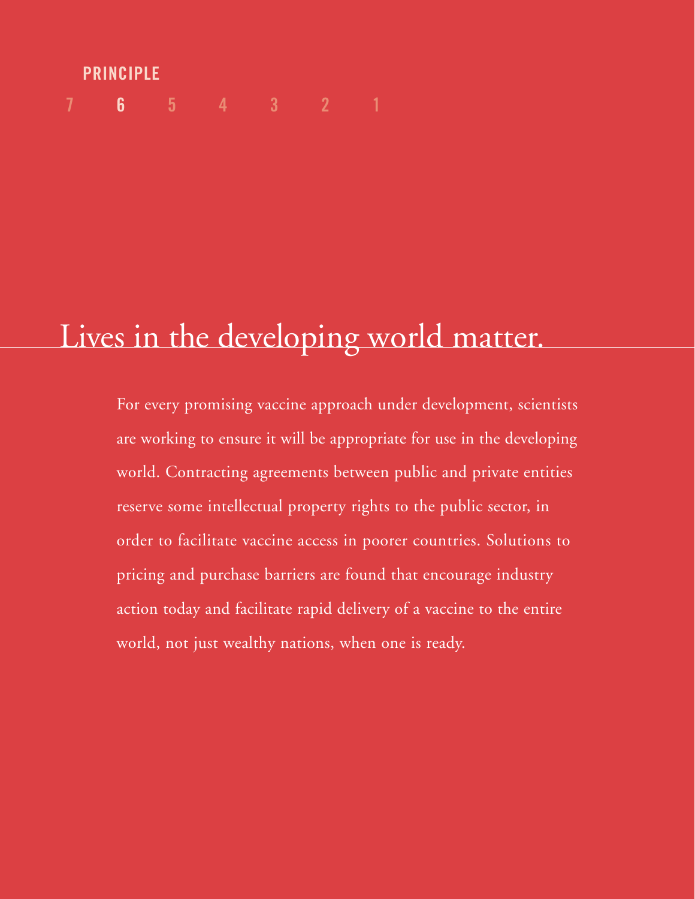PRINCIPLE

7 **6** 5 4 3 2 1

# Lives in the developing world matter.

For every promising vaccine approach under development, scientists are working to ensure it will be appropriate for use in the developing world. Contracting agreements between public and private entities reserve some intellectual property rights to the public sector, in order to facilitate vaccine access in poorer countries. Solutions to pricing and purchase barriers are found that encourage industry action today and facilitate rapid delivery of a vaccine to the entire world, not just wealthy nations, when one is ready.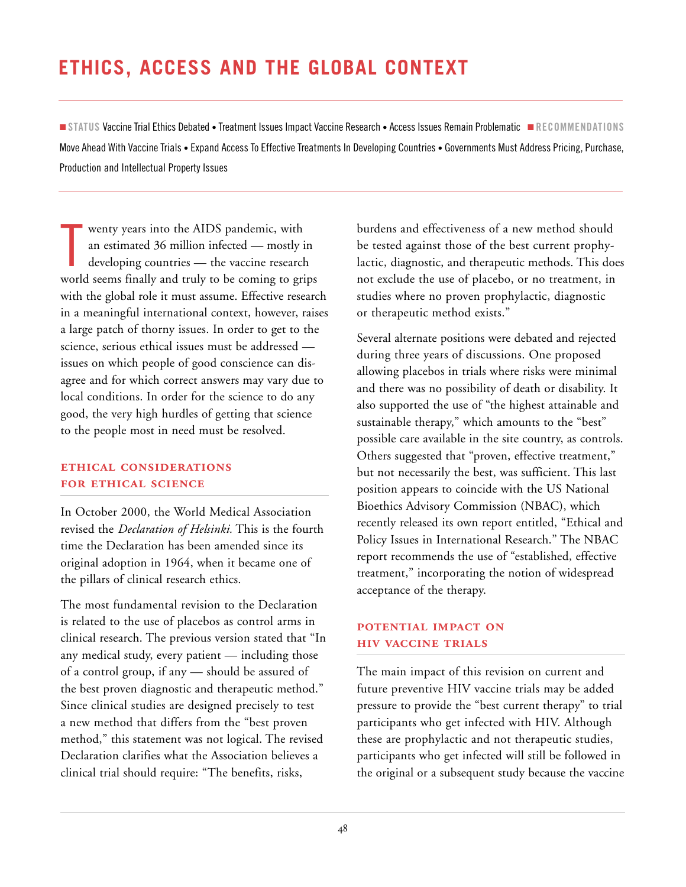# ETHICS, ACCESS AND THE GLOBAL CONTEXT

**STATUS** Vaccine Trial Ethics Debated • Treatment Issues Impact Vaccine Research • Access Issues Remain Problematic **RECOMMENDATIONS** Move Ahead With Vaccine Trials • Expand Access To Effective Treatments In Developing Countries • Governments Must Address Pricing, Purchase, Production and Intellectual Property Issues

Twenty years into the AIDS pandemic, with an estimated 36 million infected — mostly in developing countries — the vaccine research world seems finally and truly to be coming to grips with the global role it must assume. Effective research in a meaningful international context, however, raises a large patch of thorny issues. In order to get to the science, serious ethical issues must be addressed — issues on which people of good conscience can disagree and for which correct answers may vary due to local conditions. In order for the science to do any good, the very high hurdles of getting that science to the people most in need must be resolved.

## ETHICAL CONSIDERATIONS FOR ETHICAL SCIENCE

In October 2000, the World Medical Association revised the *Declaration of Helsinki.* This is the fourth time the Declaration has been amended since its original adoption in 1964, when it became one of the pillars of clinical research ethics.

The most fundamental revision to the Declaration is related to the use of placebos as control arms in clinical research. The previous version stated that "In any medical study, every patient — including those of a control group, if any — should be assured of the best proven diagnostic and therapeutic method." Since clinical studies are designed precisely to test a new method that differs from the "best proven method," this statement was not logical. The revised Declaration clarifies what the Association believes a clinical trial should require: "The benefits, risks, burdens and effectiveness of a new method should be tested against those of the best current prophylactic, diagnostic, and therapeutic methods. This does not exclude the use of placebo, or no treatment, in studies where no proven prophylactic, diagnostic or therapeutic method exists."

Several alternate positions were debated and rejected during three years of discussions. One proposed allowing placebos in trials where risks were minimal and there was no possibility of death or disability. It also supported the use of "the highest attainable and sustainable therapy," which amounts to the "best" possible care available in the site country, as controls. Others suggested that "proven, effective treatment," but not necessarily the best, was sufficient. This last position appears to coincide with the US National Bioethics Advisory Commission (NBAC), which recently released its own report entitled, "Ethical and Policy Issues in International Research." The NBAC report recommends the use of "established, effective treatment," incorporating the notion of widespread acceptance of the therapy.

## POTENTIAL IMPACT ON HIV VACCINE TRIALS

The main impact of this revision on current and future preventive HIV vaccine trials may be added pressure to provide the "best current therapy" to trial participants who get infected with HIV. Although these are prophylactic and not therapeutic studies, participants who get infected will still be followed in the original or a subsequent study because the vaccine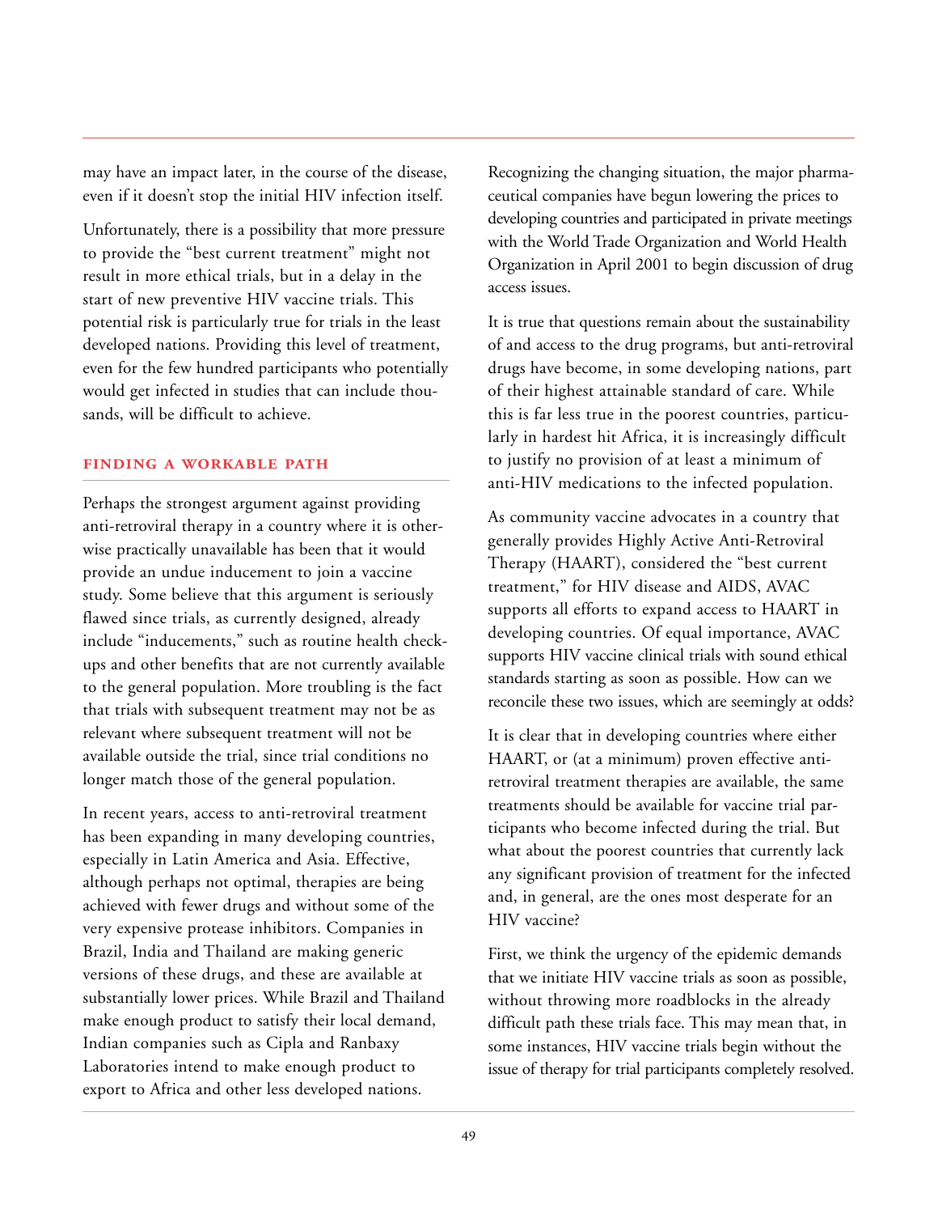may have an impact later, in the course of the disease, even if it doesn't stop the initial HIV infection itself.

Unfortunately, there is a possibility that more pressure to provide the "best current treatment" might not result in more ethical trials, but in a delay in the start of new preventive HIV vaccine trials. This potential risk is particularly true for trials in the least developed nations. Providing this level of treatment, even for the few hundred participants who potentially would get infected in studies that can include thousands, will be difficult to achieve.

## FINDING A WORKABLE PATH

Perhaps the strongest argument against providing anti-retroviral therapy in a country where it is otherwise practically unavailable has been that it would provide an undue inducement to join a vaccine study. Some believe that this argument is seriously flawed since trials, as currently designed, already include "inducements," such as routine health checkups and other benefits that are not currently available to the general population. More troubling is the fact that trials with subsequent treatment may not be as relevant where subsequent treatment will not be available outside the trial, since trial conditions no longer match those of the general population.

In recent years, access to anti-retroviral treatment has been expanding in many developing countries, especially in Latin America and Asia. Effective, although perhaps not optimal, therapies are being achieved with fewer drugs and without some of the very expensive protease inhibitors. Companies in Brazil, India and Thailand are making generic versions of these drugs, and these are available at substantially lower prices. While Brazil and Thailand make enough product to satisfy their local demand, Indian companies such as Cipla and Ranbaxy Laboratories intend to make enough product to export to Africa and other less developed nations.

Recognizing the changing situation, the major pharmaceutical companies have begun lowering the prices to developing countries and participated in private meetings with the World Trade Organization and World Health Organization in April 2001 to begin discussion of drug access issues.

It is true that questions remain about the sustainability of and access to the drug programs, but anti-retroviral drugs have become, in some developing nations, part of their highest attainable standard of care. While this is far less true in the poorest countries, particularly in hardest hit Africa, it is increasingly difficult to justify no provision of at least a minimum of anti-HIV medications to the infected population.

As community vaccine advocates in a country that generally provides Highly Active Anti-Retroviral Therapy (HAART), considered the "best current treatment," for HIV disease and AIDS, AVAC supports all efforts to expand access to HAART in developing countries. Of equal importance, AVAC supports HIV vaccine clinical trials with sound ethical standards starting as soon as possible. How can we reconcile these two issues, which are seemingly at odds?

It is clear that in developing countries where either HAART, or (at a minimum) proven effective anti-retroviral treatment therapies are available, the same treatments should be available for vaccine trial participants who become infected during the trial. But what about the poorest countries that currently lack any significant provision of treatment for the infected and, in general, are the ones most desperate for an HIV vaccine?

First, we think the urgency of the epidemic demands that we initiate HIV vaccine trials as soon as possible, without throwing more roadblocks in the already difficult path these trials face. This may mean that, in some instances, HIV vaccine trials begin without the issue of therapy for trial participants completely resolved.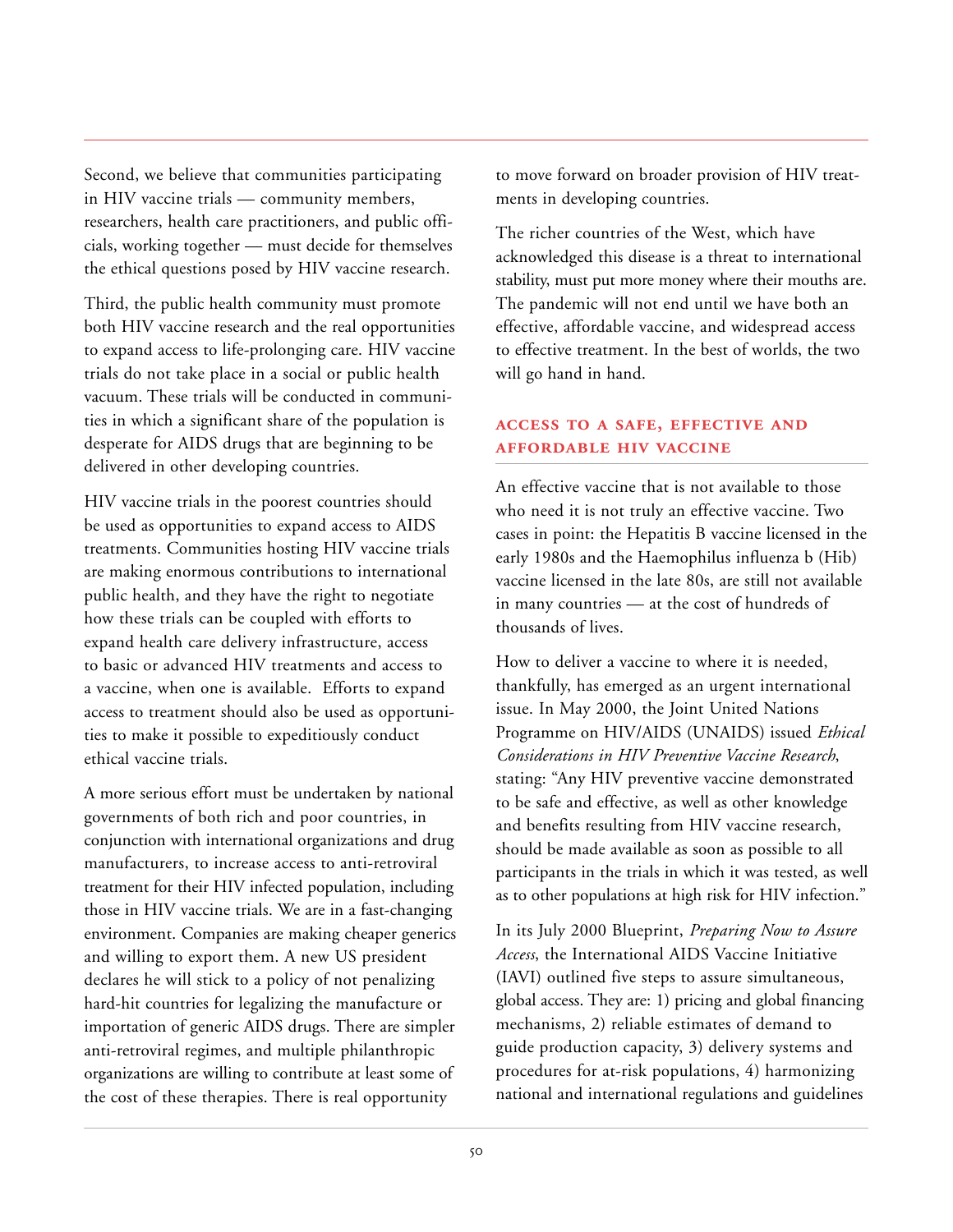Second, we believe that communities participating in HIV vaccine trials — community members, researchers, health care practitioners, and public officials, working together — must decide for themselves the ethical questions posed by HIV vaccine research.

Third, the public health community must promote both HIV vaccine research and the real opportunities to expand access to life-prolonging care. HIV vaccine trials do not take place in a social or public health vacuum. These trials will be conducted in communities in which a significant share of the population is desperate for AIDS drugs that are beginning to be delivered in other developing countries.

HIV vaccine trials in the poorest countries should be used as opportunities to expand access to AIDS treatments. Communities hosting HIV vaccine trials are making enormous contributions to international public health, and they have the right to negotiate how these trials can be coupled with efforts to expand health care delivery infrastructure, access to basic or advanced HIV treatments and access to a vaccine, when one is available. Efforts to expand access to treatment should also be used as opportunities to make it possible to expeditiously conduct ethical vaccine trials.

A more serious effort must be undertaken by national governments of both rich and poor countries, in conjunction with international organizations and drug manufacturers, to increase access to anti-retroviral treatment for their HIV infected population, including those in HIV vaccine trials. We are in a fast-changing environment. Companies are making cheaper generics and willing to export them. A new US president declares he will stick to a policy of not penalizing hard-hit countries for legalizing the manufacture or importation of generic AIDS drugs. There are simpler anti-retroviral regimes, and multiple philanthropic organizations are willing to contribute at least some of the cost of these therapies. There is real opportunity to move forward on broader provision of HIV treatments in developing countries.

The richer countries of the West, which have acknowledged this disease is a threat to international stability, must put more money where their mouths are. The pandemic will not end until we have both an effective, affordable vaccine, and widespread access to effective treatment. In the best of worlds, the two will go hand in hand.

## ACCESS TO A SAFE, EFFECTIVE AND AFFORDABLE HIV VACCINE

An effective vaccine that is not available to those who need it is not truly an effective vaccine. Two cases in point: the Hepatitis B vaccine licensed in the early 1980s and the Haemophilus influenza b (Hib) vaccine licensed in the late 80s, are still not available in many countries — at the cost of hundreds of thousands of lives.

How to deliver a vaccine to where it is needed, thankfully, has emerged as an urgent international issue. In May 2000, the Joint United Nations Programme on HIV/AIDS (UNAIDS) issued *Ethical Considerations in HIV Preventive Vaccine Research*, stating: "Any HIV preventive vaccine demonstrated to be safe and effective, as well as other knowledge and benefits resulting from HIV vaccine research, should be made available as soon as possible to all participants in the trials in which it was tested, as well as to other populations at high risk for HIV infection."

In its July 2000 Blueprint, *Preparing Now to Assure Access*, the International AIDS Vaccine Initiative (IAVI) outlined five steps to assure simultaneous, global access. They are: 1) pricing and global financing mechanisms, 2) reliable estimates of demand to guide production capacity, 3) delivery systems and procedures for at-risk populations, 4) harmonizing national and international regulations and guidelines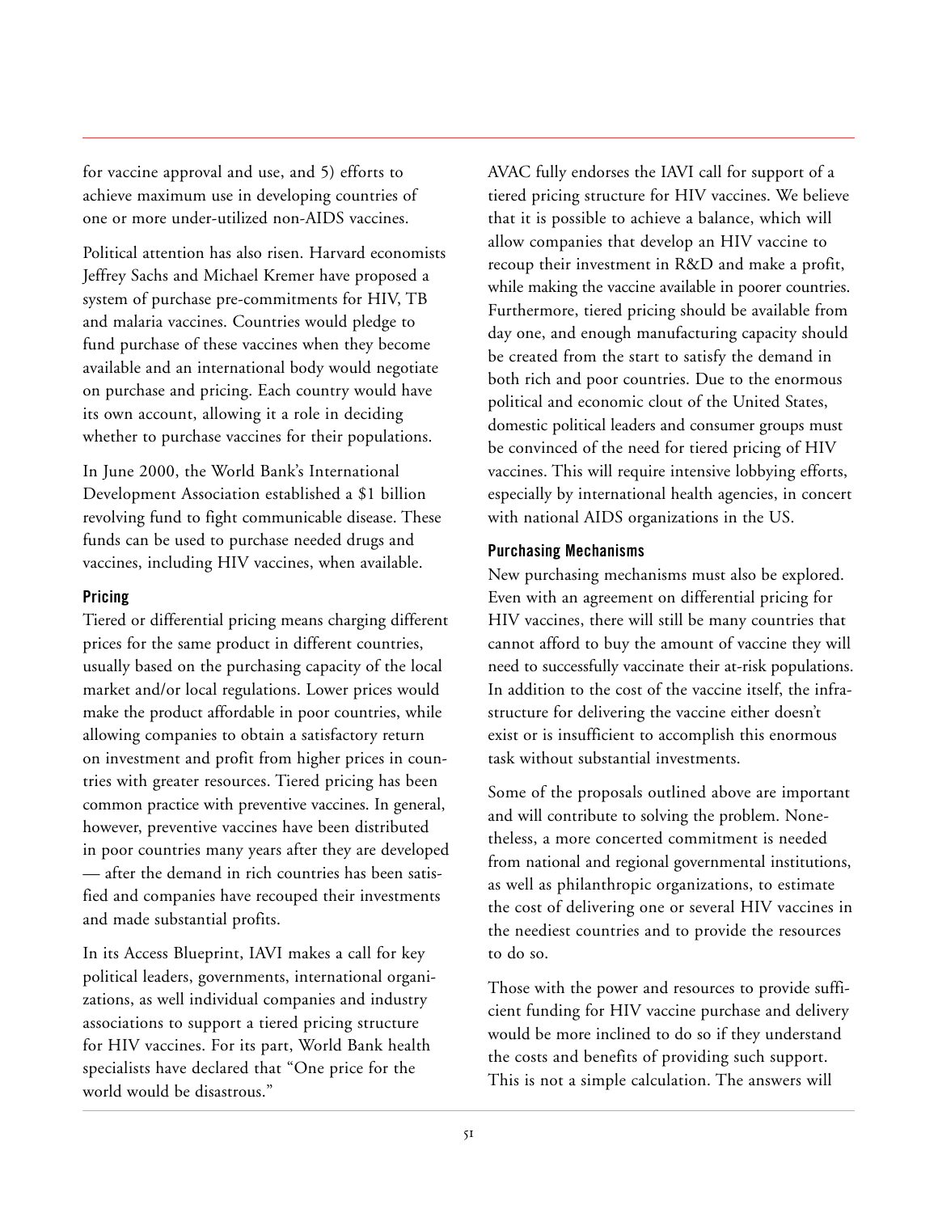for vaccine approval and use, and 5) efforts to achieve maximum use in developing countries of one or more under-utilized non-AIDS vaccines.

Political attention has also risen. Harvard economists Jeffrey Sachs and Michael Kremer have proposed a system of purchase pre-commitments for HIV, TB and malaria vaccines. Countries would pledge to fund purchase of these vaccines when they become available and an international body would negotiate on purchase and pricing. Each country would have its own account, allowing it a role in deciding whether to purchase vaccines for their populations.

In June 2000, the World Bank's International Development Association established a $1 billion revolving fund to fight communicable disease. These funds can be used to purchase needed drugs and vaccines, including HIV vaccines, when available.

#### Pricing

Tiered or differential pricing means charging different prices for the same product in different countries, usually based on the purchasing capacity of the local market and/or local regulations. Lower prices would make the product affordable in poor countries, while allowing companies to obtain a satisfactory return on investment and profit from higher prices in countries with greater resources. Tiered pricing has been common practice with preventive vaccines. In general, however, preventive vaccines have been distributed in poor countries many years after they are developed — after the demand in rich countries has been satisfied and companies have recouped their investments and made substantial profits.

In its Access Blueprint, IAVI makes a call for key political leaders, governments, international organizations, as well individual companies and industry associations to support a tiered pricing structure for HIV vaccines. For its part, World Bank health specialists have declared that "One price for the world would be disastrous."

AVAC fully endorses the IAVI call for support of a tiered pricing structure for HIV vaccines. We believe that it is possible to achieve a balance, which will allow companies that develop an HIV vaccine to recoup their investment in R&D and make a profit, while making the vaccine available in poorer countries. Furthermore, tiered pricing should be available from day one, and enough manufacturing capacity should be created from the start to satisfy the demand in both rich and poor countries. Due to the enormous political and economic clout of the United States, domestic political leaders and consumer groups must be convinced of the need for tiered pricing of HIV vaccines. This will require intensive lobbying efforts, especially by international health agencies, in concert with national AIDS organizations in the US.

#### Purchasing Mechanisms

New purchasing mechanisms must also be explored. Even with an agreement on differential pricing for HIV vaccines, there will still be many countries that cannot afford to buy the amount of vaccine they will need to successfully vaccinate their at-risk populations. In addition to the cost of the vaccine itself, the infrastructure for delivering the vaccine either doesn't exist or is insufficient to accomplish this enormous task without substantial investments.

Some of the proposals outlined above are important and will contribute to solving the problem. Nonetheless, a more concerted commitment is needed from national and regional governmental institutions, as well as philanthropic organizations, to estimate the cost of delivering one or several HIV vaccines in the neediest countries and to provide the resources to do so.

Those with the power and resources to provide sufficient funding for HIV vaccine purchase and delivery would be more inclined to do so if they understand the costs and benefits of providing such support. This is not a simple calculation. The answers will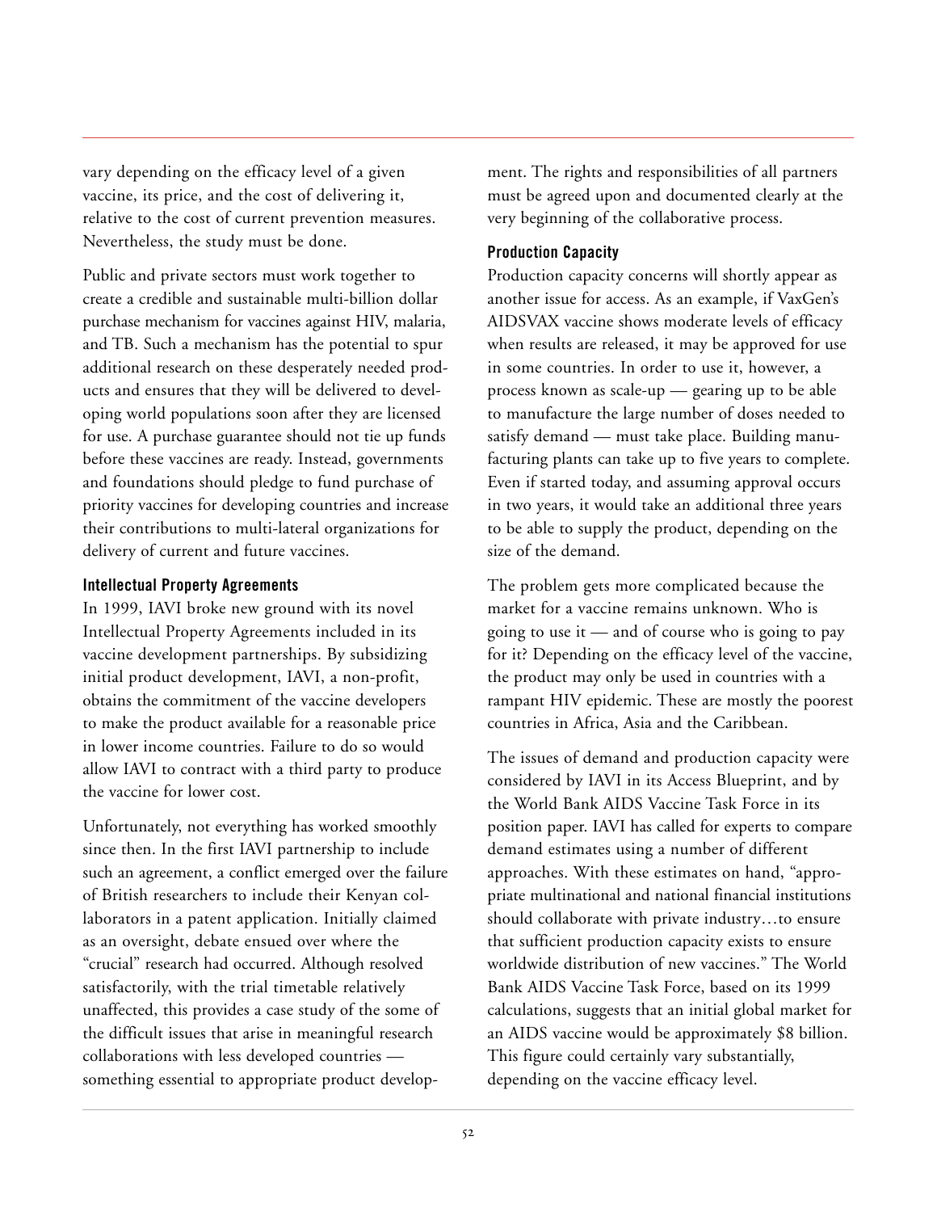vary depending on the efficacy level of a given vaccine, its price, and the cost of delivering it, relative to the cost of current prevention measures. Nevertheless, the study must be done.

Public and private sectors must work together to create a credible and sustainable multi-billion dollar purchase mechanism for vaccines against HIV, malaria, and TB. Such a mechanism has the potential to spur additional research on these desperately needed products and ensures that they will be delivered to developing world populations soon after they are licensed for use. A purchase guarantee should not tie up funds before these vaccines are ready. Instead, governments and foundations should pledge to fund purchase of priority vaccines for developing countries and increase their contributions to multi-lateral organizations for delivery of current and future vaccines.

### Intellectual Property Agreements

In 1999, IAVI broke new ground with its novel Intellectual Property Agreements included in its vaccine development partnerships. By subsidizing initial product development, IAVI, a non-profit, obtains the commitment of the vaccine developers to make the product available for a reasonable price in lower income countries. Failure to do so would allow IAVI to contract with a third party to produce the vaccine for lower cost.

Unfortunately, not everything has worked smoothly since then. In the first IAVI partnership to include such an agreement, a conflict emerged over the failure of British researchers to include their Kenyan collaborators in a patent application. Initially claimed as an oversight, debate ensued over where the "crucial" research had occurred. Although resolved satisfactorily, with the trial timetable relatively unaffected, this provides a case study of the some of the difficult issues that arise in meaningful research collaborations with less developed countries — something essential to appropriate product development. The rights and responsibilities of all partners must be agreed upon and documented clearly at the very beginning of the collaborative process.

### Production Capacity

Production capacity concerns will shortly appear as another issue for access. As an example, if VaxGen's AIDSVAX vaccine shows moderate levels of efficacy when results are released, it may be approved for use in some countries. In order to use it, however, a process known as scale-up — gearing up to be able to manufacture the large number of doses needed to satisfy demand — must take place. Building manufacturing plants can take up to five years to complete. Even if started today, and assuming approval occurs in two years, it would take an additional three years to be able to supply the product, depending on the size of the demand.

The problem gets more complicated because the market for a vaccine remains unknown. Who is going to use it — and of course who is going to pay for it? Depending on the efficacy level of the vaccine, the product may only be used in countries with a rampant HIV epidemic. These are mostly the poorest countries in Africa, Asia and the Caribbean.

The issues of demand and production capacity were considered by IAVI in its Access Blueprint, and by the World Bank AIDS Vaccine Task Force in its position paper. IAVI has called for experts to compare demand estimates using a number of different approaches. With these estimates on hand, "appropriate multinational and national financial institutions should collaborate with private industry…to ensure that sufficient production capacity exists to ensure worldwide distribution of new vaccines." The World Bank AIDS Vaccine Task Force, based on its 1999 calculations, suggests that an initial global market for an AIDS vaccine would be approximately $8 billion. This figure could certainly vary substantially, depending on the vaccine efficacy level.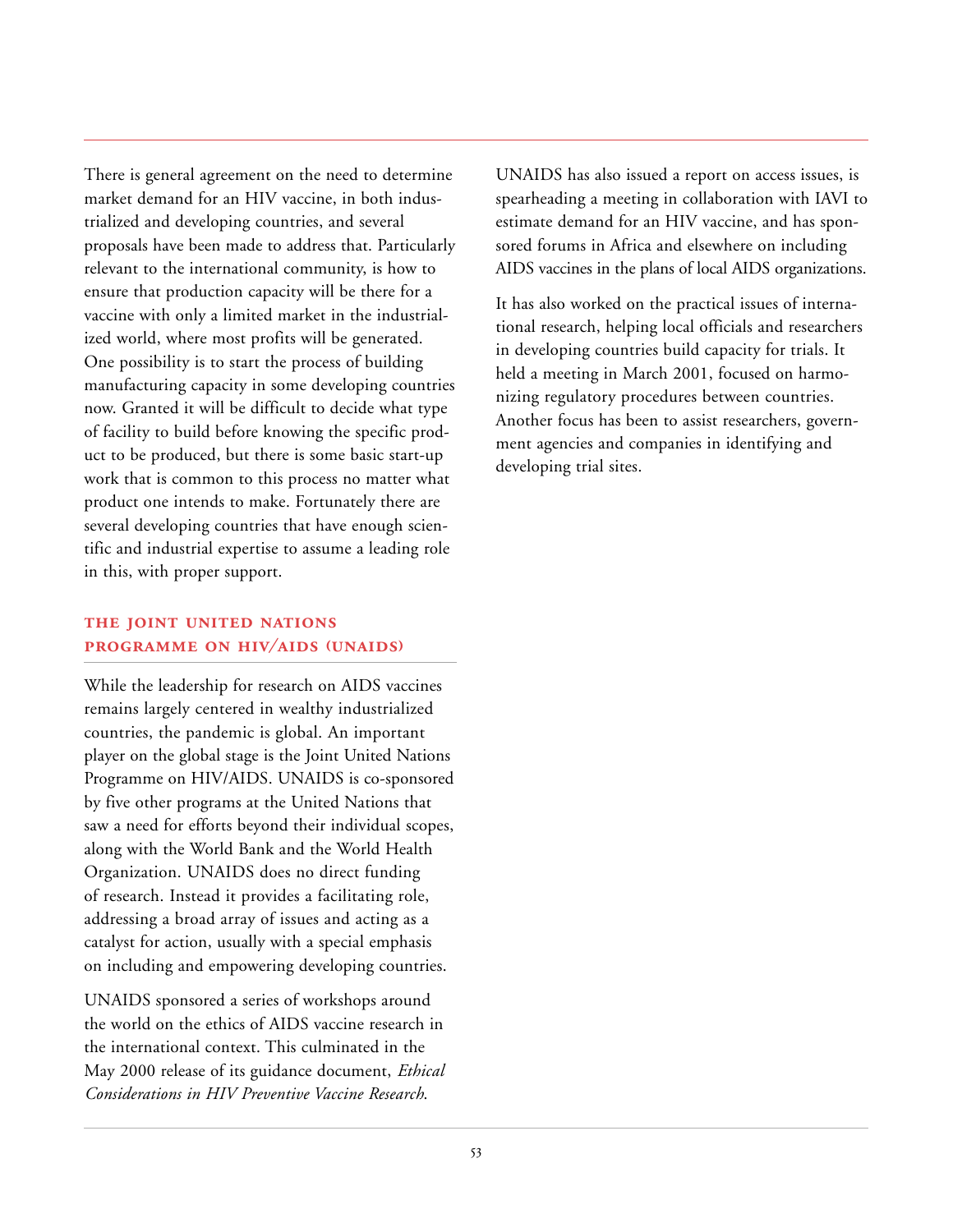There is general agreement on the need to determine market demand for an HIV vaccine, in both industrialized and developing countries, and several proposals have been made to address that. Particularly relevant to the international community, is how to ensure that production capacity will be there for a vaccine with only a limited market in the industrialized world, where most profits will be generated. One possibility is to start the process of building manufacturing capacity in some developing countries now. Granted it will be difficult to decide what type of facility to build before knowing the specific product to be produced, but there is some basic start-up work that is common to this process no matter what product one intends to make. Fortunately there are several developing countries that have enough scientific and industrial expertise to assume a leading role in this, with proper support.

## THE JOINT UNITED NATIONS PROGRAMME ON HIV/AIDS (UNAIDS)

While the leadership for research on AIDS vaccines remains largely centered in wealthy industrialized countries, the pandemic is global. An important player on the global stage is the Joint United Nations Programme on HIV/AIDS. UNAIDS is co-sponsored by five other programs at the United Nations that saw a need for efforts beyond their individual scopes, along with the World Bank and the World Health Organization. UNAIDS does no direct funding of research. Instead it provides a facilitating role, addressing a broad array of issues and acting as a catalyst for action, usually with a special emphasis on including and empowering developing countries.

UNAIDS sponsored a series of workshops around the world on the ethics of AIDS vaccine research in the international context. This culminated in the May 2000 release of its guidance document, *Ethical Considerations in HIV Preventive Vaccine Research.*

UNAIDS has also issued a report on access issues, is spearheading a meeting in collaboration with IAVI to estimate demand for an HIV vaccine, and has sponsored forums in Africa and elsewhere on including AIDS vaccines in the plans of local AIDS organizations.

It has also worked on the practical issues of international research, helping local officials and researchers in developing countries build capacity for trials. It held a meeting in March 2001, focused on harmonizing regulatory procedures between countries. Another focus has been to assist researchers, government agencies and companies in identifying and developing trial sites.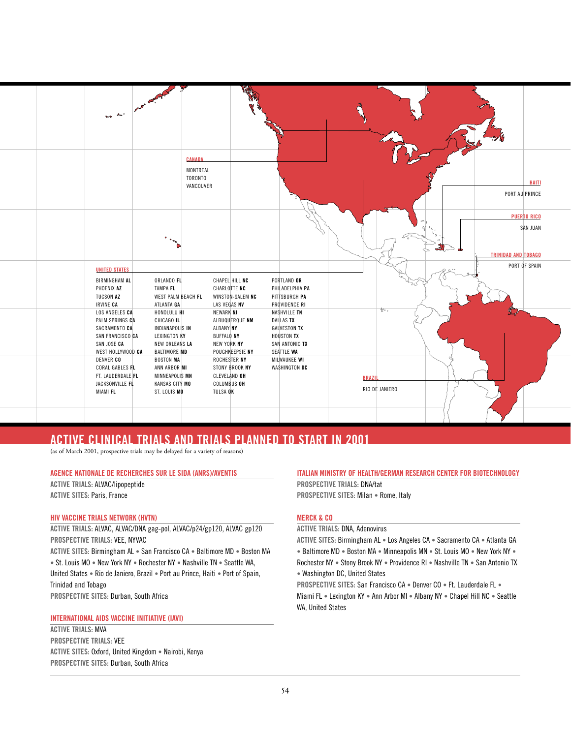**CANADA**

MONTREAL
TORONTO
VANCOUVER

**HAITI**

PORT AU PRINCE

**PUERTO RICO**

SAN JUAN

**TRINIDAD AND TOBAGO**

PORT OF SPAIN

**UNITED STATES**

BIRMINGHAM **AL**
PHOENIX **AZ**
TUCSON **AZ**
IRVINE **CA**
LOS ANGELES **CA**
PALM SPRINGS **CA**
SACRAMENTO **CA**
SAN FRANCISCO **CA**
SAN JOSE **CA**
WEST HOLLYWOOD **CA**
DENVER **CO**
CORAL GABLES **FL**
FT. LAUDERDALE **FL**
JACKSONVILLE **FL**
MIAMI **FL**
ORLANDO **FL**
TAMPA **FL**
WEST PALM BEACH **FL**
ATLANTA **GA**
HONOLULU **HI**
CHICAGO **IL**
INDIANAPOLIS **IN**
LEXINGTON **KY**
NEW ORLEANS **LA**
BALTIMORE **MD**
BOSTON **MA**
ANN ARBOR **MI**
MINNEAPOLIS **MN**
KANSAS CITY **MO**
ST. LOUIS **MO**
CHAPEL HILL **NC**
CHARLOTTE **NC**
WINSTON-SALEM **NC**
LAS VEGAS **NV**
NEWARK **NJ**
ALBUQUERQUE **NM**
ALBANY **NY**
BUFFALO **NY**
NEW YORK **NY**
POUGHKEEPSIE **NY**
ROCHESTER **NY**
STONY BROOK **NY**
CLEVELAND **OH**
COLUMBUS **OH**
TULSA **OK**
PORTLAND **OR**
PHILADELPHIA **PA**
PITTSBURGH **PA**
PROVIDENCE **RI**
NASHVILLE **TN**
DALLAS **TX**
GALVESTON **TX**
HOUSTON **TX**
SAN ANTONIO **TX**
SEATTLE **WA**
MILWAUKEE **WI**
WASHINGTON **DC**

**BRAZIL**

RIO DE JANIERO

## ACTIVE CLINICAL TRIALS AND TRIALS PLANNED TO START IN 2001

(as of March 2001, prospective trials may be delayed for a variety of reasons)

### AGENCE NATIONALE DE RECHERCHES SUR LE SIDA (ANRS)/AVENTIS

**ACTIVE TRIALS:** ALVAC/lipopeptide
**ACTIVE SITES:** Paris, France

### HIV VACCINE TRIALS NETWORK (HVTN)

**ACTIVE TRIALS:** ALVAC, ALVAC/DNA gag-pol, ALVAC/p24/gp120, ALVAC gp120
**PROSPECTIVE TRIALS:** VEE, NYVAC
**ACTIVE SITES:** Birmingham AL • San Francisco CA • Baltimore MD • Boston MA • St. Louis MO • New York NY • Rochester NY • Nashville TN • Seattle WA, United States • Rio de Janiero, Brazil • Port au Prince, Haiti • Port of Spain, Trinidad and Tobago
**PROSPECTIVE SITES:** Durban, South Africa

### INTERNATIONAL AIDS VACCINE INITIATIVE (IAVI)

**ACTIVE TRIALS:** MVA
**PROSPECTIVE TRIALS:** VEE
**ACTIVE SITES:** Oxford, United Kingdom • Nairobi, Kenya
**PROSPECTIVE SITES:** Durban, South Africa

### ITALIAN MINISTRY OF HEALTH/GERMAN RESEARCH CENTER FOR BIOTECHNOLOGY

**PROSPECTIVE TRIALS:** DNA/tat
**PROSPECTIVE SITES:** Milan • Rome, Italy

### MERCK & CO

**ACTIVE TRIALS:** DNA, Adenovirus
**ACTIVE SITES:** Birmingham AL • Los Angeles CA • Sacramento CA • Atlanta GA • Baltimore MD • Boston MA • Minneapolis MN • St. Louis MO • New York NY • Rochester NY • Stony Brook NY • Providence RI • Nashville TN • San Antonio TX • Washington DC, United States
**PROSPECTIVE SITES:** San Francisco CA • Denver CO • Ft. Lauderdale FL • Miami FL • Lexington KY • Ann Arbor MI • Albany NY • Chapel Hill NC • Seattle WA, United States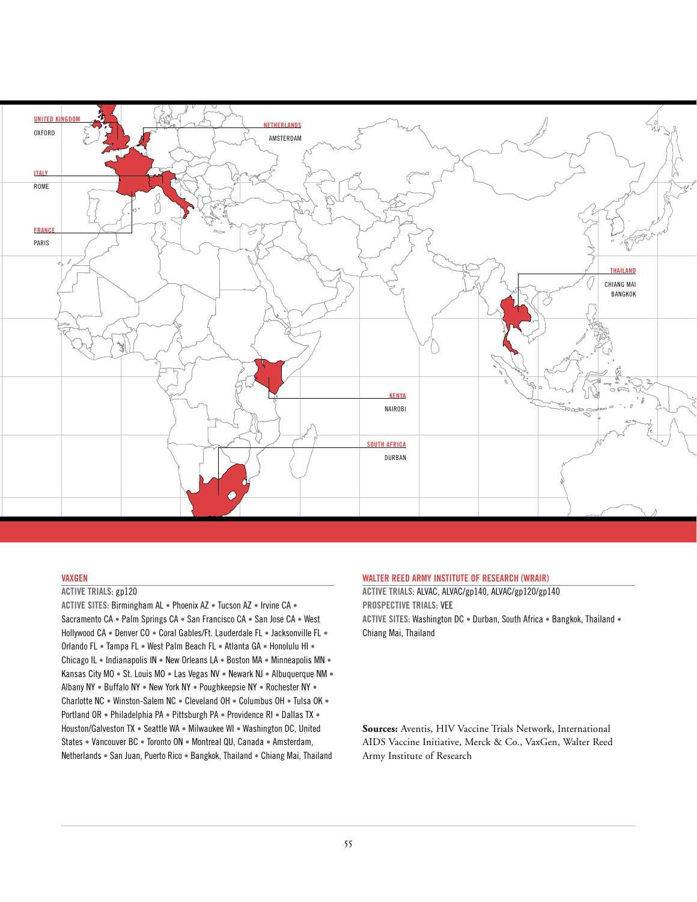UNITED KINGDOM
OXFORD

NETHERLANDS
AMSTERDAM

ITALY
ROME

FRANCE
PARIS

THAILAND
CHIANG MAI
BANGKOK

KENYA
NAIROBI

SOUTH AFRICA
DURBAN

### VAXGEN

**ACTIVE TRIALS:** gp120

**ACTIVE SITES:** Birmingham AL • Phoenix AZ • Tucson AZ • Irvine CA • Sacramento CA • Palm Springs CA • San Francisco CA • San Jose CA • West Hollywood CA • Denver CO • Coral Gables/Ft. Lauderdale FL • Jacksonville FL • Orlando FL • Tampa FL • West Palm Beach FL • Atlanta GA • Honolulu HI • Chicago IL • Indianapolis IN • New Orleans LA • Boston MA • Minneapolis MN • Kansas City MO • St. Louis MO • Las Vegas NV • Newark NJ • Albuquerque NM • Albany NY • Buffalo NY • New York NY • Poughkeepsie NY • Rochester NY • Charlotte NC • Winston-Salem NC • Cleveland OH • Columbus OH • Tulsa OK • Portland OR • Philadelphia PA • Pittsburgh PA • Providence RI • Dallas TX • Houston/Galveston TX • Seattle WA • Milwaukee WI • Washington DC, United States • Vancouver BC • Toronto ON • Montreal QU, Canada • Amsterdam, Netherlands • San Juan, Puerto Rico • Bangkok, Thailand • Chiang Mai, Thailand

### WALTER REED ARMY INSTITUTE OF RESEARCH (WRAIR)

**ACTIVE TRIALS:** ALVAC, ALVAC/gp140, ALVAC/gp120/gp140

**PROSPECTIVE TRIALS:** VEE

**ACTIVE SITES:** Washington DC • Durban, South Africa • Bangkok, Thailand • Chiang Mai, Thailand

**Sources:** Aventis, HIV Vaccine Trials Network, International AIDS Vaccine Initiative, Merck & Co., VaxGen, Walter Reed Army Institute of Research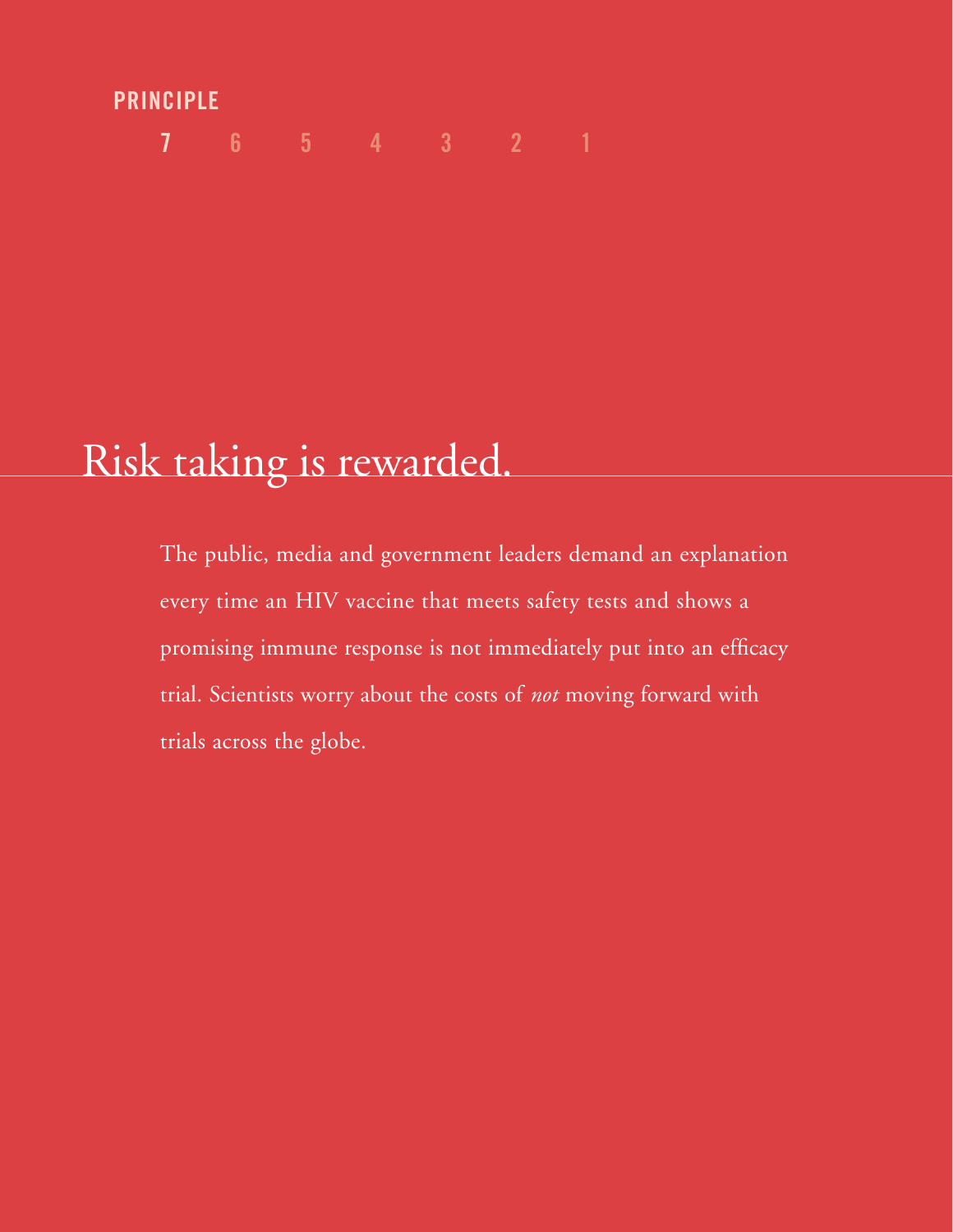PRINCIPLE

7 6 5 4 3 2 1

# Risk taking is rewarded.

The public, media and government leaders demand an explanation every time an HIV vaccine that meets safety tests and shows a promising immune response is not immediately put into an efficacy trial. Scientists worry about the costs of *not* moving forward with trials across the globe.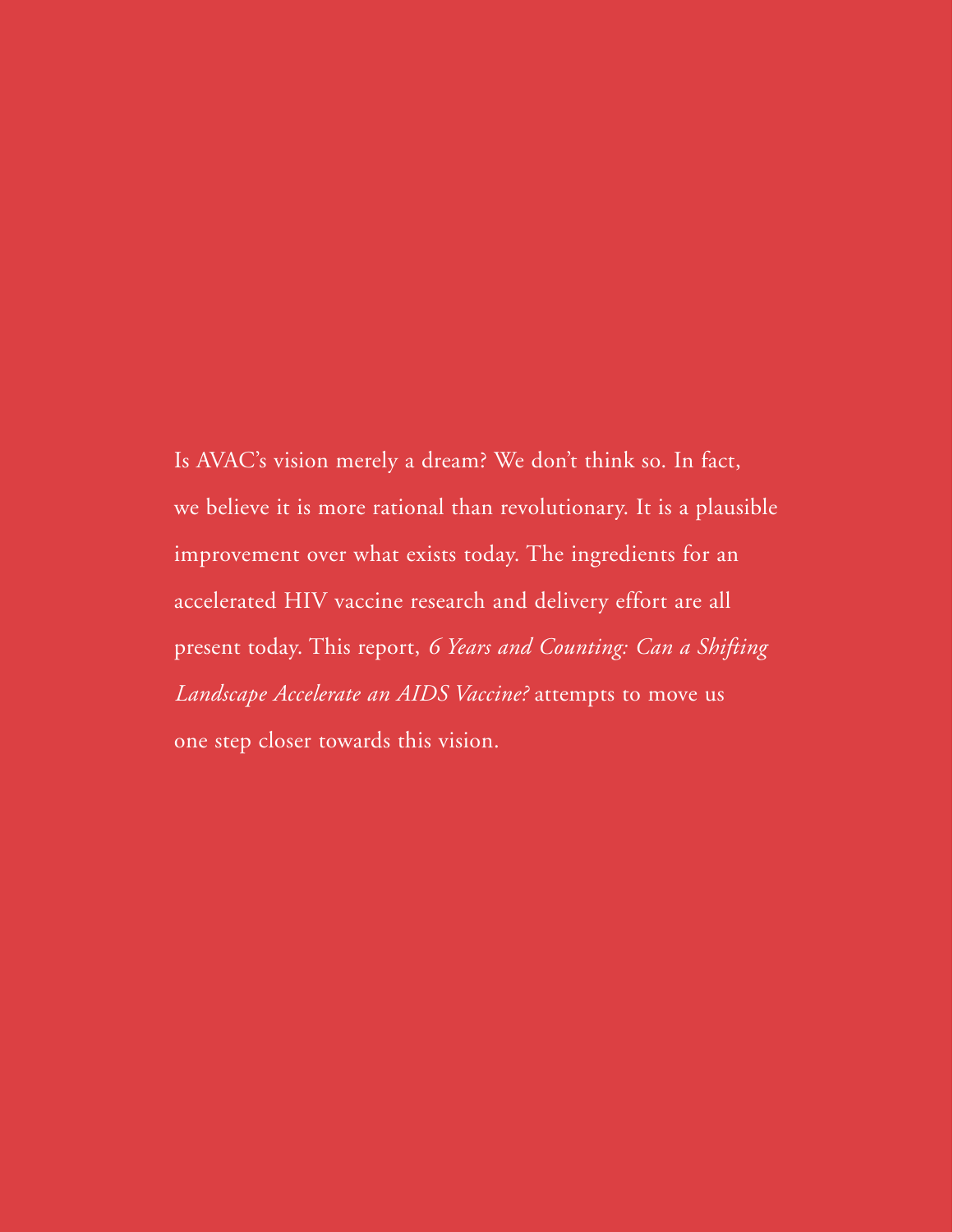Is AVAC's vision merely a dream? We don't think so. In fact, we believe it is more rational than revolutionary. It is a plausible improvement over what exists today. The ingredients for an accelerated HIV vaccine research and delivery effort are all present today. This report, *6 Years and Counting: Can a Shifting Landscape Accelerate an AIDS Vaccine?* attempts to move us one step closer towards this vision.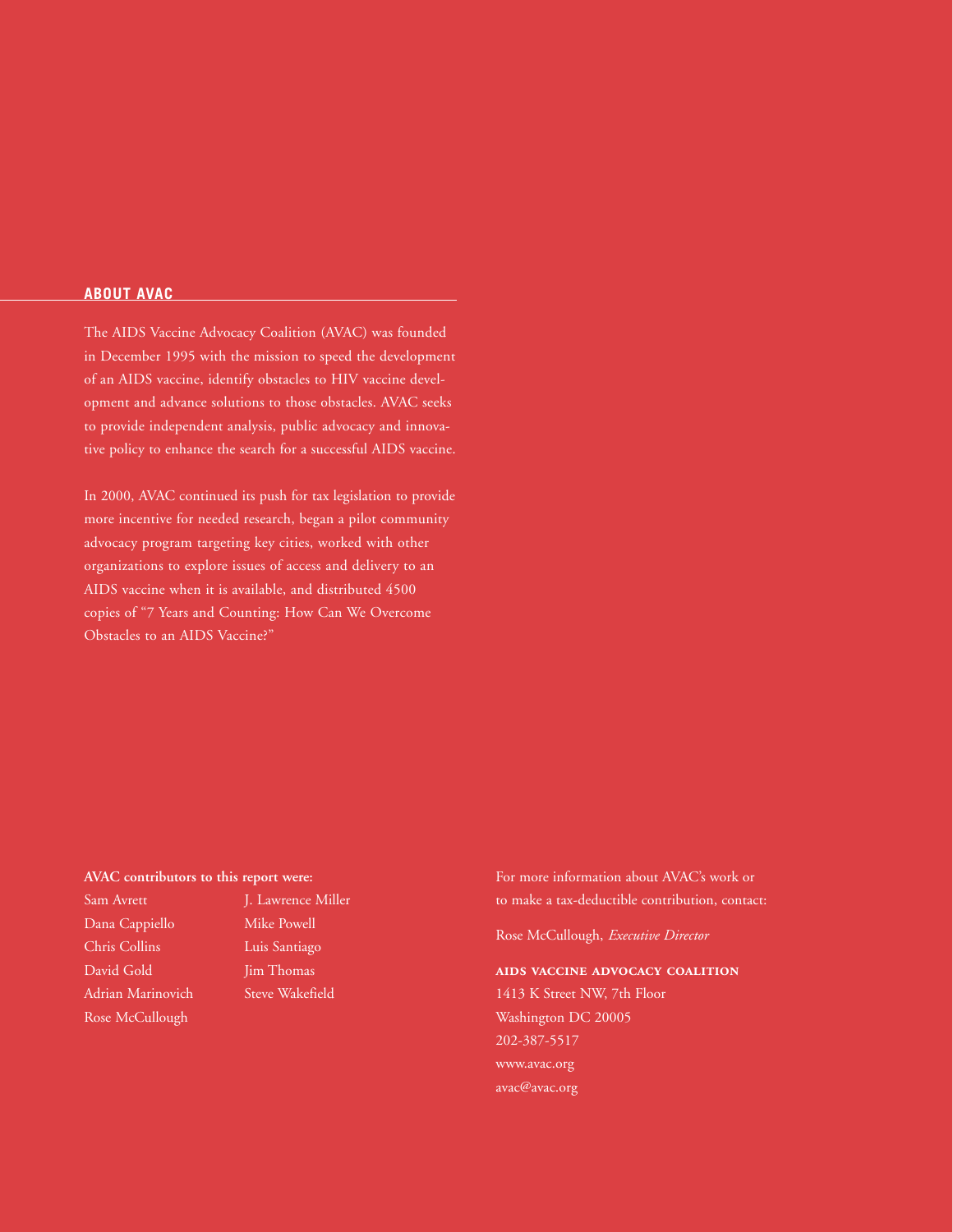## ABOUT AVAC

The AIDS Vaccine Advocacy Coalition (AVAC) was founded in December 1995 with the mission to speed the development of an AIDS vaccine, identify obstacles to HIV vaccine development and advance solutions to those obstacles. AVAC seeks to provide independent analysis, public advocacy and innovative policy to enhance the search for a successful AIDS vaccine.

In 2000, AVAC continued its push for tax legislation to provide more incentive for needed research, began a pilot community advocacy program targeting key cities, worked with other organizations to explore issues of access and delivery to an AIDS vaccine when it is available, and distributed 4500 copies of "7 Years and Counting: How Can We Overcome Obstacles to an AIDS Vaccine?"

**AVAC contributors to this report were:**

Sam Avrett
Dana Cappiello
Chris Collins
David Gold
Adrian Marinovich
Rose McCullough
J. Lawrence Miller
Mike Powell
Luis Santiago
Jim Thomas
Steve Wakefield

For more information about AVAC's work or to make a tax-deductible contribution, contact:

Rose McCullough, *Executive Director*

**AIDS VACCINE ADVOCACY COALITION**
1413 K Street NW, 7th Floor
Washington DC 20005
202-387-5517
www.avac.org
avac@avac.org